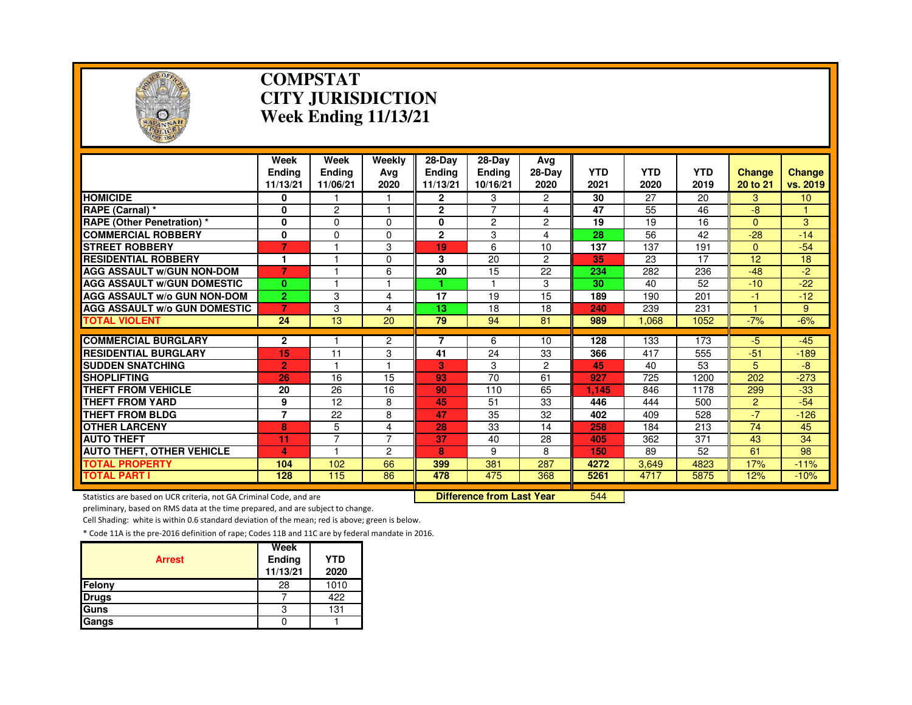# COMPSTAT
# CITY JURISDICTION
# Week Ending 11/13/21

| | Week Ending 11/13/21 | Week Ending 11/06/21 | Weekly Avg 2020 | 28-Day Ending 11/13/21 | 28-Day Ending 10/16/21 | Avg 28-Day 2020 | YTD 2021 | YTD 2020 | YTD 2019 | Change 20 to 21 | Change vs. 2019 |
|---|---|---|---|---|---|---|---|---|---|---|---|
| HOMICIDE | 0 | 1 | 1 | 2 | 3 | 2 | 30 | 27 | 20 | 3 | 10 |
| RAPE (Carnal) * | 0 | 2 | 1 | 2 | 7 | 4 | 47 | 55 | 46 | -8 | 1 |
| RAPE (Other Penetration) * | 0 | 0 | 0 | 0 | 2 | 2 | 19 | 19 | 16 | 0 | 3 |
| COMMERCIAL ROBBERY | 0 | 0 | 0 | 2 | 3 | 4 | 28 | 56 | 42 | -28 | -14 |
| STREET ROBBERY | 7 | 1 | 3 | 19 | 6 | 10 | 137 | 137 | 191 | 0 | -54 |
| RESIDENTIAL ROBBERY | 1 | 1 | 0 | 3 | 20 | 2 | 35 | 23 | 17 | 12 | 18 |
| AGG ASSAULT w/GUN NON-DOM | 7 | 1 | 6 | 20 | 15 | 22 | 234 | 282 | 236 | -48 | -2 |
| AGG ASSAULT w/GUN DOMESTIC | 0 | 1 | 1 | 1 | 1 | 3 | 30 | 40 | 52 | -10 | -22 |
| AGG ASSAULT w/o GUN NON-DOM | 2 | 3 | 4 | 17 | 19 | 15 | 189 | 190 | 201 | -1 | -12 |
| AGG ASSAULT w/o GUN DOMESTIC | 7 | 3 | 4 | 13 | 18 | 18 | 240 | 239 | 231 | 1 | 9 |
| TOTAL VIOLENT | 24 | 13 | 20 | 79 | 94 | 81 | 989 | 1,068 | 1052 | -7% | -6% |
| COMMERCIAL BURGLARY | 2 | 1 | 2 | 7 | 6 | 10 | 128 | 133 | 173 | -5 | -45 |
| RESIDENTIAL BURGLARY | 15 | 11 | 3 | 41 | 24 | 33 | 366 | 417 | 555 | -51 | -189 |
| SUDDEN SNATCHING | 2 | 1 | 1 | 3 | 3 | 2 | 45 | 40 | 53 | 5 | -8 |
| SHOPLIFTING | 26 | 16 | 15 | 93 | 70 | 61 | 927 | 725 | 1200 | 202 | -273 |
| THEFT FROM VEHICLE | 20 | 26 | 16 | 90 | 110 | 65 | 1,145 | 846 | 1178 | 299 | -33 |
| THEFT FROM YARD | 9 | 12 | 8 | 45 | 51 | 33 | 446 | 444 | 500 | 2 | -54 |
| THEFT FROM BLDG | 7 | 22 | 8 | 47 | 35 | 32 | 402 | 409 | 528 | -7 | -126 |
| OTHER LARCENY | 8 | 5 | 4 | 28 | 33 | 14 | 258 | 184 | 213 | 74 | 45 |
| AUTO THEFT | 11 | 7 | 7 | 37 | 40 | 28 | 405 | 362 | 371 | 43 | 34 |
| AUTO THEFT, OTHER VEHICLE | 4 | 1 | 2 | 8 | 9 | 8 | 150 | 89 | 52 | 61 | 98 |
| TOTAL PROPERTY | 104 | 102 | 66 | 399 | 381 | 287 | 4272 | 3,649 | 4823 | 17% | -11% |
| TOTAL PART I | 128 | 115 | 86 | 478 | 475 | 368 | 5261 | 4717 | 5875 | 12% | -10% |

**Difference from Last Year** 544

Statistics are based on UCR criteria, not GA Criminal Code, and are preliminary, based on RMS data at the time prepared, and are subject to change.

Cell Shading: white is within 0.6 standard deviation of the mean; red is above; green is below.

* Code 11A is the pre-2016 definition of rape; Codes 11B and 11C are by federal mandate in 2016.

| Arrest | Week Ending 11/13/21 | YTD 2020 |
|---|---|---|
| Felony | 28 | 1010 |
| Drugs | 7 | 422 |
| Guns | 3 | 131 |
| Gangs | 0 | 1 |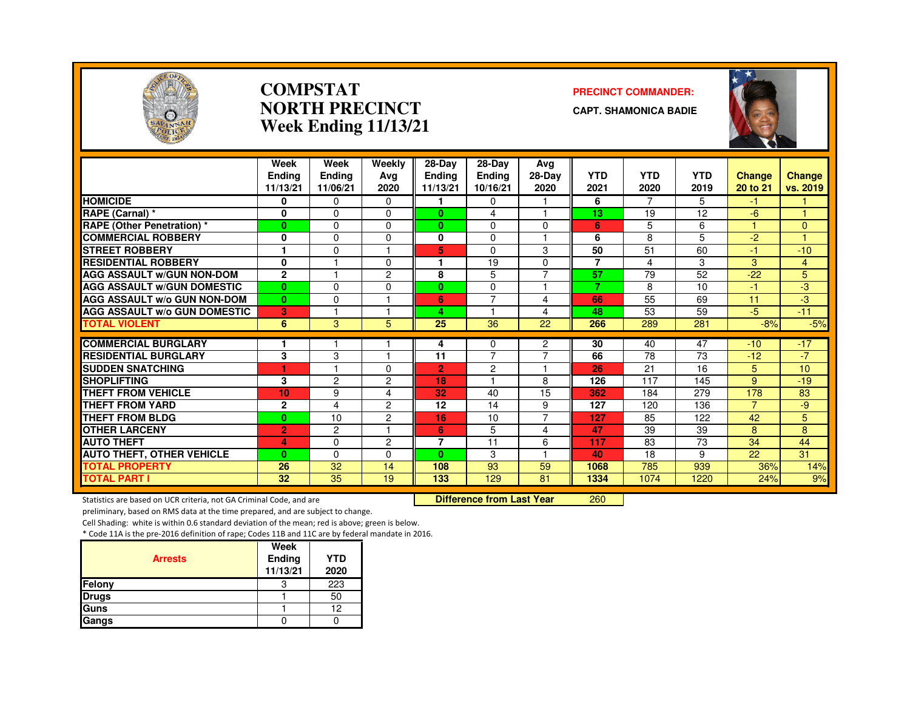# COMPSTAT
# NORTH PRECINCT
# Week Ending 11/13/21

**PRECINCT COMMANDER:**

**CAPT. SHAMONICA BADIE**

| | Week Ending 11/13/21 | Week Ending 11/06/21 | Weekly Avg 2020 | 28-Day Ending 11/13/21 | 28-Day Ending 10/16/21 | Avg 28-Day 2020 | YTD 2021 | YTD 2020 | YTD 2019 | Change 20 to 21 | Change vs. 2019 |
|---|---|---|---|---|---|---|---|---|---|---|---|
| **HOMICIDE** | 0 | 0 | 0 | 1 | 0 | 1 | 6 | 7 | 5 | -1 | 1 |
| **RAPE (Carnal) *** | 0 | 0 | 0 | 0 | 4 | 1 | 13 | 19 | 12 | -6 | 1 |
| **RAPE (Other Penetration) *** | 0 | 0 | 0 | 0 | 0 | 0 | 6 | 5 | 6 | 1 | 0 |
| **COMMERCIAL ROBBERY** | 0 | 0 | 0 | 0 | 0 | 1 | 6 | 8 | 5 | -2 | 1 |
| **STREET ROBBERY** | 1 | 0 | 1 | 5 | 0 | 3 | 50 | 51 | 60 | -1 | -10 |
| **RESIDENTIAL ROBBERY** | 0 | 1 | 0 | 1 | 19 | 0 | 7 | 4 | 3 | 3 | 4 |
| **AGG ASSAULT w/GUN NON-DOM** | 2 | 1 | 2 | 8 | 5 | 7 | 57 | 79 | 52 | -22 | 5 |
| **AGG ASSAULT w/GUN DOMESTIC** | 0 | 0 | 0 | 0 | 0 | 1 | 7 | 8 | 10 | -1 | -3 |
| **AGG ASSAULT w/o GUN NON-DOM** | 0 | 0 | 1 | 6 | 7 | 4 | 66 | 55 | 69 | 11 | -3 |
| **AGG ASSAULT w/o GUN DOMESTIC** | 3 | 1 | 1 | 4 | 1 | 4 | 48 | 53 | 59 | -5 | -11 |
| **TOTAL VIOLENT** | 6 | 3 | 5 | 25 | 36 | 22 | 266 | 289 | 281 | -8% | -5% |
| **COMMERCIAL BURGLARY** | 1 | 1 | 1 | 4 | 0 | 2 | 30 | 40 | 47 | -10 | -17 |
| **RESIDENTIAL BURGLARY** | 3 | 3 | 1 | 11 | 7 | 7 | 66 | 78 | 73 | -12 | -7 |
| **SUDDEN SNATCHING** | 1 | 1 | 0 | 2 | 2 | 1 | 26 | 21 | 16 | 5 | 10 |
| **SHOPLIFTING** | 3 | 2 | 2 | 18 | 1 | 8 | 126 | 117 | 145 | 9 | -19 |
| **THEFT FROM VEHICLE** | 10 | 9 | 4 | 32 | 40 | 15 | 362 | 184 | 279 | 178 | 83 |
| **THEFT FROM YARD** | 2 | 4 | 2 | 12 | 14 | 9 | 127 | 120 | 136 | 7 | -9 |
| **THEFT FROM BLDG** | 0 | 10 | 2 | 16 | 10 | 7 | 127 | 85 | 122 | 42 | 5 |
| **OTHER LARCENY** | 2 | 2 | 1 | 6 | 5 | 4 | 47 | 39 | 39 | 8 | 8 |
| **AUTO THEFT** | 4 | 0 | 2 | 7 | 11 | 6 | 117 | 83 | 73 | 34 | 44 |
| **AUTO THEFT, OTHER VEHICLE** | 0 | 0 | 0 | 0 | 3 | 1 | 40 | 18 | 9 | 22 | 31 |
| **TOTAL PROPERTY** | 26 | 32 | 14 | 108 | 93 | 59 | 1068 | 785 | 939 | 36% | 14% |
| **TOTAL PART I** | 32 | 35 | 19 | 133 | 129 | 81 | 1334 | 1074 | 1220 | 24% | 9% |

**Difference from Last Year** 260

Statistics are based on UCR criteria, not GA Criminal Code, and are preliminary, based on RMS data at the time prepared, and are subject to change.

Cell Shading: white is within 0.6 standard deviation of the mean; red is above; green is below.

* Code 11A is the pre-2016 definition of rape; Codes 11B and 11C are by federal mandate in 2016.

| Arrests | Week Ending 11/13/21 | YTD 2020 |
|---|---|---|
| Felony | 3 | 223 |
| Drugs | 1 | 50 |
| Guns | 1 | 12 |
| Gangs | 0 | 0 |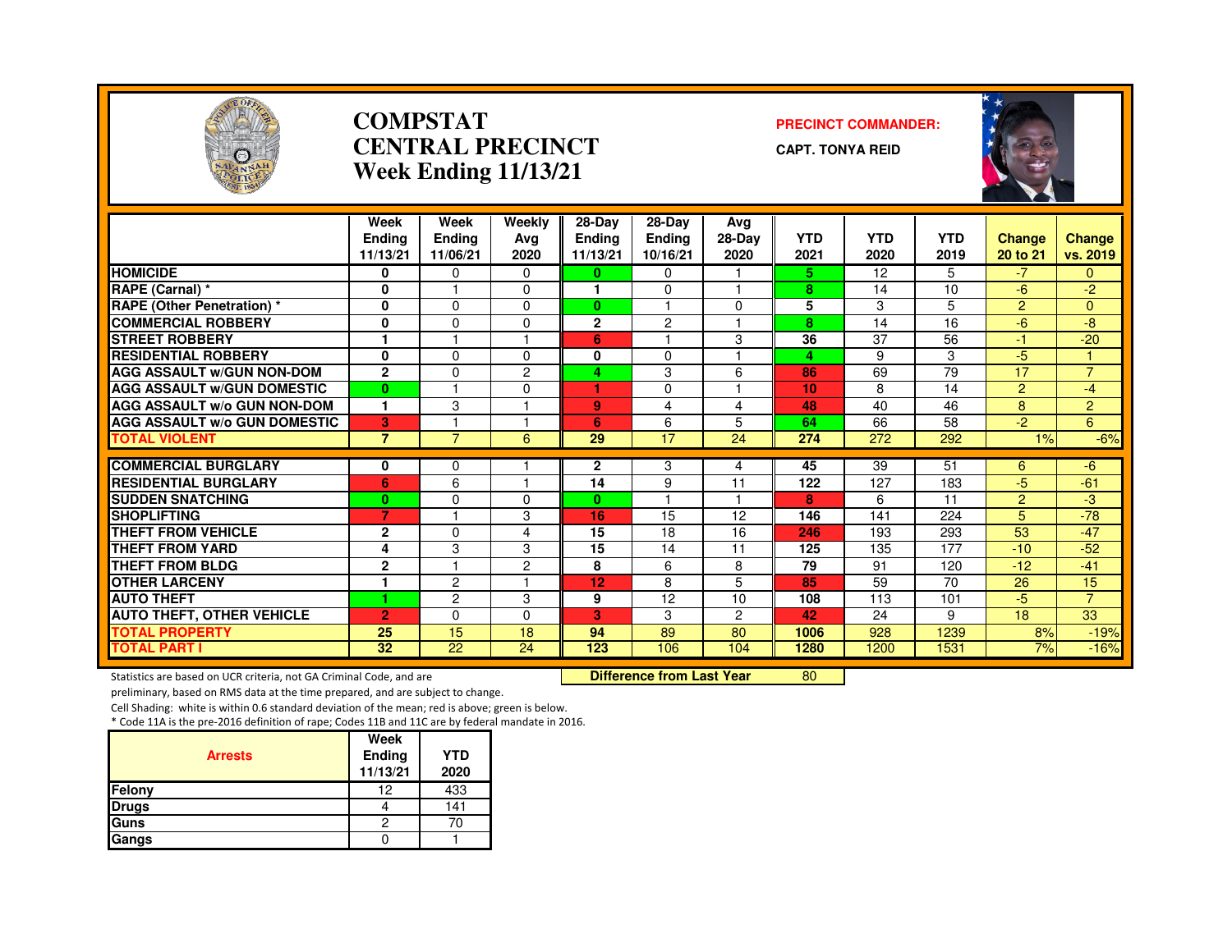# COMPSTAT
# CENTRAL PRECINCT
# Week Ending 11/13/21

**PRECINCT COMMANDER:**

**CAPT. TONYA REID**

| | Week Ending 11/13/21 | Week Ending 11/06/21 | Weekly Avg 2020 | 28-Day Ending 11/13/21 | 28-Day Ending 10/16/21 | Avg 28-Day 2020 | YTD 2021 | YTD 2020 | YTD 2019 | Change 20 to 21 | Change vs. 2019 |
|---|---|---|---|---|---|---|---|---|---|---|---|
| HOMICIDE | 0 | 0 | 0 | 0 | 0 | 1 | 5 | 12 | 5 | -7 | 0 |
| RAPE (Carnal) * | 0 | 1 | 0 | 1 | 0 | 1 | 8 | 14 | 10 | -6 | -2 |
| RAPE (Other Penetration) * | 0 | 0 | 0 | 0 | 1 | 0 | 5 | 3 | 5 | 2 | 0 |
| COMMERCIAL ROBBERY | 0 | 0 | 0 | 2 | 2 | 1 | 8 | 14 | 16 | -6 | -8 |
| STREET ROBBERY | 1 | 1 | 1 | 6 | 1 | 3 | 36 | 37 | 56 | -1 | -20 |
| RESIDENTIAL ROBBERY | 0 | 0 | 0 | 0 | 0 | 1 | 4 | 9 | 3 | -5 | 1 |
| AGG ASSAULT w/GUN NON-DOM | 2 | 0 | 2 | 4 | 3 | 6 | 86 | 69 | 79 | 17 | 7 |
| AGG ASSAULT w/GUN DOMESTIC | 0 | 1 | 0 | 1 | 0 | 1 | 10 | 8 | 14 | 2 | -4 |
| AGG ASSAULT w/o GUN NON-DOM | 1 | 3 | 1 | 9 | 4 | 4 | 48 | 40 | 46 | 8 | 2 |
| AGG ASSAULT w/o GUN DOMESTIC | 3 | 1 | 1 | 6 | 6 | 5 | 64 | 66 | 58 | -2 | 6 |
| TOTAL VIOLENT | 7 | 7 | 6 | 29 | 17 | 24 | 274 | 272 | 292 | 1% | -6% |
| COMMERCIAL BURGLARY | 0 | 0 | 1 | 2 | 3 | 4 | 45 | 39 | 51 | 6 | -6 |
| RESIDENTIAL BURGLARY | 6 | 6 | 1 | 14 | 9 | 11 | 122 | 127 | 183 | -5 | -61 |
| SUDDEN SNATCHING | 0 | 0 | 0 | 0 | 1 | 1 | 8 | 6 | 11 | 2 | -3 |
| SHOPLIFTING | 7 | 1 | 3 | 16 | 15 | 12 | 146 | 141 | 224 | 5 | -78 |
| THEFT FROM VEHICLE | 2 | 0 | 4 | 15 | 18 | 16 | 246 | 193 | 293 | 53 | -47 |
| THEFT FROM YARD | 4 | 3 | 3 | 15 | 14 | 11 | 125 | 135 | 177 | -10 | -52 |
| THEFT FROM BLDG | 2 | 1 | 2 | 8 | 6 | 8 | 79 | 91 | 120 | -12 | -41 |
| OTHER LARCENY | 1 | 2 | 1 | 12 | 8 | 5 | 85 | 59 | 70 | 26 | 15 |
| AUTO THEFT | 1 | 2 | 3 | 9 | 12 | 10 | 108 | 113 | 101 | -5 | 7 |
| AUTO THEFT, OTHER VEHICLE | 2 | 0 | 0 | 3 | 3 | 2 | 42 | 24 | 9 | 18 | 33 |
| TOTAL PROPERTY | 25 | 15 | 18 | 94 | 89 | 80 | 1006 | 928 | 1239 | 8% | -19% |
| TOTAL PART I | 32 | 22 | 24 | 123 | 106 | 104 | 1280 | 1200 | 1531 | 7% | -16% |

**Difference from Last Year** 80

Statistics are based on UCR criteria, not GA Criminal Code, and are preliminary, based on RMS data at the time prepared, and are subject to change.

Cell Shading: white is within 0.6 standard deviation of the mean; red is above; green is below.

* Code 11A is the pre-2016 definition of rape; Codes 11B and 11C are by federal mandate in 2016.

| Arrests | Week Ending 11/13/21 | YTD 2020 |
|---|---|---|
| Felony | 12 | 433 |
| Drugs | 4 | 141 |
| Guns | 2 | 70 |
| Gangs | 0 | 1 |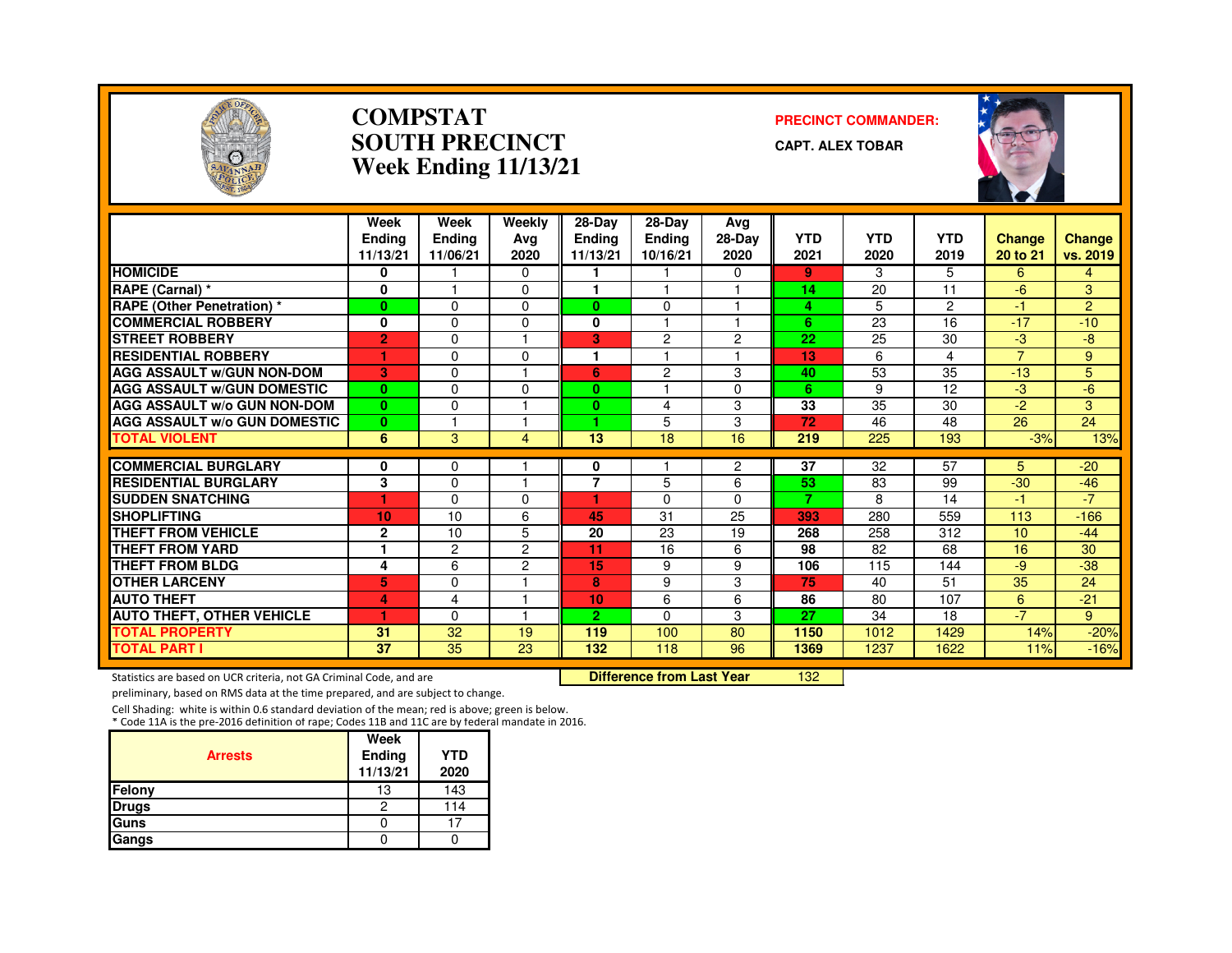# COMPSTAT
# SOUTH PRECINCT
# Week Ending 11/13/21

**PRECINCT COMMANDER:**

**CAPT. ALEX TOBAR**

| | Week Ending 11/13/21 | Week Ending 11/06/21 | Weekly Avg 2020 | 28-Day Ending 11/13/21 | 28-Day Ending 10/16/21 | Avg 28-Day 2020 | YTD 2021 | YTD 2020 | YTD 2019 | Change 20 to 21 | Change vs. 2019 |
|---|---|---|---|---|---|---|---|---|---|---|---|
| **HOMICIDE** | 0 | 1 | 0 | 1 | 1 | 0 | 9 | 3 | 5 | 6 | 4 |
| **RAPE (Carnal) *** | 0 | 1 | 0 | 1 | 1 | 1 | 14 | 20 | 11 | -6 | 3 |
| **RAPE (Other Penetration) *** | 0 | 0 | 0 | 0 | 0 | 1 | 4 | 5 | 2 | -1 | 2 |
| **COMMERCIAL ROBBERY** | 0 | 0 | 0 | 0 | 1 | 1 | 6 | 23 | 16 | -17 | -10 |
| **STREET ROBBERY** | 2 | 0 | 1 | 3 | 2 | 2 | 22 | 25 | 30 | -3 | -8 |
| **RESIDENTIAL ROBBERY** | 1 | 0 | 0 | 1 | 1 | 1 | 13 | 6 | 4 | 7 | 9 |
| **AGG ASSAULT w/GUN NON-DOM** | 3 | 0 | 1 | 6 | 2 | 3 | 40 | 53 | 35 | -13 | 5 |
| **AGG ASSAULT w/GUN DOMESTIC** | 0 | 0 | 0 | 0 | 1 | 0 | 6 | 9 | 12 | -3 | -6 |
| **AGG ASSAULT w/o GUN NON-DOM** | 0 | 0 | 1 | 0 | 4 | 3 | 33 | 35 | 30 | -2 | 3 |
| **AGG ASSAULT w/o GUN DOMESTIC** | 0 | 1 | 1 | 1 | 5 | 3 | 72 | 46 | 48 | 26 | 24 |
| **TOTAL VIOLENT** | 6 | 3 | 4 | 13 | 18 | 16 | 219 | 225 | 193 | -3% | 13% |
| **COMMERCIAL BURGLARY** | 0 | 0 | 1 | 0 | 1 | 2 | 37 | 32 | 57 | 5 | -20 |
| **RESIDENTIAL BURGLARY** | 3 | 0 | 1 | 7 | 5 | 6 | 53 | 83 | 99 | -30 | -46 |
| **SUDDEN SNATCHING** | 1 | 0 | 0 | 1 | 0 | 0 | 7 | 8 | 14 | -1 | -7 |
| **SHOPLIFTING** | 10 | 10 | 6 | 45 | 31 | 25 | 393 | 280 | 559 | 113 | -166 |
| **THEFT FROM VEHICLE** | 2 | 10 | 5 | 20 | 23 | 19 | 268 | 258 | 312 | 10 | -44 |
| **THEFT FROM YARD** | 1 | 2 | 2 | 11 | 16 | 6 | 98 | 82 | 68 | 16 | 30 |
| **THEFT FROM BLDG** | 4 | 6 | 2 | 15 | 9 | 9 | 106 | 115 | 144 | -9 | -38 |
| **OTHER LARCENY** | 5 | 0 | 1 | 8 | 9 | 3 | 75 | 40 | 51 | 35 | 24 |
| **AUTO THEFT** | 4 | 4 | 1 | 10 | 6 | 6 | 86 | 80 | 107 | 6 | -21 |
| **AUTO THEFT, OTHER VEHICLE** | 1 | 0 | 1 | 2 | 0 | 3 | 27 | 34 | 18 | -7 | 9 |
| **TOTAL PROPERTY** | 31 | 32 | 19 | 119 | 100 | 80 | 1150 | 1012 | 1429 | 14% | -20% |
| **TOTAL PART I** | 37 | 35 | 23 | 132 | 118 | 96 | 1369 | 1237 | 1622 | 11% | -16% |

Statistics are based on UCR criteria, not GA Criminal Code, and are preliminary, based on RMS data at the time prepared, and are subject to change.

**Difference from Last Year** 132

Cell Shading: white is within 0.6 standard deviation of the mean; red is above; green is below.

* Code 11A is the pre-2016 definition of rape; Codes 11B and 11C are by federal mandate in 2016.

| Arrests | Week Ending 11/13/21 | YTD 2020 |
|---|---|---|
| Felony | 13 | 143 |
| Drugs | 2 | 114 |
| Guns | 0 | 17 |
| Gangs | 0 | 0 |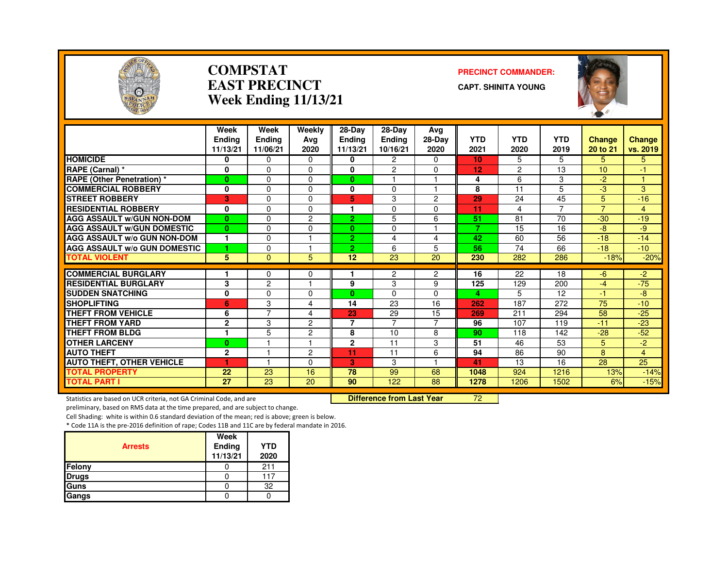# COMPSTAT
# EAST PRECINCT
# Week Ending 11/13/21

**PRECINCT COMMANDER:**

**CAPT. SHINITA YOUNG**

| | Week Ending 11/13/21 | Week Ending 11/06/21 | Weekly Avg 2020 | 28-Day Ending 11/13/21 | 28-Day Ending 10/16/21 | Avg 28-Day 2020 | YTD 2021 | YTD 2020 | YTD 2019 | Change 20 to 21 | Change vs. 2019 |
|---|---|---|---|---|---|---|---|---|---|---|---|
| **HOMICIDE** | 0 | 0 | 0 | 0 | 2 | 0 | 10 | 5 | 5 | 5 | 5 |
| **RAPE (Carnal) *** | 0 | 0 | 0 | 0 | 2 | 0 | 12 | 2 | 13 | 10 | -1 |
| **RAPE (Other Penetration) *** | 0 | 0 | 0 | 0 | 1 | 1 | 4 | 6 | 3 | -2 | 1 |
| **COMMERCIAL ROBBERY** | 0 | 0 | 0 | 0 | 0 | 1 | 8 | 11 | 5 | -3 | 3 |
| **STREET ROBBERY** | 3 | 0 | 0 | 5 | 3 | 2 | 29 | 24 | 45 | 5 | -16 |
| **RESIDENTIAL ROBBERY** | 0 | 0 | 0 | 1 | 0 | 0 | 11 | 4 | 7 | 7 | 4 |
| **AGG ASSAULT w/GUN NON-DOM** | 0 | 0 | 2 | 2 | 5 | 6 | 51 | 81 | 70 | -30 | -19 |
| **AGG ASSAULT w/GUN DOMESTIC** | 0 | 0 | 0 | 0 | 0 | 1 | 7 | 15 | 16 | -8 | -9 |
| **AGG ASSAULT w/o GUN NON-DOM** | 1 | 0 | 1 | 2 | 4 | 4 | 42 | 60 | 56 | -18 | -14 |
| **AGG ASSAULT w/o GUN DOMESTIC** | 1 | 0 | 1 | 2 | 6 | 5 | 56 | 74 | 66 | -18 | -10 |
| **TOTAL VIOLENT** | 5 | 0 | 5 | 12 | 23 | 20 | 230 | 282 | 286 | -18% | -20% |
| **COMMERCIAL BURGLARY** | 1 | 0 | 0 | 1 | 2 | 2 | 16 | 22 | 18 | -6 | -2 |
| **RESIDENTIAL BURGLARY** | 3 | 2 | 1 | 9 | 3 | 9 | 125 | 129 | 200 | -4 | -75 |
| **SUDDEN SNATCHING** | 0 | 0 | 0 | 0 | 0 | 0 | 4 | 5 | 12 | -1 | -8 |
| **SHOPLIFTING** | 6 | 3 | 4 | 14 | 23 | 16 | 262 | 187 | 272 | 75 | -10 |
| **THEFT FROM VEHICLE** | 6 | 7 | 4 | 23 | 29 | 15 | 269 | 211 | 294 | 58 | -25 |
| **THEFT FROM YARD** | 2 | 3 | 2 | 7 | 7 | 7 | 96 | 107 | 119 | -11 | -23 |
| **THEFT FROM BLDG** | 1 | 5 | 2 | 8 | 10 | 8 | 90 | 118 | 142 | -28 | -52 |
| **OTHER LARCENY** | 0 | 1 | 1 | 2 | 11 | 3 | 51 | 46 | 53 | 5 | -2 |
| **AUTO THEFT** | 2 | 1 | 2 | 11 | 11 | 6 | 94 | 86 | 90 | 8 | 4 |
| **AUTO THEFT, OTHER VEHICLE** | 1 | 1 | 0 | 3 | 3 | 1 | 41 | 13 | 16 | 28 | 25 |
| **TOTAL PROPERTY** | 22 | 23 | 16 | 78 | 99 | 68 | 1048 | 924 | 1216 | 13% | -14% |
| **TOTAL PART I** | 27 | 23 | 20 | 90 | 122 | 88 | 1278 | 1206 | 1502 | 6% | -15% |

**Difference from Last Year** 72

Statistics are based on UCR criteria, not GA Criminal Code, and are preliminary, based on RMS data at the time prepared, and are subject to change.

Cell Shading: white is within 0.6 standard deviation of the mean; red is above; green is below.

* Code 11A is the pre-2016 definition of rape; Codes 11B and 11C are by federal mandate in 2016.

| Arrests | Week Ending 11/13/21 | YTD 2020 |
|---|---|---|
| Felony | 0 | 211 |
| Drugs | 0 | 117 |
| Guns | 0 | 32 |
| Gangs | 0 | 0 |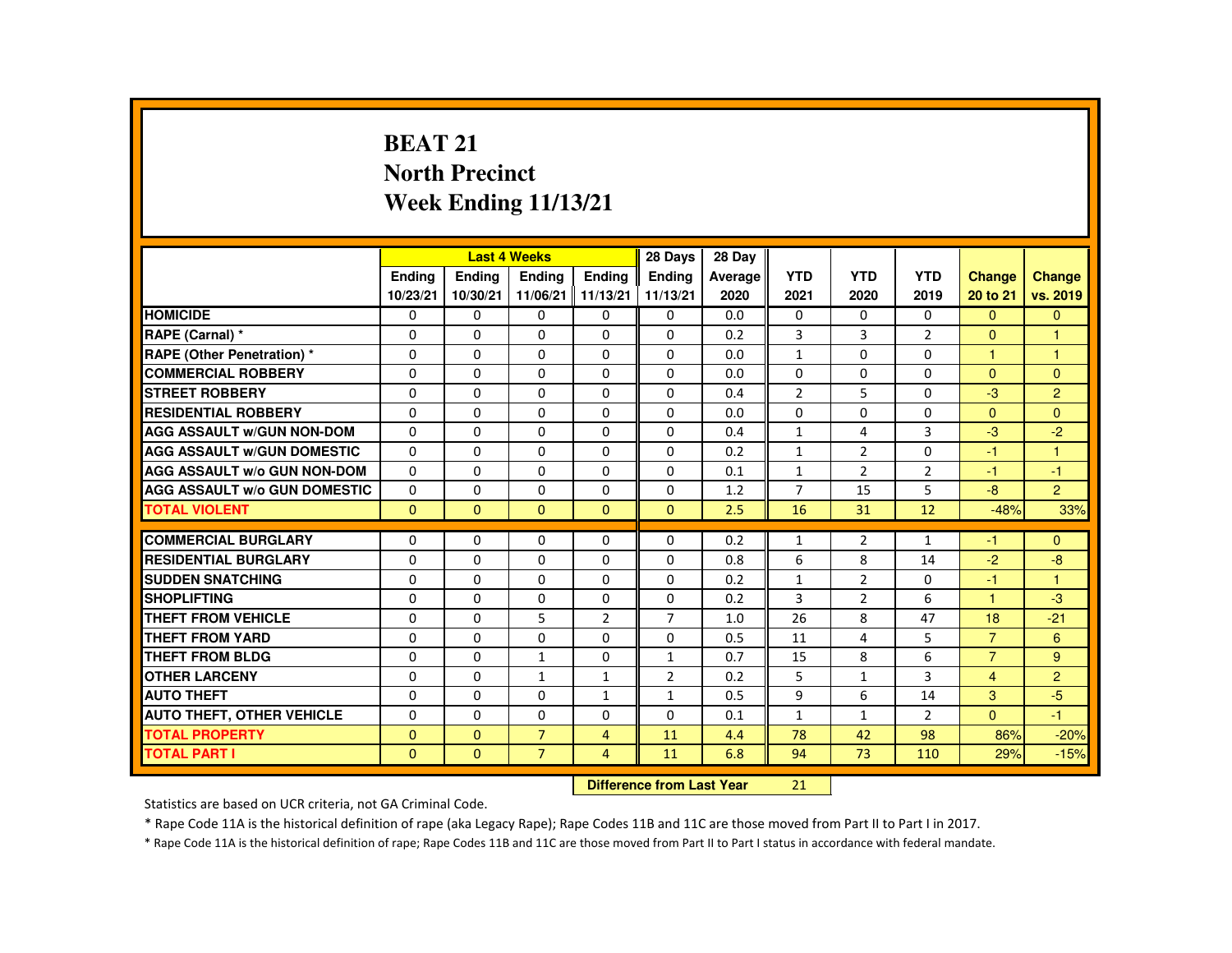# BEAT 21
## North Precinct
## Week Ending 11/13/21

| | Last 4 Weeks | | | | 28 Days | 28 Day | | | | | |
|---|---|---|---|---|---|---|---|---|---|---|---|
| | Ending 10/23/21 | Ending 10/30/21 | Ending 11/06/21 | Ending 11/13/21 | Ending 11/13/21 | Average 2020 | YTD 2021 | YTD 2020 | YTD 2019 | Change 20 to 21 | Change vs. 2019 |
| **HOMICIDE** | 0 | 0 | 0 | 0 | 0 | 0.0 | 0 | 0 | 0 | 0 | 0 |
| **RAPE (Carnal) *** | 0 | 0 | 0 | 0 | 0 | 0.2 | 3 | 3 | 2 | 0 | 1 |
| **RAPE (Other Penetration) *** | 0 | 0 | 0 | 0 | 0 | 0.0 | 1 | 0 | 0 | 1 | 1 |
| **COMMERCIAL ROBBERY** | 0 | 0 | 0 | 0 | 0 | 0.0 | 0 | 0 | 0 | 0 | 0 |
| **STREET ROBBERY** | 0 | 0 | 0 | 0 | 0 | 0.4 | 2 | 5 | 0 | -3 | 2 |
| **RESIDENTIAL ROBBERY** | 0 | 0 | 0 | 0 | 0 | 0.0 | 0 | 0 | 0 | 0 | 0 |
| **AGG ASSAULT w/GUN NON-DOM** | 0 | 0 | 0 | 0 | 0 | 0.4 | 1 | 4 | 3 | -3 | -2 |
| **AGG ASSAULT w/GUN DOMESTIC** | 0 | 0 | 0 | 0 | 0 | 0.2 | 1 | 2 | 0 | -1 | 1 |
| **AGG ASSAULT w/o GUN NON-DOM** | 0 | 0 | 0 | 0 | 0 | 0.1 | 1 | 2 | 2 | -1 | -1 |
| **AGG ASSAULT w/o GUN DOMESTIC** | 0 | 0 | 0 | 0 | 0 | 1.2 | 7 | 15 | 5 | -8 | 2 |
| **TOTAL VIOLENT** | 0 | 0 | 0 | 0 | 0 | 2.5 | 16 | 31 | 12 | -48% | 33% |
| **COMMERCIAL BURGLARY** | 0 | 0 | 0 | 0 | 0 | 0.2 | 1 | 2 | 1 | -1 | 0 |
| **RESIDENTIAL BURGLARY** | 0 | 0 | 0 | 0 | 0 | 0.8 | 6 | 8 | 14 | -2 | -8 |
| **SUDDEN SNATCHING** | 0 | 0 | 0 | 0 | 0 | 0.2 | 1 | 2 | 0 | -1 | 1 |
| **SHOPLIFTING** | 0 | 0 | 0 | 0 | 0 | 0.2 | 3 | 2 | 6 | 1 | -3 |
| **THEFT FROM VEHICLE** | 0 | 0 | 5 | 2 | 7 | 1.0 | 26 | 8 | 47 | 18 | -21 |
| **THEFT FROM YARD** | 0 | 0 | 0 | 0 | 0 | 0.5 | 11 | 4 | 5 | 7 | 6 |
| **THEFT FROM BLDG** | 0 | 0 | 1 | 0 | 1 | 0.7 | 15 | 8 | 6 | 7 | 9 |
| **OTHER LARCENY** | 0 | 0 | 1 | 1 | 2 | 0.2 | 5 | 1 | 3 | 4 | 2 |
| **AUTO THEFT** | 0 | 0 | 0 | 1 | 1 | 0.5 | 9 | 6 | 14 | 3 | -5 |
| **AUTO THEFT, OTHER VEHICLE** | 0 | 0 | 0 | 0 | 0 | 0.1 | 1 | 1 | 2 | 0 | -1 |
| **TOTAL PROPERTY** | 0 | 0 | 7 | 4 | 11 | 4.4 | 78 | 42 | 98 | 86% | -20% |
| **TOTAL PART I** | 0 | 0 | 7 | 4 | 11 | 6.8 | 94 | 73 | 110 | 29% | -15% |

**Difference from Last Year** 21

Statistics are based on UCR criteria, not GA Criminal Code.

* Rape Code 11A is the historical definition of rape (aka Legacy Rape); Rape Codes 11B and 11C are those moved from Part II to Part I in 2017.

* Rape Code 11A is the historical definition of rape; Rape Codes 11B and 11C are those moved from Part II to Part I status in accordance with federal mandate.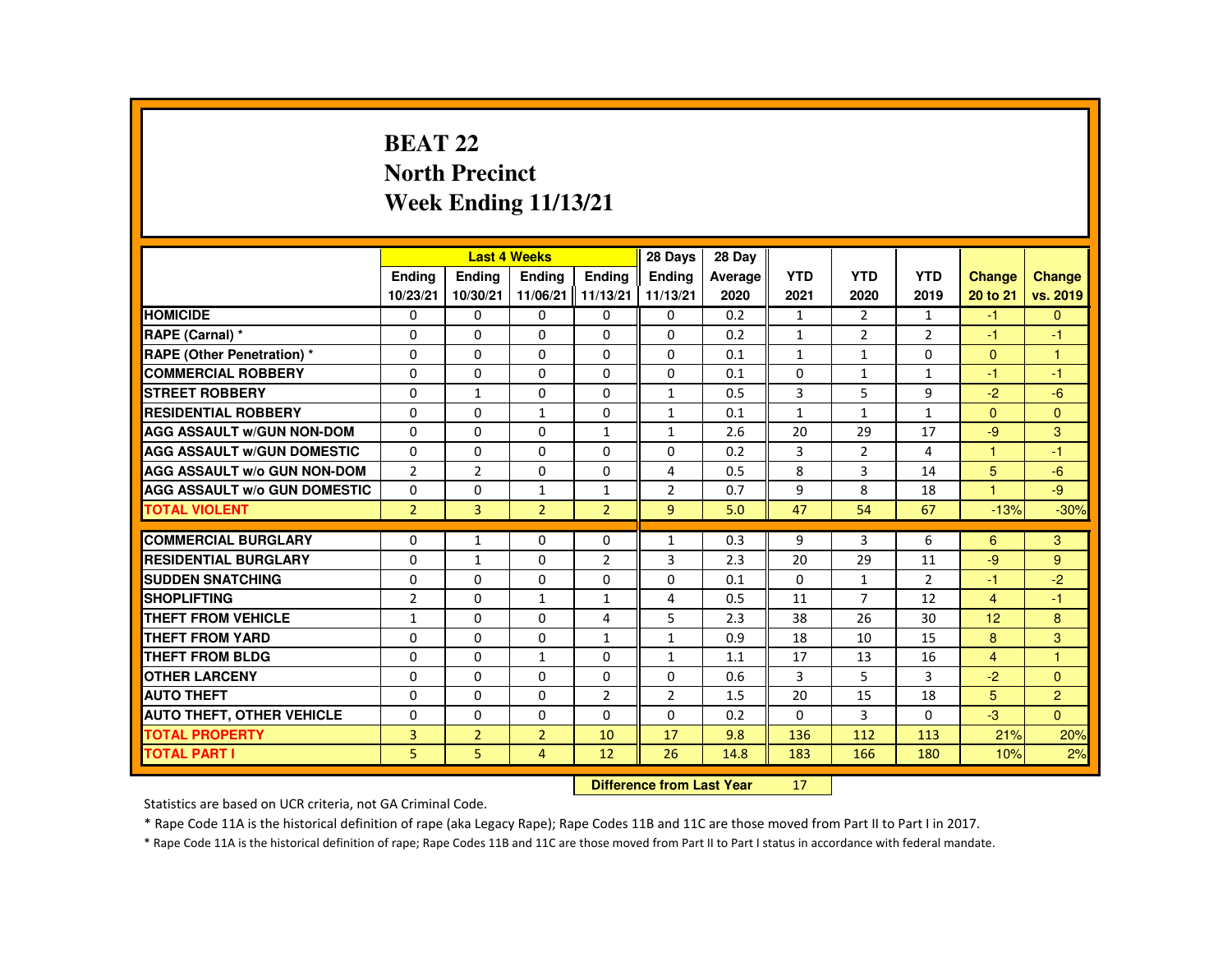# BEAT 22
## North Precinct
## Week Ending 11/13/21

| | Last 4 Weeks | | | | 28 Days | 28 Day | | | | | |
|---|---|---|---|---|---|---|---|---|---|---|---|
| | Ending 10/23/21 | Ending 10/30/21 | Ending 11/06/21 | Ending 11/13/21 | Ending 11/13/21 | Average 2020 | YTD 2021 | YTD 2020 | YTD 2019 | Change 20 to 21 | Change vs. 2019 |
| HOMICIDE | 0 | 0 | 0 | 0 | 0 | 0.2 | 1 | 2 | 1 | -1 | 0 |
| RAPE (Carnal) * | 0 | 0 | 0 | 0 | 0 | 0.2 | 1 | 2 | 2 | -1 | -1 |
| RAPE (Other Penetration) * | 0 | 0 | 0 | 0 | 0 | 0.1 | 1 | 1 | 0 | 0 | 1 |
| COMMERCIAL ROBBERY | 0 | 0 | 0 | 0 | 0 | 0.1 | 0 | 1 | 1 | -1 | -1 |
| STREET ROBBERY | 0 | 1 | 0 | 0 | 1 | 0.5 | 3 | 5 | 9 | -2 | -6 |
| RESIDENTIAL ROBBERY | 0 | 0 | 1 | 0 | 1 | 0.1 | 1 | 1 | 1 | 0 | 0 |
| AGG ASSAULT w/GUN NON-DOM | 0 | 0 | 0 | 1 | 1 | 2.6 | 20 | 29 | 17 | -9 | 3 |
| AGG ASSAULT w/GUN DOMESTIC | 0 | 0 | 0 | 0 | 0 | 0.2 | 3 | 2 | 4 | 1 | -1 |
| AGG ASSAULT w/o GUN NON-DOM | 2 | 2 | 0 | 0 | 4 | 0.5 | 8 | 3 | 14 | 5 | -6 |
| AGG ASSAULT w/o GUN DOMESTIC | 0 | 0 | 1 | 1 | 2 | 0.7 | 9 | 8 | 18 | 1 | -9 |
| TOTAL VIOLENT | 2 | 3 | 2 | 2 | 9 | 5.0 | 47 | 54 | 67 | -13% | -30% |
| COMMERCIAL BURGLARY | 0 | 1 | 0 | 0 | 1 | 0.3 | 9 | 3 | 6 | 6 | 3 |
| RESIDENTIAL BURGLARY | 0 | 1 | 0 | 2 | 3 | 2.3 | 20 | 29 | 11 | -9 | 9 |
| SUDDEN SNATCHING | 0 | 0 | 0 | 0 | 0 | 0.1 | 0 | 1 | 2 | -1 | -2 |
| SHOPLIFTING | 2 | 0 | 1 | 1 | 4 | 0.5 | 11 | 7 | 12 | 4 | -1 |
| THEFT FROM VEHICLE | 1 | 0 | 0 | 4 | 5 | 2.3 | 38 | 26 | 30 | 12 | 8 |
| THEFT FROM YARD | 0 | 0 | 0 | 1 | 1 | 0.9 | 18 | 10 | 15 | 8 | 3 |
| THEFT FROM BLDG | 0 | 0 | 1 | 0 | 1 | 1.1 | 17 | 13 | 16 | 4 | 1 |
| OTHER LARCENY | 0 | 0 | 0 | 0 | 0 | 0.6 | 3 | 5 | 3 | -2 | 0 |
| AUTO THEFT | 0 | 0 | 0 | 2 | 2 | 1.5 | 20 | 15 | 18 | 5 | 2 |
| AUTO THEFT, OTHER VEHICLE | 0 | 0 | 0 | 0 | 0 | 0.2 | 0 | 3 | 0 | -3 | 0 |
| TOTAL PROPERTY | 3 | 2 | 2 | 10 | 17 | 9.8 | 136 | 112 | 113 | 21% | 20% |
| TOTAL PART I | 5 | 5 | 4 | 12 | 26 | 14.8 | 183 | 166 | 180 | 10% | 2% |

**Difference from Last Year** 17

Statistics are based on UCR criteria, not GA Criminal Code.

* Rape Code 11A is the historical definition of rape (aka Legacy Rape); Rape Codes 11B and 11C are those moved from Part II to Part I in 2017.

* Rape Code 11A is the historical definition of rape; Rape Codes 11B and 11C are those moved from Part II to Part I status in accordance with federal mandate.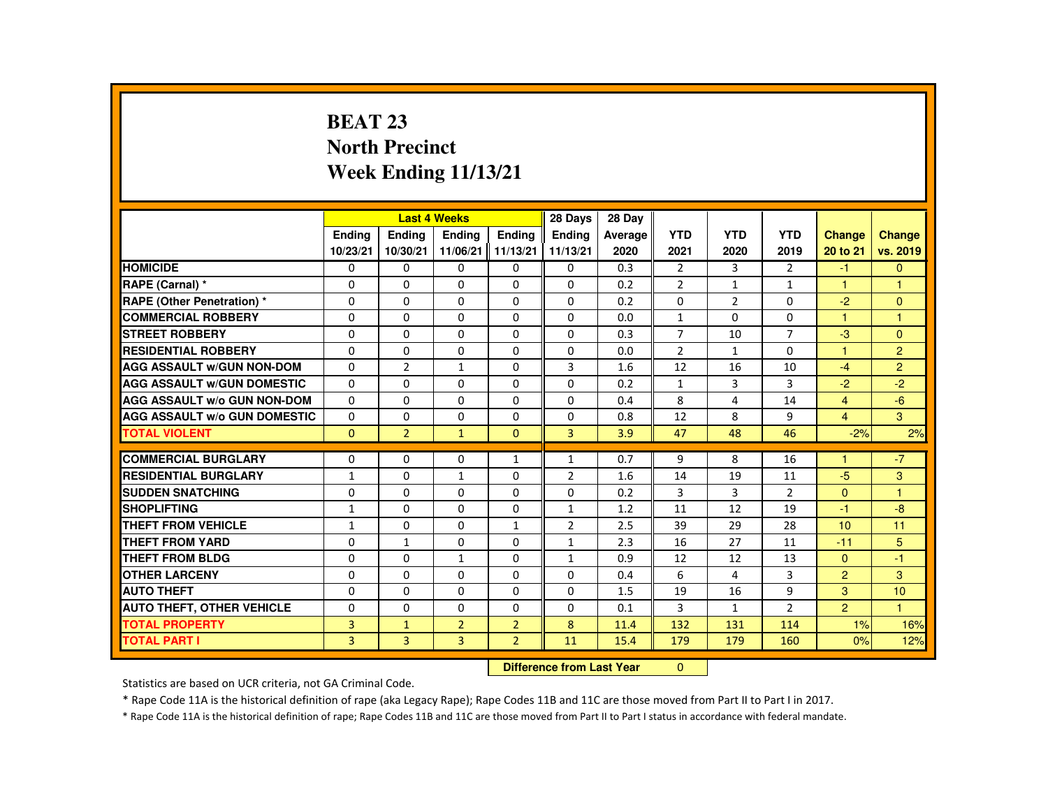# BEAT 23
# North Precinct
# Week Ending 11/13/21

| | Last 4 Weeks | | | | 28 Days | 28 Day | | | | | |
|---|---|---|---|---|---|---|---|---|---|---|---|
| | Ending 10/23/21 | Ending 10/30/21 | Ending 11/06/21 | Ending 11/13/21 | Ending 11/13/21 | Average 2020 | YTD 2021 | YTD 2020 | YTD 2019 | Change 20 to 21 | Change vs. 2019 |
| HOMICIDE | 0 | 0 | 0 | 0 | 0 | 0.3 | 2 | 3 | 2 | -1 | 0 |
| RAPE (Carnal) * | 0 | 0 | 0 | 0 | 0 | 0.2 | 2 | 1 | 1 | 1 | 1 |
| RAPE (Other Penetration) * | 0 | 0 | 0 | 0 | 0 | 0.2 | 0 | 2 | 0 | -2 | 0 |
| COMMERCIAL ROBBERY | 0 | 0 | 0 | 0 | 0 | 0.0 | 1 | 0 | 0 | 1 | 1 |
| STREET ROBBERY | 0 | 0 | 0 | 0 | 0 | 0.3 | 7 | 10 | 7 | -3 | 0 |
| RESIDENTIAL ROBBERY | 0 | 0 | 0 | 0 | 0 | 0.0 | 2 | 1 | 0 | 1 | 2 |
| AGG ASSAULT w/GUN NON-DOM | 0 | 2 | 1 | 0 | 3 | 1.6 | 12 | 16 | 10 | -4 | 2 |
| AGG ASSAULT w/GUN DOMESTIC | 0 | 0 | 0 | 0 | 0 | 0.2 | 1 | 3 | 3 | -2 | -2 |
| AGG ASSAULT w/o GUN NON-DOM | 0 | 0 | 0 | 0 | 0 | 0.4 | 8 | 4 | 14 | 4 | -6 |
| AGG ASSAULT w/o GUN DOMESTIC | 0 | 0 | 0 | 0 | 0 | 0.8 | 12 | 8 | 9 | 4 | 3 |
| TOTAL VIOLENT | 0 | 2 | 1 | 0 | 3 | 3.9 | 47 | 48 | 46 | -2% | 2% |
| COMMERCIAL BURGLARY | 0 | 0 | 0 | 1 | 1 | 0.7 | 9 | 8 | 16 | 1 | -7 |
| RESIDENTIAL BURGLARY | 1 | 0 | 1 | 0 | 2 | 1.6 | 14 | 19 | 11 | -5 | 3 |
| SUDDEN SNATCHING | 0 | 0 | 0 | 0 | 0 | 0.2 | 3 | 3 | 2 | 0 | 1 |
| SHOPLIFTING | 1 | 0 | 0 | 0 | 1 | 1.2 | 11 | 12 | 19 | -1 | -8 |
| THEFT FROM VEHICLE | 1 | 0 | 0 | 1 | 2 | 2.5 | 39 | 29 | 28 | 10 | 11 |
| THEFT FROM YARD | 0 | 1 | 0 | 0 | 1 | 2.3 | 16 | 27 | 11 | -11 | 5 |
| THEFT FROM BLDG | 0 | 0 | 1 | 0 | 1 | 0.9 | 12 | 12 | 13 | 0 | -1 |
| OTHER LARCENY | 0 | 0 | 0 | 0 | 0 | 0.4 | 6 | 4 | 3 | 2 | 3 |
| AUTO THEFT | 0 | 0 | 0 | 0 | 0 | 1.5 | 19 | 16 | 9 | 3 | 10 |
| AUTO THEFT, OTHER VEHICLE | 0 | 0 | 0 | 0 | 0 | 0.1 | 3 | 1 | 2 | 2 | 1 |
| TOTAL PROPERTY | 3 | 1 | 2 | 2 | 8 | 11.4 | 132 | 131 | 114 | 1% | 16% |
| TOTAL PART I | 3 | 3 | 3 | 2 | 11 | 15.4 | 179 | 179 | 160 | 0% | 12% |

**Difference from Last Year** 0

Statistics are based on UCR criteria, not GA Criminal Code.

* Rape Code 11A is the historical definition of rape (aka Legacy Rape); Rape Codes 11B and 11C are those moved from Part II to Part I in 2017.

* Rape Code 11A is the historical definition of rape; Rape Codes 11B and 11C are those moved from Part II to Part I status in accordance with federal mandate.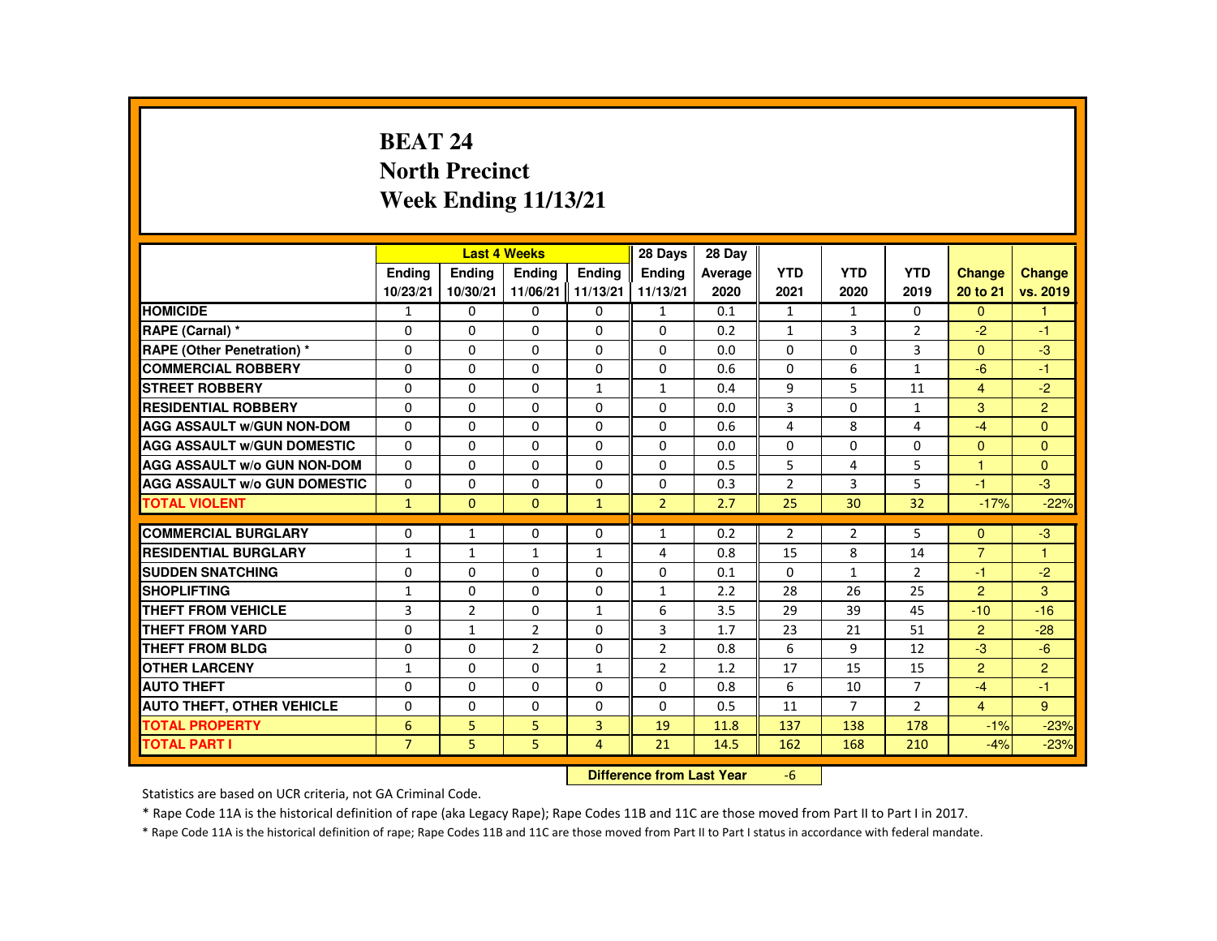# BEAT 24
# North Precinct
# Week Ending 11/13/21

| | Last 4 Weeks | | | | 28 Days | 28 Day | | | | | |
|---|---|---|---|---|---|---|---|---|---|---|---|
| | Ending 10/23/21 | Ending 10/30/21 | Ending 11/06/21 | Ending 11/13/21 | Ending 11/13/21 | Average 2020 | YTD 2021 | YTD 2020 | YTD 2019 | Change 20 to 21 | Change vs. 2019 |
| HOMICIDE | 1 | 0 | 0 | 0 | 1 | 0.1 | 1 | 1 | 0 | 0 | 1 |
| RAPE (Carnal) * | 0 | 0 | 0 | 0 | 0 | 0.2 | 1 | 3 | 2 | -2 | -1 |
| RAPE (Other Penetration) * | 0 | 0 | 0 | 0 | 0 | 0.0 | 0 | 0 | 3 | 0 | -3 |
| COMMERCIAL ROBBERY | 0 | 0 | 0 | 0 | 0 | 0.6 | 0 | 6 | 1 | -6 | -1 |
| STREET ROBBERY | 0 | 0 | 0 | 1 | 1 | 0.4 | 9 | 5 | 11 | 4 | -2 |
| RESIDENTIAL ROBBERY | 0 | 0 | 0 | 0 | 0 | 0.0 | 3 | 0 | 1 | 3 | 2 |
| AGG ASSAULT w/GUN NON-DOM | 0 | 0 | 0 | 0 | 0 | 0.6 | 4 | 8 | 4 | -4 | 0 |
| AGG ASSAULT w/GUN DOMESTIC | 0 | 0 | 0 | 0 | 0 | 0.0 | 0 | 0 | 0 | 0 | 0 |
| AGG ASSAULT w/o GUN NON-DOM | 0 | 0 | 0 | 0 | 0 | 0.5 | 5 | 4 | 5 | 1 | 0 |
| AGG ASSAULT w/o GUN DOMESTIC | 0 | 0 | 0 | 0 | 0 | 0.3 | 2 | 3 | 5 | -1 | -3 |
| TOTAL VIOLENT | 1 | 0 | 0 | 1 | 2 | 2.7 | 25 | 30 | 32 | -17% | -22% |
| COMMERCIAL BURGLARY | 0 | 1 | 0 | 0 | 1 | 0.2 | 2 | 2 | 5 | 0 | -3 |
| RESIDENTIAL BURGLARY | 1 | 1 | 1 | 1 | 4 | 0.8 | 15 | 8 | 14 | 7 | 1 |
| SUDDEN SNATCHING | 0 | 0 | 0 | 0 | 0 | 0.1 | 0 | 1 | 2 | -1 | -2 |
| SHOPLIFTING | 1 | 0 | 0 | 0 | 1 | 2.2 | 28 | 26 | 25 | 2 | 3 |
| THEFT FROM VEHICLE | 3 | 2 | 0 | 1 | 6 | 3.5 | 29 | 39 | 45 | -10 | -16 |
| THEFT FROM YARD | 0 | 1 | 2 | 0 | 3 | 1.7 | 23 | 21 | 51 | 2 | -28 |
| THEFT FROM BLDG | 0 | 0 | 2 | 0 | 2 | 0.8 | 6 | 9 | 12 | -3 | -6 |
| OTHER LARCENY | 1 | 0 | 0 | 1 | 2 | 1.2 | 17 | 15 | 15 | 2 | 2 |
| AUTO THEFT | 0 | 0 | 0 | 0 | 0 | 0.8 | 6 | 10 | 7 | -4 | -1 |
| AUTO THEFT, OTHER VEHICLE | 0 | 0 | 0 | 0 | 0 | 0.5 | 11 | 7 | 2 | 4 | 9 |
| TOTAL PROPERTY | 6 | 5 | 5 | 3 | 19 | 11.8 | 137 | 138 | 178 | -1% | -23% |
| TOTAL PART I | 7 | 5 | 5 | 4 | 21 | 14.5 | 162 | 168 | 210 | -4% | -23% |

**Difference from Last Year** -6

Statistics are based on UCR criteria, not GA Criminal Code.

* Rape Code 11A is the historical definition of rape (aka Legacy Rape); Rape Codes 11B and 11C are those moved from Part II to Part I in 2017.

* Rape Code 11A is the historical definition of rape; Rape Codes 11B and 11C are those moved from Part II to Part I status in accordance with federal mandate.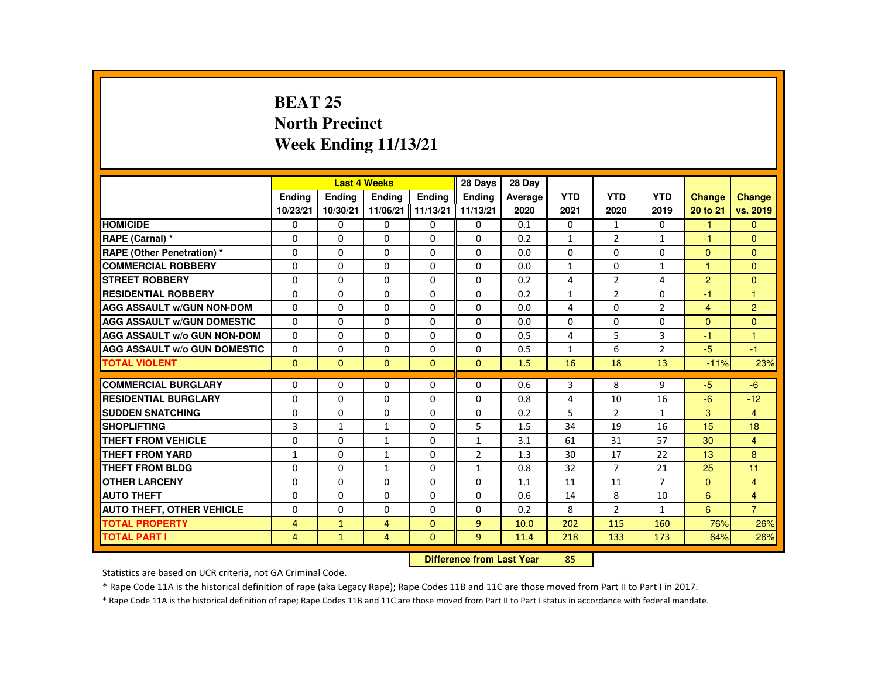# BEAT 25
# North Precinct
# Week Ending 11/13/21

| | Last 4 Weeks | | | | 28 Days | 28 Day | | | | | |
|---|---|---|---|---|---|---|---|---|---|---|---|
| | Ending 10/23/21 | Ending 10/30/21 | Ending 11/06/21 | Ending 11/13/21 | Ending 11/13/21 | Average 2020 | YTD 2021 | YTD 2020 | YTD 2019 | Change 20 to 21 | Change vs. 2019 |
| HOMICIDE | 0 | 0 | 0 | 0 | 0 | 0.1 | 0 | 1 | 0 | -1 | 0 |
| RAPE (Carnal) * | 0 | 0 | 0 | 0 | 0 | 0.2 | 1 | 2 | 1 | -1 | 0 |
| RAPE (Other Penetration) * | 0 | 0 | 0 | 0 | 0 | 0.0 | 0 | 0 | 0 | 0 | 0 |
| COMMERCIAL ROBBERY | 0 | 0 | 0 | 0 | 0 | 0.0 | 1 | 0 | 1 | 1 | 0 |
| STREET ROBBERY | 0 | 0 | 0 | 0 | 0 | 0.2 | 4 | 2 | 4 | 2 | 0 |
| RESIDENTIAL ROBBERY | 0 | 0 | 0 | 0 | 0 | 0.2 | 1 | 2 | 0 | -1 | 1 |
| AGG ASSAULT w/GUN NON-DOM | 0 | 0 | 0 | 0 | 0 | 0.0 | 4 | 0 | 2 | 4 | 2 |
| AGG ASSAULT w/GUN DOMESTIC | 0 | 0 | 0 | 0 | 0 | 0.0 | 0 | 0 | 0 | 0 | 0 |
| AGG ASSAULT w/o GUN NON-DOM | 0 | 0 | 0 | 0 | 0 | 0.5 | 4 | 5 | 3 | -1 | 1 |
| AGG ASSAULT w/o GUN DOMESTIC | 0 | 0 | 0 | 0 | 0 | 0.5 | 1 | 6 | 2 | -5 | -1 |
| TOTAL VIOLENT | 0 | 0 | 0 | 0 | 0 | 1.5 | 16 | 18 | 13 | -11% | 23% |
| COMMERCIAL BURGLARY | 0 | 0 | 0 | 0 | 0 | 0.6 | 3 | 8 | 9 | -5 | -6 |
| RESIDENTIAL BURGLARY | 0 | 0 | 0 | 0 | 0 | 0.8 | 4 | 10 | 16 | -6 | -12 |
| SUDDEN SNATCHING | 0 | 0 | 0 | 0 | 0 | 0.2 | 5 | 2 | 1 | 3 | 4 |
| SHOPLIFTING | 3 | 1 | 1 | 0 | 5 | 1.5 | 34 | 19 | 16 | 15 | 18 |
| THEFT FROM VEHICLE | 0 | 0 | 1 | 0 | 1 | 3.1 | 61 | 31 | 57 | 30 | 4 |
| THEFT FROM YARD | 1 | 0 | 1 | 0 | 2 | 1.3 | 30 | 17 | 22 | 13 | 8 |
| THEFT FROM BLDG | 0 | 0 | 1 | 0 | 1 | 0.8 | 32 | 7 | 21 | 25 | 11 |
| OTHER LARCENY | 0 | 0 | 0 | 0 | 0 | 1.1 | 11 | 11 | 7 | 0 | 4 |
| AUTO THEFT | 0 | 0 | 0 | 0 | 0 | 0.6 | 14 | 8 | 10 | 6 | 4 |
| AUTO THEFT, OTHER VEHICLE | 0 | 0 | 0 | 0 | 0 | 0.2 | 8 | 2 | 1 | 6 | 7 |
| TOTAL PROPERTY | 4 | 1 | 4 | 0 | 9 | 10.0 | 202 | 115 | 160 | 76% | 26% |
| TOTAL PART I | 4 | 1 | 4 | 0 | 9 | 11.4 | 218 | 133 | 173 | 64% | 26% |

**Difference from Last Year** 85

Statistics are based on UCR criteria, not GA Criminal Code.

* Rape Code 11A is the historical definition of rape (aka Legacy Rape); Rape Codes 11B and 11C are those moved from Part II to Part I in 2017.

* Rape Code 11A is the historical definition of rape; Rape Codes 11B and 11C are those moved from Part II to Part I status in accordance with federal mandate.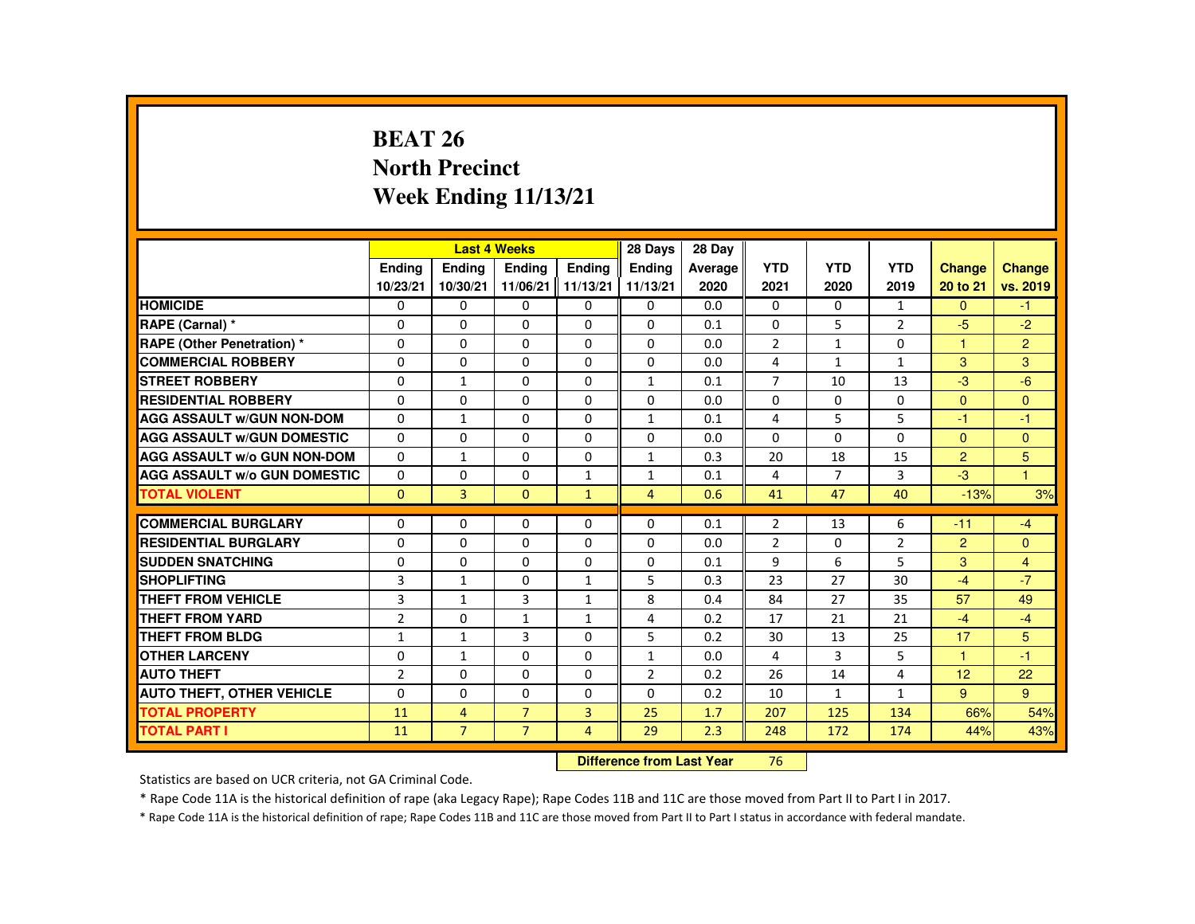# BEAT 26
# North Precinct
# Week Ending 11/13/21

| | Last 4 Weeks | | | | 28 Days | 28 Day | | | | | |
|---|---|---|---|---|---|---|---|---|---|---|---|
| | Ending 10/23/21 | Ending 10/30/21 | Ending 11/06/21 | Ending 11/13/21 | Ending 11/13/21 | Average 2020 | YTD 2021 | YTD 2020 | YTD 2019 | Change 20 to 21 | Change vs. 2019 |
| HOMICIDE | 0 | 0 | 0 | 0 | 0 | 0.0 | 0 | 0 | 1 | 0 | -1 |
| RAPE (Carnal) * | 0 | 0 | 0 | 0 | 0 | 0.1 | 0 | 5 | 2 | -5 | -2 |
| RAPE (Other Penetration) * | 0 | 0 | 0 | 0 | 0 | 0.0 | 2 | 1 | 0 | 1 | 2 |
| COMMERCIAL ROBBERY | 0 | 0 | 0 | 0 | 0 | 0.0 | 4 | 1 | 1 | 3 | 3 |
| STREET ROBBERY | 0 | 1 | 0 | 0 | 1 | 0.1 | 7 | 10 | 13 | -3 | -6 |
| RESIDENTIAL ROBBERY | 0 | 0 | 0 | 0 | 0 | 0.0 | 0 | 0 | 0 | 0 | 0 |
| AGG ASSAULT w/GUN NON-DOM | 0 | 1 | 0 | 0 | 1 | 0.1 | 4 | 5 | 5 | -1 | -1 |
| AGG ASSAULT w/GUN DOMESTIC | 0 | 0 | 0 | 0 | 0 | 0.0 | 0 | 0 | 0 | 0 | 0 |
| AGG ASSAULT w/o GUN NON-DOM | 0 | 1 | 0 | 0 | 1 | 0.3 | 20 | 18 | 15 | 2 | 5 |
| AGG ASSAULT w/o GUN DOMESTIC | 0 | 0 | 0 | 1 | 1 | 0.1 | 4 | 7 | 3 | -3 | 1 |
| TOTAL VIOLENT | 0 | 3 | 0 | 1 | 4 | 0.6 | 41 | 47 | 40 | -13% | 3% |
| COMMERCIAL BURGLARY | 0 | 0 | 0 | 0 | 0 | 0.1 | 2 | 13 | 6 | -11 | -4 |
| RESIDENTIAL BURGLARY | 0 | 0 | 0 | 0 | 0 | 0.0 | 2 | 0 | 2 | 2 | 0 |
| SUDDEN SNATCHING | 0 | 0 | 0 | 0 | 0 | 0.1 | 9 | 6 | 5 | 3 | 4 |
| SHOPLIFTING | 3 | 1 | 0 | 1 | 5 | 0.3 | 23 | 27 | 30 | -4 | -7 |
| THEFT FROM VEHICLE | 3 | 1 | 3 | 1 | 8 | 0.4 | 84 | 27 | 35 | 57 | 49 |
| THEFT FROM YARD | 2 | 0 | 1 | 1 | 4 | 0.2 | 17 | 21 | 21 | -4 | -4 |
| THEFT FROM BLDG | 1 | 1 | 3 | 0 | 5 | 0.2 | 30 | 13 | 25 | 17 | 5 |
| OTHER LARCENY | 0 | 1 | 0 | 0 | 1 | 0.0 | 4 | 3 | 5 | 1 | -1 |
| AUTO THEFT | 2 | 0 | 0 | 0 | 2 | 0.2 | 26 | 14 | 4 | 12 | 22 |
| AUTO THEFT, OTHER VEHICLE | 0 | 0 | 0 | 0 | 0 | 0.2 | 10 | 1 | 1 | 9 | 9 |
| TOTAL PROPERTY | 11 | 4 | 7 | 3 | 25 | 1.7 | 207 | 125 | 134 | 66% | 54% |
| TOTAL PART I | 11 | 7 | 7 | 4 | 29 | 2.3 | 248 | 172 | 174 | 44% | 43% |

**Difference from Last Year** 76

Statistics are based on UCR criteria, not GA Criminal Code.

* Rape Code 11A is the historical definition of rape (aka Legacy Rape); Rape Codes 11B and 11C are those moved from Part II to Part I in 2017.

* Rape Code 11A is the historical definition of rape; Rape Codes 11B and 11C are those moved from Part II to Part I status in accordance with federal mandate.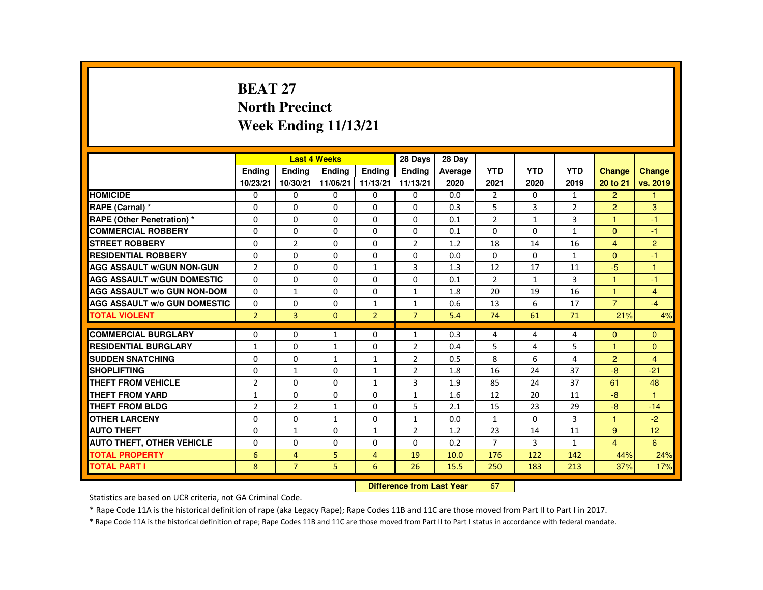# BEAT 27
## North Precinct
## Week Ending 11/13/21

| | Last 4 Weeks | | | | 28 Days | 28 Day | | | | | |
|---|---|---|---|---|---|---|---|---|---|---|---|
| | Ending 10/23/21 | Ending 10/30/21 | Ending 11/06/21 | Ending 11/13/21 | Ending 11/13/21 | Average 2020 | YTD 2021 | YTD 2020 | YTD 2019 | Change 20 to 21 | Change vs. 2019 |
| HOMICIDE | 0 | 0 | 0 | 0 | 0 | 0.0 | 2 | 0 | 1 | 2 | 1 |
| RAPE (Carnal) * | 0 | 0 | 0 | 0 | 0 | 0.3 | 5 | 3 | 2 | 2 | 3 |
| RAPE (Other Penetration) * | 0 | 0 | 0 | 0 | 0 | 0.1 | 2 | 1 | 3 | 1 | -1 |
| COMMERCIAL ROBBERY | 0 | 0 | 0 | 0 | 0 | 0.1 | 0 | 0 | 1 | 0 | -1 |
| STREET ROBBERY | 0 | 2 | 0 | 0 | 2 | 1.2 | 18 | 14 | 16 | 4 | 2 |
| RESIDENTIAL ROBBERY | 0 | 0 | 0 | 0 | 0 | 0.0 | 0 | 0 | 1 | 0 | -1 |
| AGG ASSAULT w/GUN NON-GUN | 2 | 0 | 0 | 1 | 3 | 1.3 | 12 | 17 | 11 | -5 | 1 |
| AGG ASSAULT w/GUN DOMESTIC | 0 | 0 | 0 | 0 | 0 | 0.1 | 2 | 1 | 3 | 1 | -1 |
| AGG ASSAULT w/o GUN NON-DOM | 0 | 1 | 0 | 0 | 1 | 1.8 | 20 | 19 | 16 | 1 | 4 |
| AGG ASSAULT w/o GUN DOMESTIC | 0 | 0 | 0 | 1 | 1 | 0.6 | 13 | 6 | 17 | 7 | -4 |
| TOTAL VIOLENT | 2 | 3 | 0 | 2 | 7 | 5.4 | 74 | 61 | 71 | 21% | 4% |
| COMMERCIAL BURGLARY | 0 | 0 | 1 | 0 | 1 | 0.3 | 4 | 4 | 4 | 0 | 0 |
| RESIDENTIAL BURGLARY | 1 | 0 | 1 | 0 | 2 | 0.4 | 5 | 4 | 5 | 1 | 0 |
| SUDDEN SNATCHING | 0 | 0 | 1 | 1 | 2 | 0.5 | 8 | 6 | 4 | 2 | 4 |
| SHOPLIFTING | 0 | 1 | 0 | 1 | 2 | 1.8 | 16 | 24 | 37 | -8 | -21 |
| THEFT FROM VEHICLE | 2 | 0 | 0 | 1 | 3 | 1.9 | 85 | 24 | 37 | 61 | 48 |
| THEFT FROM YARD | 1 | 0 | 0 | 0 | 1 | 1.6 | 12 | 20 | 11 | -8 | 1 |
| THEFT FROM BLDG | 2 | 2 | 1 | 0 | 5 | 2.1 | 15 | 23 | 29 | -8 | -14 |
| OTHER LARCENY | 0 | 0 | 1 | 0 | 1 | 0.0 | 1 | 0 | 3 | 1 | -2 |
| AUTO THEFT | 0 | 1 | 0 | 1 | 2 | 1.2 | 23 | 14 | 11 | 9 | 12 |
| AUTO THEFT, OTHER VEHICLE | 0 | 0 | 0 | 0 | 0 | 0.2 | 7 | 3 | 1 | 4 | 6 |
| TOTAL PROPERTY | 6 | 4 | 5 | 4 | 19 | 10.0 | 176 | 122 | 142 | 44% | 24% |
| TOTAL PART I | 8 | 7 | 5 | 6 | 26 | 15.5 | 250 | 183 | 213 | 37% | 17% |

**Difference from Last Year** 67

Statistics are based on UCR criteria, not GA Criminal Code.

* Rape Code 11A is the historical definition of rape (aka Legacy Rape); Rape Codes 11B and 11C are those moved from Part II to Part I in 2017.

* Rape Code 11A is the historical definition of rape; Rape Codes 11B and 11C are those moved from Part II to Part I status in accordance with federal mandate.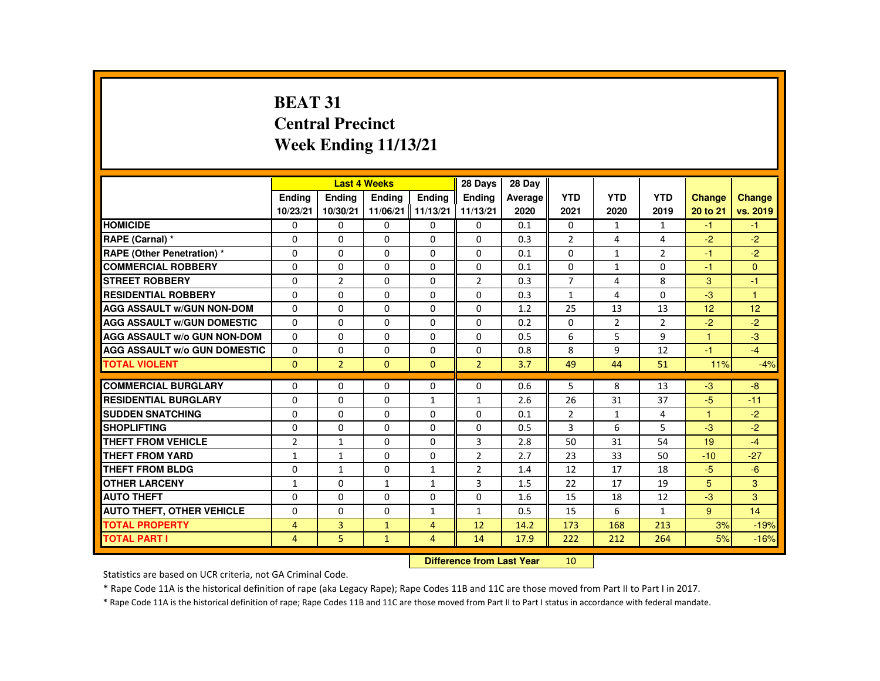# BEAT 31
## Central Precinct
## Week Ending 11/13/21

| | Last 4 Weeks | | | | 28 Days | 28 Day | | | | | |
|---|---|---|---|---|---|---|---|---|---|---|---|
| | Ending 10/23/21 | Ending 10/30/21 | Ending 11/06/21 | Ending 11/13/21 | Ending 11/13/21 | Average 2020 | YTD 2021 | YTD 2020 | YTD 2019 | Change 20 to 21 | Change vs. 2019 |
| HOMICIDE | 0 | 0 | 0 | 0 | 0 | 0.1 | 0 | 1 | 1 | -1 | -1 |
| RAPE (Carnal) * | 0 | 0 | 0 | 0 | 0 | 0.3 | 2 | 4 | 4 | -2 | -2 |
| RAPE (Other Penetration) * | 0 | 0 | 0 | 0 | 0 | 0.1 | 0 | 1 | 2 | -1 | -2 |
| COMMERCIAL ROBBERY | 0 | 0 | 0 | 0 | 0 | 0.1 | 0 | 1 | 0 | -1 | 0 |
| STREET ROBBERY | 0 | 2 | 0 | 0 | 2 | 0.3 | 7 | 4 | 8 | 3 | -1 |
| RESIDENTIAL ROBBERY | 0 | 0 | 0 | 0 | 0 | 0.3 | 1 | 4 | 0 | -3 | 1 |
| AGG ASSAULT w/GUN NON-DOM | 0 | 0 | 0 | 0 | 0 | 1.2 | 25 | 13 | 13 | 12 | 12 |
| AGG ASSAULT w/GUN DOMESTIC | 0 | 0 | 0 | 0 | 0 | 0.2 | 0 | 2 | 2 | -2 | -2 |
| AGG ASSAULT w/o GUN NON-DOM | 0 | 0 | 0 | 0 | 0 | 0.5 | 6 | 5 | 9 | 1 | -3 |
| AGG ASSAULT w/o GUN DOMESTIC | 0 | 0 | 0 | 0 | 0 | 0.8 | 8 | 9 | 12 | -1 | -4 |
| TOTAL VIOLENT | 0 | 2 | 0 | 0 | 2 | 3.7 | 49 | 44 | 51 | 11% | -4% |
| COMMERCIAL BURGLARY | 0 | 0 | 0 | 0 | 0 | 0.6 | 5 | 8 | 13 | -3 | -8 |
| RESIDENTIAL BURGLARY | 0 | 0 | 0 | 1 | 1 | 2.6 | 26 | 31 | 37 | -5 | -11 |
| SUDDEN SNATCHING | 0 | 0 | 0 | 0 | 0 | 0.1 | 2 | 1 | 4 | 1 | -2 |
| SHOPLIFTING | 0 | 0 | 0 | 0 | 0 | 0.5 | 3 | 6 | 5 | -3 | -2 |
| THEFT FROM VEHICLE | 2 | 1 | 0 | 0 | 3 | 2.8 | 50 | 31 | 54 | 19 | -4 |
| THEFT FROM YARD | 1 | 1 | 0 | 0 | 2 | 2.7 | 23 | 33 | 50 | -10 | -27 |
| THEFT FROM BLDG | 0 | 1 | 0 | 1 | 2 | 1.4 | 12 | 17 | 18 | -5 | -6 |
| OTHER LARCENY | 1 | 0 | 1 | 1 | 3 | 1.5 | 22 | 17 | 19 | 5 | 3 |
| AUTO THEFT | 0 | 0 | 0 | 0 | 0 | 1.6 | 15 | 18 | 12 | -3 | 3 |
| AUTO THEFT, OTHER VEHICLE | 0 | 0 | 0 | 1 | 1 | 0.5 | 15 | 6 | 1 | 9 | 14 |
| TOTAL PROPERTY | 4 | 3 | 1 | 4 | 12 | 14.2 | 173 | 168 | 213 | 3% | -19% |
| TOTAL PART I | 4 | 5 | 1 | 4 | 14 | 17.9 | 222 | 212 | 264 | 5% | -16% |

**Difference from Last Year** 10

Statistics are based on UCR criteria, not GA Criminal Code.

* Rape Code 11A is the historical definition of rape (aka Legacy Rape); Rape Codes 11B and 11C are those moved from Part II to Part I in 2017.

* Rape Code 11A is the historical definition of rape; Rape Codes 11B and 11C are those moved from Part II to Part I status in accordance with federal mandate.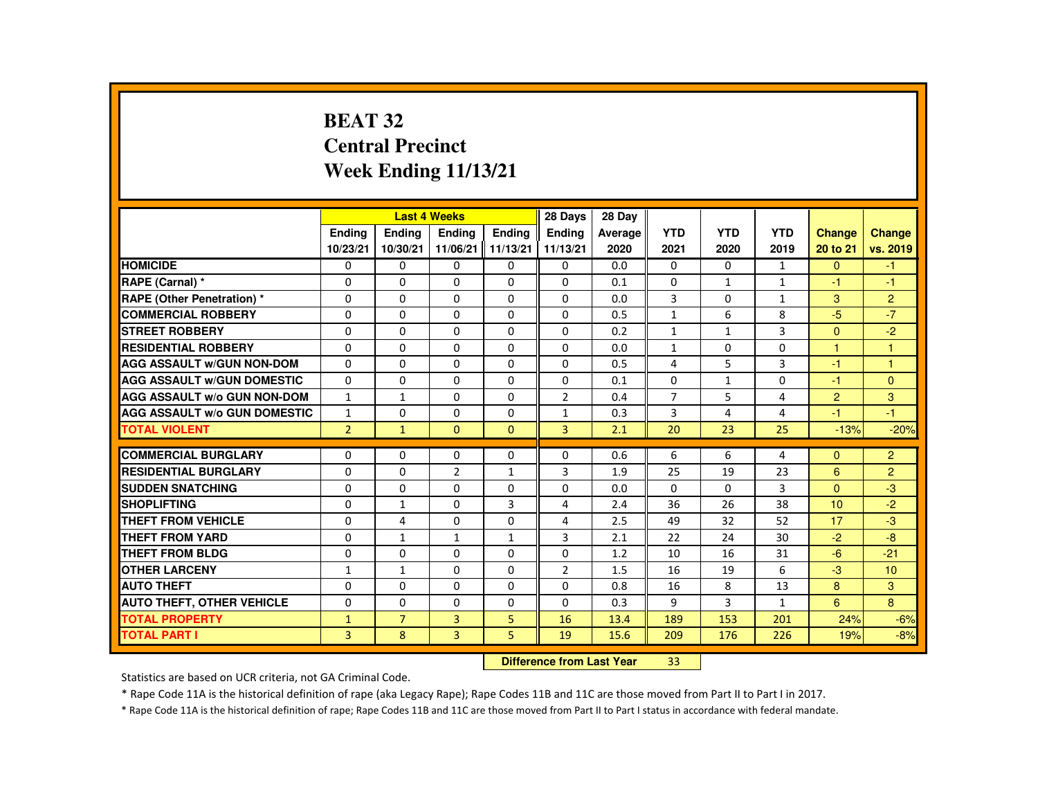# BEAT 32
# Central Precinct
# Week Ending 11/13/21

| | Last 4 Weeks | | | | 28 Days | 28 Day | | | | | |
|---|---|---|---|---|---|---|---|---|---|---|---|
| | Ending 10/23/21 | Ending 10/30/21 | Ending 11/06/21 | Ending 11/13/21 | Ending 11/13/21 | Average 2020 | YTD 2021 | YTD 2020 | YTD 2019 | Change 20 to 21 | Change vs. 2019 |
| **HOMICIDE** | 0 | 0 | 0 | 0 | 0 | 0.0 | 0 | 0 | 1 | 0 | -1 |
| **RAPE (Carnal) *** | 0 | 0 | 0 | 0 | 0 | 0.1 | 0 | 1 | 1 | -1 | -1 |
| **RAPE (Other Penetration) *** | 0 | 0 | 0 | 0 | 0 | 0.0 | 3 | 0 | 1 | 3 | 2 |
| **COMMERCIAL ROBBERY** | 0 | 0 | 0 | 0 | 0 | 0.5 | 1 | 6 | 8 | -5 | -7 |
| **STREET ROBBERY** | 0 | 0 | 0 | 0 | 0 | 0.2 | 1 | 1 | 3 | 0 | -2 |
| **RESIDENTIAL ROBBERY** | 0 | 0 | 0 | 0 | 0 | 0.0 | 1 | 0 | 0 | 1 | 1 |
| **AGG ASSAULT w/GUN NON-DOM** | 0 | 0 | 0 | 0 | 0 | 0.5 | 4 | 5 | 3 | -1 | 1 |
| **AGG ASSAULT w/GUN DOMESTIC** | 0 | 0 | 0 | 0 | 0 | 0.1 | 0 | 1 | 0 | -1 | 0 |
| **AGG ASSAULT w/o GUN NON-DOM** | 1 | 1 | 0 | 0 | 2 | 0.4 | 7 | 5 | 4 | 2 | 3 |
| **AGG ASSAULT w/o GUN DOMESTIC** | 1 | 0 | 0 | 0 | 1 | 0.3 | 3 | 4 | 4 | -1 | -1 |
| **TOTAL VIOLENT** | 2 | 1 | 0 | 0 | 3 | 2.1 | 20 | 23 | 25 | -13% | -20% |
| **COMMERCIAL BURGLARY** | 0 | 0 | 0 | 0 | 0 | 0.6 | 6 | 6 | 4 | 0 | 2 |
| **RESIDENTIAL BURGLARY** | 0 | 0 | 2 | 1 | 3 | 1.9 | 25 | 19 | 23 | 6 | 2 |
| **SUDDEN SNATCHING** | 0 | 0 | 0 | 0 | 0 | 0.0 | 0 | 0 | 3 | 0 | -3 |
| **SHOPLIFTING** | 0 | 1 | 0 | 3 | 4 | 2.4 | 36 | 26 | 38 | 10 | -2 |
| **THEFT FROM VEHICLE** | 0 | 4 | 0 | 0 | 4 | 2.5 | 49 | 32 | 52 | 17 | -3 |
| **THEFT FROM YARD** | 0 | 1 | 1 | 1 | 3 | 2.1 | 22 | 24 | 30 | -2 | -8 |
| **THEFT FROM BLDG** | 0 | 0 | 0 | 0 | 0 | 1.2 | 10 | 16 | 31 | -6 | -21 |
| **OTHER LARCENY** | 1 | 1 | 0 | 0 | 2 | 1.5 | 16 | 19 | 6 | -3 | 10 |
| **AUTO THEFT** | 0 | 0 | 0 | 0 | 0 | 0.8 | 16 | 8 | 13 | 8 | 3 |
| **AUTO THEFT, OTHER VEHICLE** | 0 | 0 | 0 | 0 | 0 | 0.3 | 9 | 3 | 1 | 6 | 8 |
| **TOTAL PROPERTY** | 1 | 7 | 3 | 5 | 16 | 13.4 | 189 | 153 | 201 | 24% | -6% |
| **TOTAL PART I** | 3 | 8 | 3 | 5 | 19 | 15.6 | 209 | 176 | 226 | 19% | -8% |

**Difference from Last Year** 33

Statistics are based on UCR criteria, not GA Criminal Code.

* Rape Code 11A is the historical definition of rape (aka Legacy Rape); Rape Codes 11B and 11C are those moved from Part II to Part I in 2017.

* Rape Code 11A is the historical definition of rape; Rape Codes 11B and 11C are those moved from Part II to Part I status in accordance with federal mandate.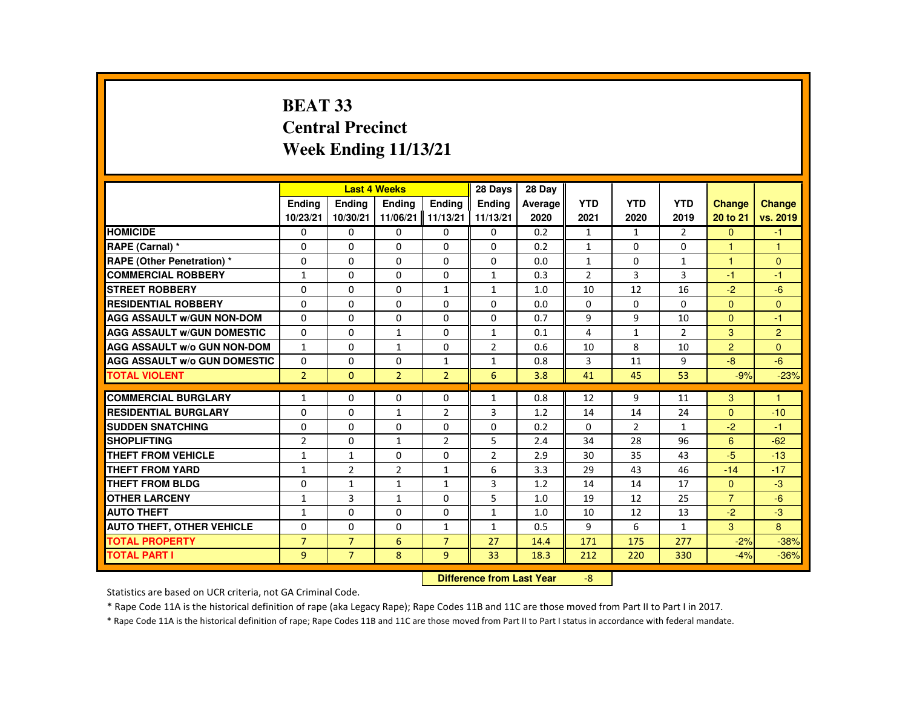# BEAT 33
# Central Precinct
# Week Ending 11/13/21

| | Last 4 Weeks | | | | 28 Days | 28 Day | | | | | |
|---|---|---|---|---|---|---|---|---|---|---|---|
| | Ending 10/23/21 | Ending 10/30/21 | Ending 11/06/21 | Ending 11/13/21 | Ending 11/13/21 | Average 2020 | YTD 2021 | YTD 2020 | YTD 2019 | Change 20 to 21 | Change vs. 2019 |
| HOMICIDE | 0 | 0 | 0 | 0 | 0 | 0.2 | 1 | 1 | 2 | 0 | -1 |
| RAPE (Carnal) * | 0 | 0 | 0 | 0 | 0 | 0.2 | 1 | 0 | 0 | 1 | 1 |
| RAPE (Other Penetration) * | 0 | 0 | 0 | 0 | 0 | 0.0 | 1 | 0 | 1 | 1 | 0 |
| COMMERCIAL ROBBERY | 1 | 0 | 0 | 0 | 1 | 0.3 | 2 | 3 | 3 | -1 | -1 |
| STREET ROBBERY | 0 | 0 | 0 | 1 | 1 | 1.0 | 10 | 12 | 16 | -2 | -6 |
| RESIDENTIAL ROBBERY | 0 | 0 | 0 | 0 | 0 | 0.0 | 0 | 0 | 0 | 0 | 0 |
| AGG ASSAULT w/GUN NON-DOM | 0 | 0 | 0 | 0 | 0 | 0.7 | 9 | 9 | 10 | 0 | -1 |
| AGG ASSAULT w/GUN DOMESTIC | 0 | 0 | 1 | 0 | 1 | 0.1 | 4 | 1 | 2 | 3 | 2 |
| AGG ASSAULT w/o GUN NON-DOM | 1 | 0 | 1 | 0 | 2 | 0.6 | 10 | 8 | 10 | 2 | 0 |
| AGG ASSAULT w/o GUN DOMESTIC | 0 | 0 | 0 | 1 | 1 | 0.8 | 3 | 11 | 9 | -8 | -6 |
| TOTAL VIOLENT | 2 | 0 | 2 | 2 | 6 | 3.8 | 41 | 45 | 53 | -9% | -23% |
| COMMERCIAL BURGLARY | 1 | 0 | 0 | 0 | 1 | 0.8 | 12 | 9 | 11 | 3 | 1 |
| RESIDENTIAL BURGLARY | 0 | 0 | 1 | 2 | 3 | 1.2 | 14 | 14 | 24 | 0 | -10 |
| SUDDEN SNATCHING | 0 | 0 | 0 | 0 | 0 | 0.2 | 0 | 2 | 1 | -2 | -1 |
| SHOPLIFTING | 2 | 0 | 1 | 2 | 5 | 2.4 | 34 | 28 | 96 | 6 | -62 |
| THEFT FROM VEHICLE | 1 | 1 | 0 | 0 | 2 | 2.9 | 30 | 35 | 43 | -5 | -13 |
| THEFT FROM YARD | 1 | 2 | 2 | 1 | 6 | 3.3 | 29 | 43 | 46 | -14 | -17 |
| THEFT FROM BLDG | 0 | 1 | 1 | 1 | 3 | 1.2 | 14 | 14 | 17 | 0 | -3 |
| OTHER LARCENY | 1 | 3 | 1 | 0 | 5 | 1.0 | 19 | 12 | 25 | 7 | -6 |
| AUTO THEFT | 1 | 0 | 0 | 0 | 1 | 1.0 | 10 | 12 | 13 | -2 | -3 |
| AUTO THEFT, OTHER VEHICLE | 0 | 0 | 0 | 1 | 1 | 0.5 | 9 | 6 | 1 | 3 | 8 |
| TOTAL PROPERTY | 7 | 7 | 6 | 7 | 27 | 14.4 | 171 | 175 | 277 | -2% | -38% |
| TOTAL PART I | 9 | 7 | 8 | 9 | 33 | 18.3 | 212 | 220 | 330 | -4% | -36% |

**Difference from Last Year** -8

Statistics are based on UCR criteria, not GA Criminal Code.

* Rape Code 11A is the historical definition of rape (aka Legacy Rape); Rape Codes 11B and 11C are those moved from Part II to Part I in 2017.

* Rape Code 11A is the historical definition of rape; Rape Codes 11B and 11C are those moved from Part II to Part I status in accordance with federal mandate.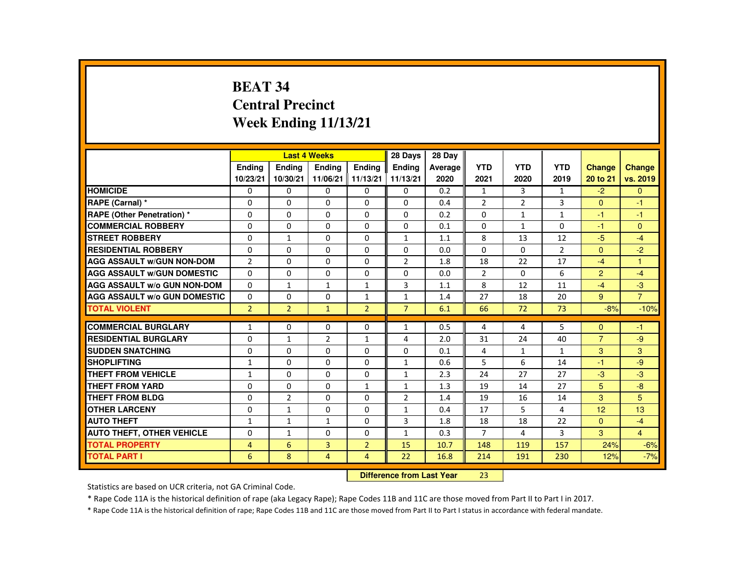# BEAT 34
## Central Precinct
## Week Ending 11/13/21

| | Last 4 Weeks | | | | 28 Days | 28 Day | | | | | |
|---|---|---|---|---|---|---|---|---|---|---|---|
| | Ending 10/23/21 | Ending 10/30/21 | Ending 11/06/21 | Ending 11/13/21 | Ending 11/13/21 | Average 2020 | YTD 2021 | YTD 2020 | YTD 2019 | Change 20 to 21 | Change vs. 2019 |
| HOMICIDE | 0 | 0 | 0 | 0 | 0 | 0.2 | 1 | 3 | 1 | -2 | 0 |
| RAPE (Carnal) * | 0 | 0 | 0 | 0 | 0 | 0.4 | 2 | 2 | 3 | 0 | -1 |
| RAPE (Other Penetration) * | 0 | 0 | 0 | 0 | 0 | 0.2 | 0 | 1 | 1 | -1 | -1 |
| COMMERCIAL ROBBERY | 0 | 0 | 0 | 0 | 0 | 0.1 | 0 | 1 | 0 | -1 | 0 |
| STREET ROBBERY | 0 | 1 | 0 | 0 | 1 | 1.1 | 8 | 13 | 12 | -5 | -4 |
| RESIDENTIAL ROBBERY | 0 | 0 | 0 | 0 | 0 | 0.0 | 0 | 0 | 2 | 0 | -2 |
| AGG ASSAULT w/GUN NON-DOM | 2 | 0 | 0 | 0 | 2 | 1.8 | 18 | 22 | 17 | -4 | 1 |
| AGG ASSAULT w/GUN DOMESTIC | 0 | 0 | 0 | 0 | 0 | 0.0 | 2 | 0 | 6 | 2 | -4 |
| AGG ASSAULT w/o GUN NON-DOM | 0 | 1 | 1 | 1 | 3 | 1.1 | 8 | 12 | 11 | -4 | -3 |
| AGG ASSAULT w/o GUN DOMESTIC | 0 | 0 | 0 | 1 | 1 | 1.4 | 27 | 18 | 20 | 9 | 7 |
| TOTAL VIOLENT | 2 | 2 | 1 | 2 | 7 | 6.1 | 66 | 72 | 73 | -8% | -10% |
| COMMERCIAL BURGLARY | 1 | 0 | 0 | 0 | 1 | 0.5 | 4 | 4 | 5 | 0 | -1 |
| RESIDENTIAL BURGLARY | 0 | 1 | 2 | 1 | 4 | 2.0 | 31 | 24 | 40 | 7 | -9 |
| SUDDEN SNATCHING | 0 | 0 | 0 | 0 | 0 | 0.1 | 4 | 1 | 1 | 3 | 3 |
| SHOPLIFTING | 1 | 0 | 0 | 0 | 1 | 0.6 | 5 | 6 | 14 | -1 | -9 |
| THEFT FROM VEHICLE | 1 | 0 | 0 | 0 | 1 | 2.3 | 24 | 27 | 27 | -3 | -3 |
| THEFT FROM YARD | 0 | 0 | 0 | 1 | 1 | 1.3 | 19 | 14 | 27 | 5 | -8 |
| THEFT FROM BLDG | 0 | 2 | 0 | 0 | 2 | 1.4 | 19 | 16 | 14 | 3 | 5 |
| OTHER LARCENY | 0 | 1 | 0 | 0 | 1 | 0.4 | 17 | 5 | 4 | 12 | 13 |
| AUTO THEFT | 1 | 1 | 1 | 0 | 3 | 1.8 | 18 | 18 | 22 | 0 | -4 |
| AUTO THEFT, OTHER VEHICLE | 0 | 1 | 0 | 0 | 1 | 0.3 | 7 | 4 | 3 | 3 | 4 |
| TOTAL PROPERTY | 4 | 6 | 3 | 2 | 15 | 10.7 | 148 | 119 | 157 | 24% | -6% |
| TOTAL PART I | 6 | 8 | 4 | 4 | 22 | 16.8 | 214 | 191 | 230 | 12% | -7% |

**Difference from Last Year** 23

Statistics are based on UCR criteria, not GA Criminal Code.

* Rape Code 11A is the historical definition of rape (aka Legacy Rape); Rape Codes 11B and 11C are those moved from Part II to Part I in 2017.

* Rape Code 11A is the historical definition of rape; Rape Codes 11B and 11C are those moved from Part II to Part I status in accordance with federal mandate.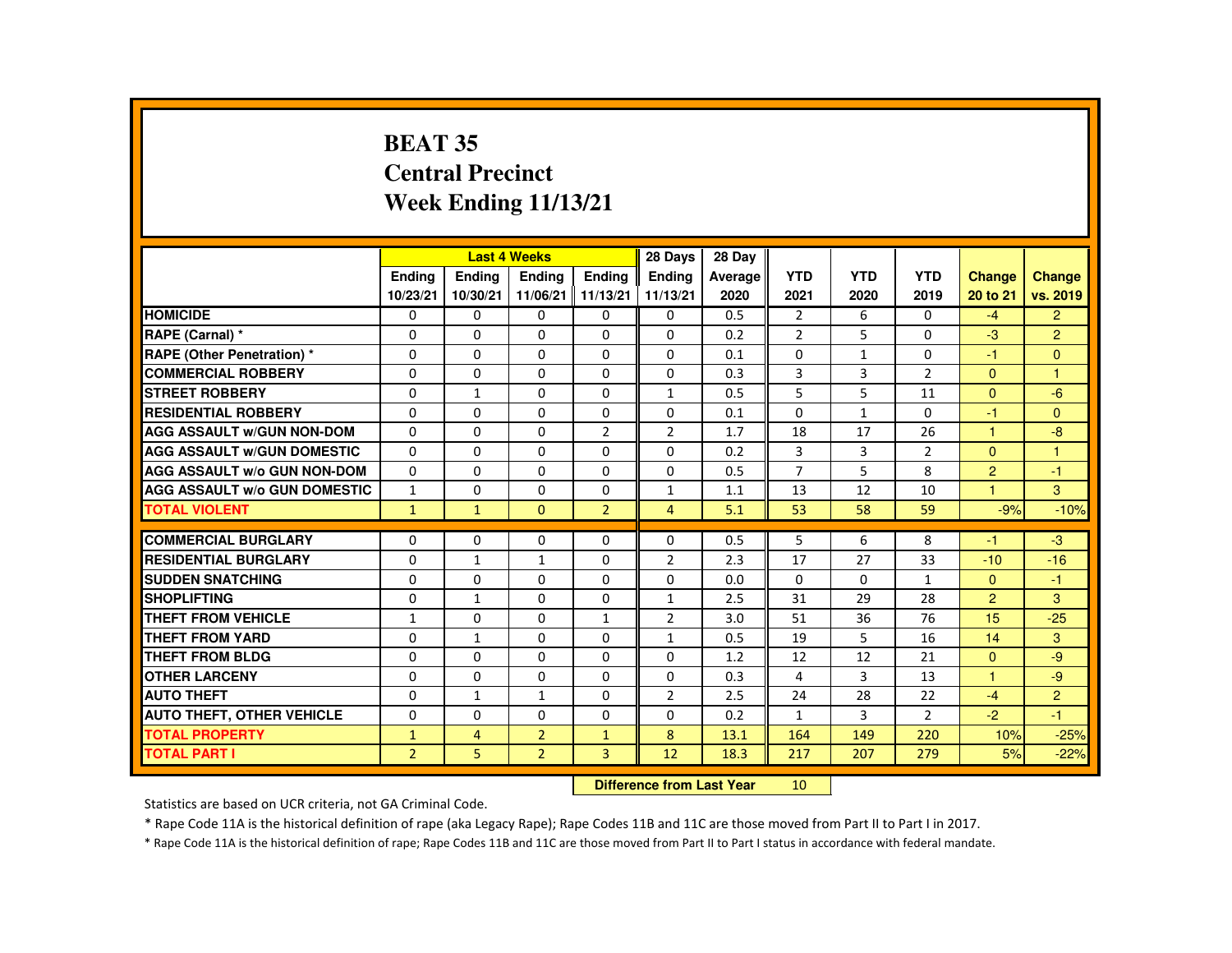# BEAT 35
## Central Precinct
## Week Ending 11/13/21

| | Last 4 Weeks | | | | 28 Days | 28 Day | | | | | |
|---|---|---|---|---|---|---|---|---|---|---|---|
| | Ending 10/23/21 | Ending 10/30/21 | Ending 11/06/21 | Ending 11/13/21 | Ending 11/13/21 | Average 2020 | YTD 2021 | YTD 2020 | YTD 2019 | Change 20 to 21 | Change vs. 2019 |
| HOMICIDE | 0 | 0 | 0 | 0 | 0 | 0.5 | 2 | 6 | 0 | -4 | 2 |
| RAPE (Carnal) * | 0 | 0 | 0 | 0 | 0 | 0.2 | 2 | 5 | 0 | -3 | 2 |
| RAPE (Other Penetration) * | 0 | 0 | 0 | 0 | 0 | 0.1 | 0 | 1 | 0 | -1 | 0 |
| COMMERCIAL ROBBERY | 0 | 0 | 0 | 0 | 0 | 0.3 | 3 | 3 | 2 | 0 | 1 |
| STREET ROBBERY | 0 | 1 | 0 | 0 | 1 | 0.5 | 5 | 5 | 11 | 0 | -6 |
| RESIDENTIAL ROBBERY | 0 | 0 | 0 | 0 | 0 | 0.1 | 0 | 1 | 0 | -1 | 0 |
| AGG ASSAULT w/GUN NON-DOM | 0 | 0 | 0 | 2 | 2 | 1.7 | 18 | 17 | 26 | 1 | -8 |
| AGG ASSAULT w/GUN DOMESTIC | 0 | 0 | 0 | 0 | 0 | 0.2 | 3 | 3 | 2 | 0 | 1 |
| AGG ASSAULT w/o GUN NON-DOM | 0 | 0 | 0 | 0 | 0 | 0.5 | 7 | 5 | 8 | 2 | -1 |
| AGG ASSAULT w/o GUN DOMESTIC | 1 | 0 | 0 | 0 | 1 | 1.1 | 13 | 12 | 10 | 1 | 3 |
| TOTAL VIOLENT | 1 | 1 | 0 | 2 | 4 | 5.1 | 53 | 58 | 59 | -9% | -10% |
| COMMERCIAL BURGLARY | 0 | 0 | 0 | 0 | 0 | 0.5 | 5 | 6 | 8 | -1 | -3 |
| RESIDENTIAL BURGLARY | 0 | 1 | 1 | 0 | 2 | 2.3 | 17 | 27 | 33 | -10 | -16 |
| SUDDEN SNATCHING | 0 | 0 | 0 | 0 | 0 | 0.0 | 0 | 0 | 1 | 0 | -1 |
| SHOPLIFTING | 0 | 1 | 0 | 0 | 1 | 2.5 | 31 | 29 | 28 | 2 | 3 |
| THEFT FROM VEHICLE | 1 | 0 | 0 | 1 | 2 | 3.0 | 51 | 36 | 76 | 15 | -25 |
| THEFT FROM YARD | 0 | 1 | 0 | 0 | 1 | 0.5 | 19 | 5 | 16 | 14 | 3 |
| THEFT FROM BLDG | 0 | 0 | 0 | 0 | 0 | 1.2 | 12 | 12 | 21 | 0 | -9 |
| OTHER LARCENY | 0 | 0 | 0 | 0 | 0 | 0.3 | 4 | 3 | 13 | 1 | -9 |
| AUTO THEFT | 0 | 1 | 1 | 0 | 2 | 2.5 | 24 | 28 | 22 | -4 | 2 |
| AUTO THEFT, OTHER VEHICLE | 0 | 0 | 0 | 0 | 0 | 0.2 | 1 | 3 | 2 | -2 | -1 |
| TOTAL PROPERTY | 1 | 4 | 2 | 1 | 8 | 13.1 | 164 | 149 | 220 | 10% | -25% |
| TOTAL PART I | 2 | 5 | 2 | 3 | 12 | 18.3 | 217 | 207 | 279 | 5% | -22% |

**Difference from Last Year** 10

Statistics are based on UCR criteria, not GA Criminal Code.

* Rape Code 11A is the historical definition of rape (aka Legacy Rape); Rape Codes 11B and 11C are those moved from Part II to Part I in 2017.

* Rape Code 11A is the historical definition of rape; Rape Codes 11B and 11C are those moved from Part II to Part I status in accordance with federal mandate.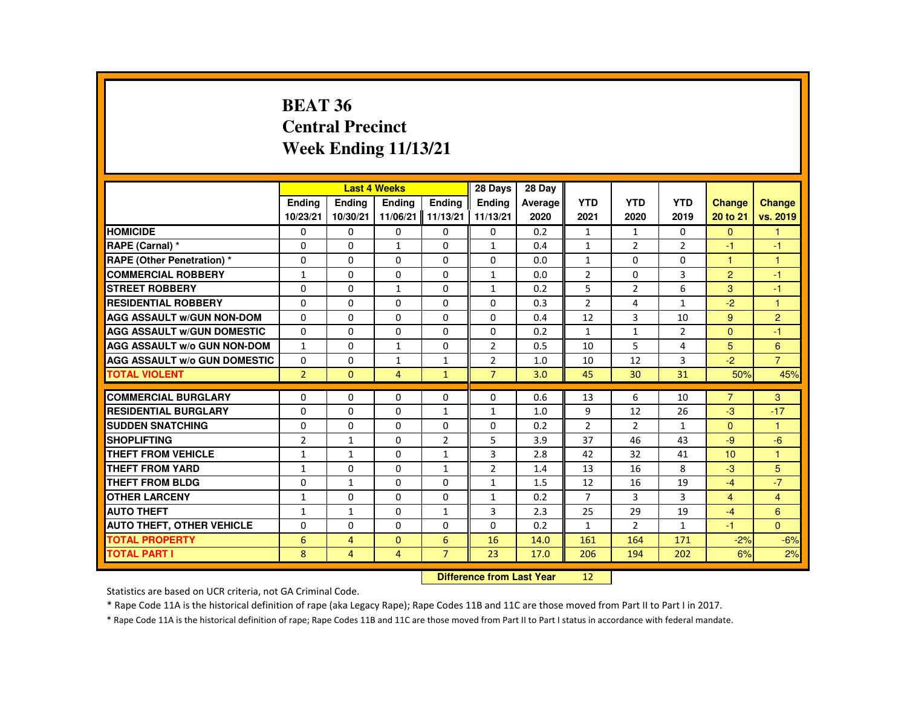# BEAT 36
# Central Precinct
# Week Ending 11/13/21

| | Last 4 Weeks | | | | 28 Days | 28 Day | | | | | |
|---|---|---|---|---|---|---|---|---|---|---|---|
| | Ending 10/23/21 | Ending 10/30/21 | Ending 11/06/21 | Ending 11/13/21 | Ending 11/13/21 | Average 2020 | YTD 2021 | YTD 2020 | YTD 2019 | Change 20 to 21 | Change vs. 2019 |
| **HOMICIDE** | 0 | 0 | 0 | 0 | 0 | 0.2 | 1 | 1 | 0 | 0 | 1 |
| **RAPE (Carnal) *** | 0 | 0 | 1 | 0 | 1 | 0.4 | 1 | 2 | 2 | -1 | -1 |
| **RAPE (Other Penetration) *** | 0 | 0 | 0 | 0 | 0 | 0.0 | 1 | 0 | 0 | 1 | 1 |
| **COMMERCIAL ROBBERY** | 1 | 0 | 0 | 0 | 1 | 0.0 | 2 | 0 | 3 | 2 | -1 |
| **STREET ROBBERY** | 0 | 0 | 1 | 0 | 1 | 0.2 | 5 | 2 | 6 | 3 | -1 |
| **RESIDENTIAL ROBBERY** | 0 | 0 | 0 | 0 | 0 | 0.3 | 2 | 4 | 1 | -2 | 1 |
| **AGG ASSAULT w/GUN NON-DOM** | 0 | 0 | 0 | 0 | 0 | 0.4 | 12 | 3 | 10 | 9 | 2 |
| **AGG ASSAULT w/GUN DOMESTIC** | 0 | 0 | 0 | 0 | 0 | 0.2 | 1 | 1 | 2 | 0 | -1 |
| **AGG ASSAULT w/o GUN NON-DOM** | 1 | 0 | 1 | 0 | 2 | 0.5 | 10 | 5 | 4 | 5 | 6 |
| **AGG ASSAULT w/o GUN DOMESTIC** | 0 | 0 | 1 | 1 | 2 | 1.0 | 10 | 12 | 3 | -2 | 7 |
| **TOTAL VIOLENT** | 2 | 0 | 4 | 1 | 7 | 3.0 | 45 | 30 | 31 | 50% | 45% |
| **COMMERCIAL BURGLARY** | 0 | 0 | 0 | 0 | 0 | 0.6 | 13 | 6 | 10 | 7 | 3 |
| **RESIDENTIAL BURGLARY** | 0 | 0 | 0 | 1 | 1 | 1.0 | 9 | 12 | 26 | -3 | -17 |
| **SUDDEN SNATCHING** | 0 | 0 | 0 | 0 | 0 | 0.2 | 2 | 2 | 1 | 0 | 1 |
| **SHOPLIFTING** | 2 | 1 | 0 | 2 | 5 | 3.9 | 37 | 46 | 43 | -9 | -6 |
| **THEFT FROM VEHICLE** | 1 | 1 | 0 | 1 | 3 | 2.8 | 42 | 32 | 41 | 10 | 1 |
| **THEFT FROM YARD** | 1 | 0 | 0 | 1 | 2 | 1.4 | 13 | 16 | 8 | -3 | 5 |
| **THEFT FROM BLDG** | 0 | 1 | 0 | 0 | 1 | 1.5 | 12 | 16 | 19 | -4 | -7 |
| **OTHER LARCENY** | 1 | 0 | 0 | 0 | 1 | 0.2 | 7 | 3 | 3 | 4 | 4 |
| **AUTO THEFT** | 1 | 1 | 0 | 1 | 3 | 2.3 | 25 | 29 | 19 | -4 | 6 |
| **AUTO THEFT, OTHER VEHICLE** | 0 | 0 | 0 | 0 | 0 | 0.2 | 1 | 2 | 1 | -1 | 0 |
| **TOTAL PROPERTY** | 6 | 4 | 0 | 6 | 16 | 14.0 | 161 | 164 | 171 | -2% | -6% |
| **TOTAL PART I** | 8 | 4 | 4 | 7 | 23 | 17.0 | 206 | 194 | 202 | 6% | 2% |

**Difference from Last Year** 12

Statistics are based on UCR criteria, not GA Criminal Code.

* Rape Code 11A is the historical definition of rape (aka Legacy Rape); Rape Codes 11B and 11C are those moved from Part II to Part I in 2017.

* Rape Code 11A is the historical definition of rape; Rape Codes 11B and 11C are those moved from Part II to Part I status in accordance with federal mandate.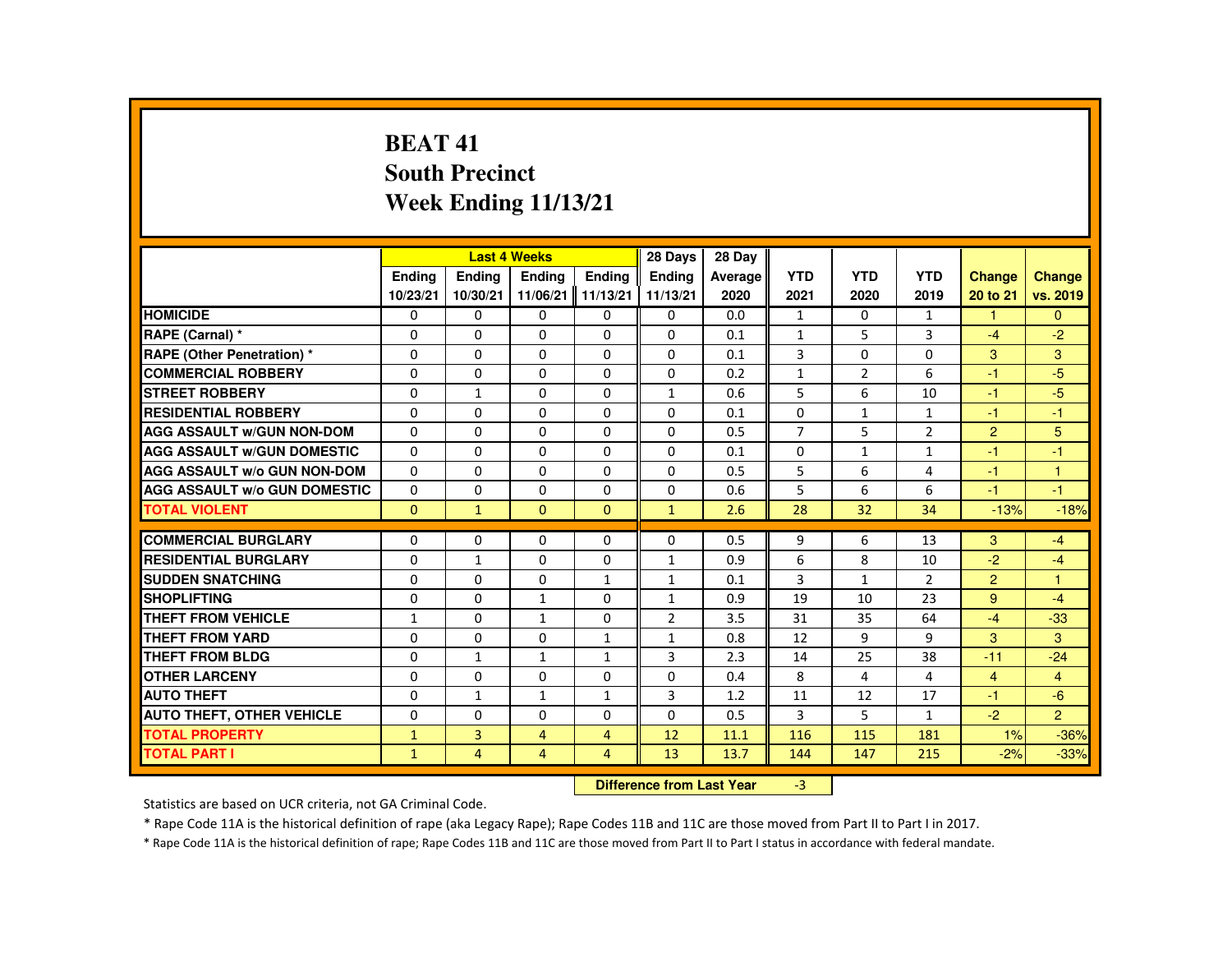# BEAT 41
## South Precinct
## Week Ending 11/13/21

| | Last 4 Weeks | | | | 28 Days | 28 Day | | | | | |
|---|---|---|---|---|---|---|---|---|---|---|---|
| | Ending 10/23/21 | Ending 10/30/21 | Ending 11/06/21 | Ending 11/13/21 | Ending 11/13/21 | Average 2020 | YTD 2021 | YTD 2020 | YTD 2019 | Change 20 to 21 | Change vs. 2019 |
| HOMICIDE | 0 | 0 | 0 | 0 | 0 | 0.0 | 1 | 0 | 1 | 1 | 0 |
| RAPE (Carnal) * | 0 | 0 | 0 | 0 | 0 | 0.1 | 1 | 5 | 3 | -4 | -2 |
| RAPE (Other Penetration) * | 0 | 0 | 0 | 0 | 0 | 0.1 | 3 | 0 | 0 | 3 | 3 |
| COMMERCIAL ROBBERY | 0 | 0 | 0 | 0 | 0 | 0.2 | 1 | 2 | 6 | -1 | -5 |
| STREET ROBBERY | 0 | 1 | 0 | 0 | 1 | 0.6 | 5 | 6 | 10 | -1 | -5 |
| RESIDENTIAL ROBBERY | 0 | 0 | 0 | 0 | 0 | 0.1 | 0 | 1 | 1 | -1 | -1 |
| AGG ASSAULT w/GUN NON-DOM | 0 | 0 | 0 | 0 | 0 | 0.5 | 7 | 5 | 2 | 2 | 5 |
| AGG ASSAULT w/GUN DOMESTIC | 0 | 0 | 0 | 0 | 0 | 0.1 | 0 | 1 | 1 | -1 | -1 |
| AGG ASSAULT w/o GUN NON-DOM | 0 | 0 | 0 | 0 | 0 | 0.5 | 5 | 6 | 4 | -1 | 1 |
| AGG ASSAULT w/o GUN DOMESTIC | 0 | 0 | 0 | 0 | 0 | 0.6 | 5 | 6 | 6 | -1 | -1 |
| TOTAL VIOLENT | 0 | 1 | 0 | 0 | 1 | 2.6 | 28 | 32 | 34 | -13% | -18% |
| COMMERCIAL BURGLARY | 0 | 0 | 0 | 0 | 0 | 0.5 | 9 | 6 | 13 | 3 | -4 |
| RESIDENTIAL BURGLARY | 0 | 1 | 0 | 0 | 1 | 0.9 | 6 | 8 | 10 | -2 | -4 |
| SUDDEN SNATCHING | 0 | 0 | 0 | 1 | 1 | 0.1 | 3 | 1 | 2 | 2 | 1 |
| SHOPLIFTING | 0 | 0 | 1 | 0 | 1 | 0.9 | 19 | 10 | 23 | 9 | -4 |
| THEFT FROM VEHICLE | 1 | 0 | 1 | 0 | 2 | 3.5 | 31 | 35 | 64 | -4 | -33 |
| THEFT FROM YARD | 0 | 0 | 0 | 1 | 1 | 0.8 | 12 | 9 | 9 | 3 | 3 |
| THEFT FROM BLDG | 0 | 1 | 1 | 1 | 3 | 2.3 | 14 | 25 | 38 | -11 | -24 |
| OTHER LARCENY | 0 | 0 | 0 | 0 | 0 | 0.4 | 8 | 4 | 4 | 4 | 4 |
| AUTO THEFT | 0 | 1 | 1 | 1 | 3 | 1.2 | 11 | 12 | 17 | -1 | -6 |
| AUTO THEFT, OTHER VEHICLE | 0 | 0 | 0 | 0 | 0 | 0.5 | 3 | 5 | 1 | -2 | 2 |
| TOTAL PROPERTY | 1 | 3 | 4 | 4 | 12 | 11.1 | 116 | 115 | 181 | 1% | -36% |
| TOTAL PART I | 1 | 4 | 4 | 4 | 13 | 13.7 | 144 | 147 | 215 | -2% | -33% |

**Difference from Last Year** -3

Statistics are based on UCR criteria, not GA Criminal Code.

* Rape Code 11A is the historical definition of rape (aka Legacy Rape); Rape Codes 11B and 11C are those moved from Part II to Part I in 2017.

* Rape Code 11A is the historical definition of rape; Rape Codes 11B and 11C are those moved from Part II to Part I status in accordance with federal mandate.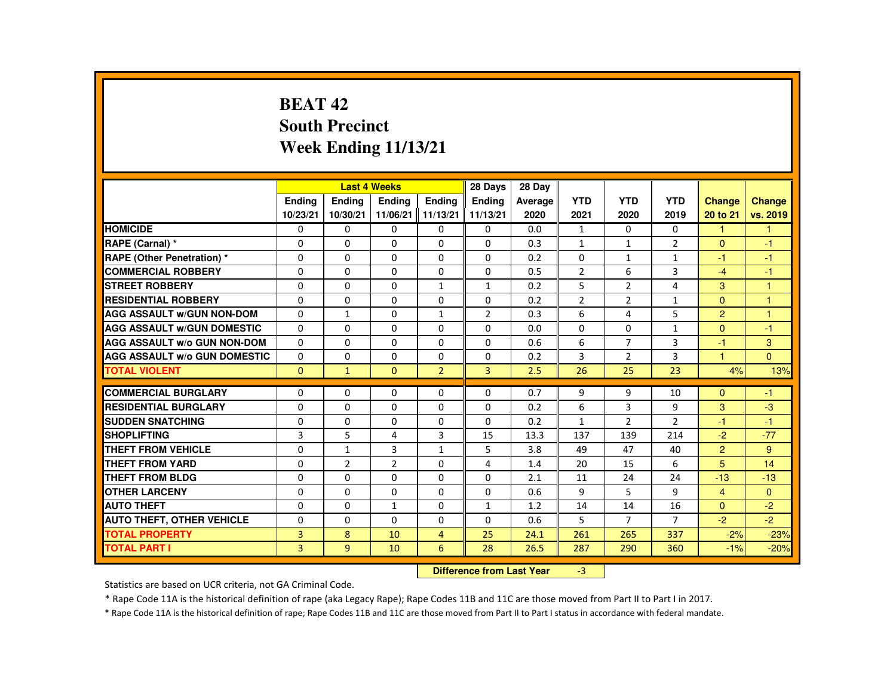# BEAT 42
## South Precinct
## Week Ending 11/13/21

| | Last 4 Weeks | | | | 28 Days | 28 Day | | | | | |
|---|---|---|---|---|---|---|---|---|---|---|---|
| | Ending 10/23/21 | Ending 10/30/21 | Ending 11/06/21 | Ending 11/13/21 | Ending 11/13/21 | Average 2020 | YTD 2021 | YTD 2020 | YTD 2019 | Change 20 to 21 | Change vs. 2019 |
| HOMICIDE | 0 | 0 | 0 | 0 | 0 | 0.0 | 1 | 0 | 0 | 1 | 1 |
| RAPE (Carnal) * | 0 | 0 | 0 | 0 | 0 | 0.3 | 1 | 1 | 2 | 0 | -1 |
| RAPE (Other Penetration) * | 0 | 0 | 0 | 0 | 0 | 0.2 | 0 | 1 | 1 | -1 | -1 |
| COMMERCIAL ROBBERY | 0 | 0 | 0 | 0 | 0 | 0.5 | 2 | 6 | 3 | -4 | -1 |
| STREET ROBBERY | 0 | 0 | 0 | 1 | 1 | 0.2 | 5 | 2 | 4 | 3 | 1 |
| RESIDENTIAL ROBBERY | 0 | 0 | 0 | 0 | 0 | 0.2 | 2 | 2 | 1 | 0 | 1 |
| AGG ASSAULT w/GUN NON-DOM | 0 | 1 | 0 | 1 | 2 | 0.3 | 6 | 4 | 5 | 2 | 1 |
| AGG ASSAULT w/GUN DOMESTIC | 0 | 0 | 0 | 0 | 0 | 0.0 | 0 | 0 | 1 | 0 | -1 |
| AGG ASSAULT w/o GUN NON-DOM | 0 | 0 | 0 | 0 | 0 | 0.6 | 6 | 7 | 3 | -1 | 3 |
| AGG ASSAULT w/o GUN DOMESTIC | 0 | 0 | 0 | 0 | 0 | 0.2 | 3 | 2 | 3 | 1 | 0 |
| TOTAL VIOLENT | 0 | 1 | 0 | 2 | 3 | 2.5 | 26 | 25 | 23 | 4% | 13% |
| COMMERCIAL BURGLARY | 0 | 0 | 0 | 0 | 0 | 0.7 | 9 | 9 | 10 | 0 | -1 |
| RESIDENTIAL BURGLARY | 0 | 0 | 0 | 0 | 0 | 0.2 | 6 | 3 | 9 | 3 | -3 |
| SUDDEN SNATCHING | 0 | 0 | 0 | 0 | 0 | 0.2 | 1 | 2 | 2 | -1 | -1 |
| SHOPLIFTING | 3 | 5 | 4 | 3 | 15 | 13.3 | 137 | 139 | 214 | -2 | -77 |
| THEFT FROM VEHICLE | 0 | 1 | 3 | 1 | 5 | 3.8 | 49 | 47 | 40 | 2 | 9 |
| THEFT FROM YARD | 0 | 2 | 2 | 0 | 4 | 1.4 | 20 | 15 | 6 | 5 | 14 |
| THEFT FROM BLDG | 0 | 0 | 0 | 0 | 0 | 2.1 | 11 | 24 | 24 | -13 | -13 |
| OTHER LARCENY | 0 | 0 | 0 | 0 | 0 | 0.6 | 9 | 5 | 9 | 4 | 0 |
| AUTO THEFT | 0 | 0 | 1 | 0 | 1 | 1.2 | 14 | 14 | 16 | 0 | -2 |
| AUTO THEFT, OTHER VEHICLE | 0 | 0 | 0 | 0 | 0 | 0.6 | 5 | 7 | 7 | -2 | -2 |
| TOTAL PROPERTY | 3 | 8 | 10 | 4 | 25 | 24.1 | 261 | 265 | 337 | -2% | -23% |
| TOTAL PART I | 3 | 9 | 10 | 6 | 28 | 26.5 | 287 | 290 | 360 | -1% | -20% |

**Difference from Last Year** -3

Statistics are based on UCR criteria, not GA Criminal Code.

* Rape Code 11A is the historical definition of rape (aka Legacy Rape); Rape Codes 11B and 11C are those moved from Part II to Part I in 2017.

* Rape Code 11A is the historical definition of rape; Rape Codes 11B and 11C are those moved from Part II to Part I status in accordance with federal mandate.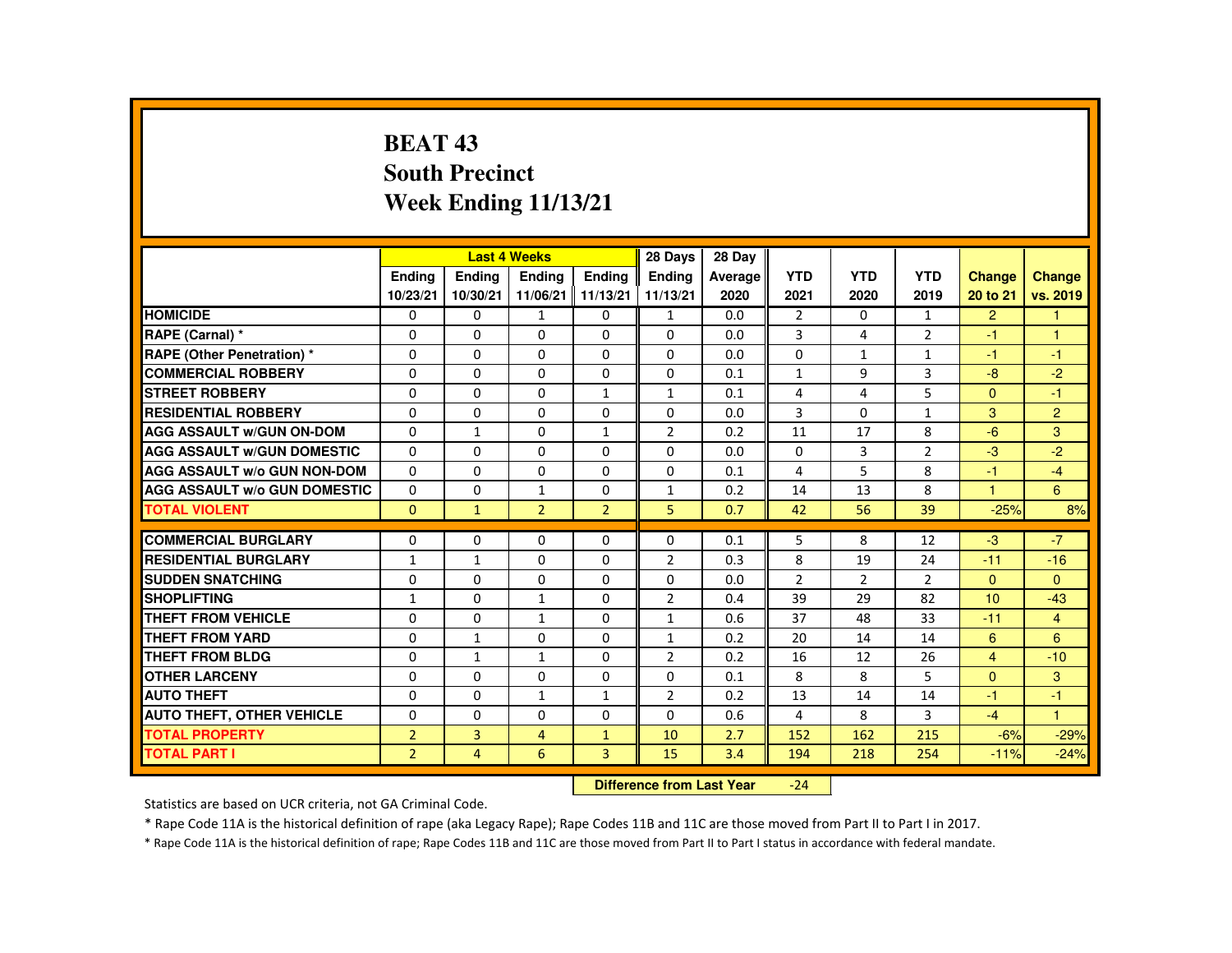# BEAT 43
## South Precinct
## Week Ending 11/13/21

| | Last 4 Weeks | | | | 28 Days | 28 Day | | | | | |
|---|---|---|---|---|---|---|---|---|---|---|---|
| | Ending 10/23/21 | Ending 10/30/21 | Ending 11/06/21 | Ending 11/13/21 | Ending 11/13/21 | Average 2020 | YTD 2021 | YTD 2020 | YTD 2019 | Change 20 to 21 | Change vs. 2019 |
| HOMICIDE | 0 | 0 | 1 | 0 | 1 | 0.0 | 2 | 0 | 1 | 2 | 1 |
| RAPE (Carnal) * | 0 | 0 | 0 | 0 | 0 | 0.0 | 3 | 4 | 2 | -1 | 1 |
| RAPE (Other Penetration) * | 0 | 0 | 0 | 0 | 0 | 0.0 | 0 | 1 | 1 | -1 | -1 |
| COMMERCIAL ROBBERY | 0 | 0 | 0 | 0 | 0 | 0.1 | 1 | 9 | 3 | -8 | -2 |
| STREET ROBBERY | 0 | 0 | 0 | 1 | 1 | 0.1 | 4 | 4 | 5 | 0 | -1 |
| RESIDENTIAL ROBBERY | 0 | 0 | 0 | 0 | 0 | 0.0 | 3 | 0 | 1 | 3 | 2 |
| AGG ASSAULT w/GUN ON-DOM | 0 | 1 | 0 | 1 | 2 | 0.2 | 11 | 17 | 8 | -6 | 3 |
| AGG ASSAULT w/GUN DOMESTIC | 0 | 0 | 0 | 0 | 0 | 0.0 | 0 | 3 | 2 | -3 | -2 |
| AGG ASSAULT w/o GUN NON-DOM | 0 | 0 | 0 | 0 | 0 | 0.1 | 4 | 5 | 8 | -1 | -4 |
| AGG ASSAULT w/o GUN DOMESTIC | 0 | 0 | 1 | 0 | 1 | 0.2 | 14 | 13 | 8 | 1 | 6 |
| TOTAL VIOLENT | 0 | 1 | 2 | 2 | 5 | 0.7 | 42 | 56 | 39 | -25% | 8% |
| COMMERCIAL BURGLARY | 0 | 0 | 0 | 0 | 0 | 0.1 | 5 | 8 | 12 | -3 | -7 |
| RESIDENTIAL BURGLARY | 1 | 1 | 0 | 0 | 2 | 0.3 | 8 | 19 | 24 | -11 | -16 |
| SUDDEN SNATCHING | 0 | 0 | 0 | 0 | 0 | 0.0 | 2 | 2 | 2 | 0 | 0 |
| SHOPLIFTING | 1 | 0 | 1 | 0 | 2 | 0.4 | 39 | 29 | 82 | 10 | -43 |
| THEFT FROM VEHICLE | 0 | 0 | 1 | 0 | 1 | 0.6 | 37 | 48 | 33 | -11 | 4 |
| THEFT FROM YARD | 0 | 1 | 0 | 0 | 1 | 0.2 | 20 | 14 | 14 | 6 | 6 |
| THEFT FROM BLDG | 0 | 1 | 1 | 0 | 2 | 0.2 | 16 | 12 | 26 | 4 | -10 |
| OTHER LARCENY | 0 | 0 | 0 | 0 | 0 | 0.1 | 8 | 8 | 5 | 0 | 3 |
| AUTO THEFT | 0 | 0 | 1 | 1 | 2 | 0.2 | 13 | 14 | 14 | -1 | -1 |
| AUTO THEFT, OTHER VEHICLE | 0 | 0 | 0 | 0 | 0 | 0.6 | 4 | 8 | 3 | -4 | 1 |
| TOTAL PROPERTY | 2 | 3 | 4 | 1 | 10 | 2.7 | 152 | 162 | 215 | -6% | -29% |
| TOTAL PART I | 2 | 4 | 6 | 3 | 15 | 3.4 | 194 | 218 | 254 | -11% | -24% |

| Difference from Last Year | -24 |
|---|---|

Statistics are based on UCR criteria, not GA Criminal Code.

* Rape Code 11A is the historical definition of rape (aka Legacy Rape); Rape Codes 11B and 11C are those moved from Part II to Part I in 2017.

* Rape Code 11A is the historical definition of rape; Rape Codes 11B and 11C are those moved from Part II to Part I status in accordance with federal mandate.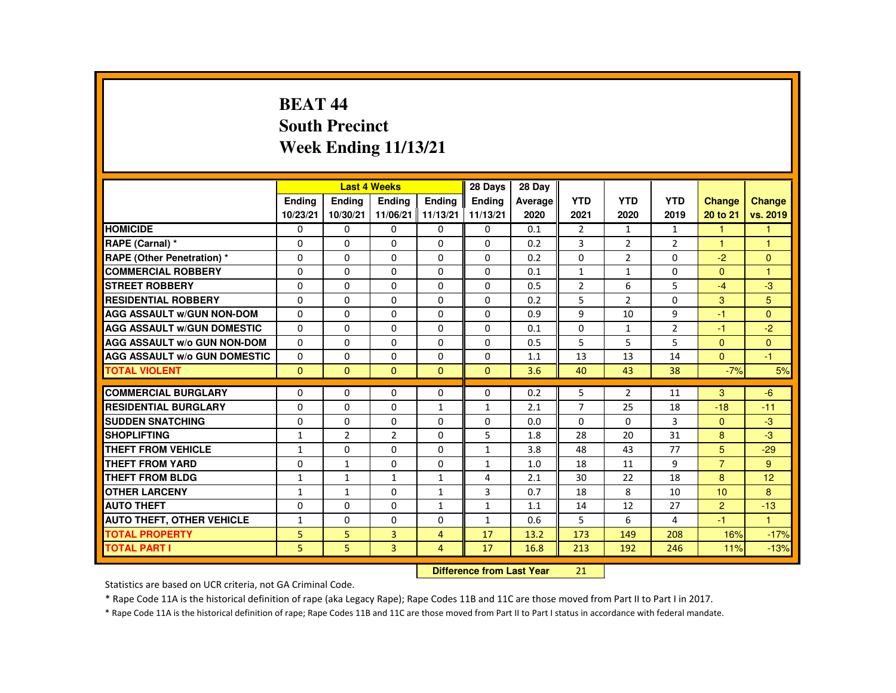# BEAT 44
## South Precinct
## Week Ending 11/13/21

| | Last 4 Weeks | | | | 28 Days | 28 Day | | | | | |
|---|---|---|---|---|---|---|---|---|---|---|---|
| | Ending 10/23/21 | Ending 10/30/21 | Ending 11/06/21 | Ending 11/13/21 | Ending 11/13/21 | Average 2020 | YTD 2021 | YTD 2020 | YTD 2019 | Change 20 to 21 | Change vs. 2019 |
| HOMICIDE | 0 | 0 | 0 | 0 | 0 | 0.1 | 2 | 1 | 1 | 1 | 1 |
| RAPE (Carnal) * | 0 | 0 | 0 | 0 | 0 | 0.2 | 3 | 2 | 2 | 1 | 1 |
| RAPE (Other Penetration) * | 0 | 0 | 0 | 0 | 0 | 0.2 | 0 | 2 | 0 | -2 | 0 |
| COMMERCIAL ROBBERY | 0 | 0 | 0 | 0 | 0 | 0.1 | 1 | 1 | 0 | 0 | 1 |
| STREET ROBBERY | 0 | 0 | 0 | 0 | 0 | 0.5 | 2 | 6 | 5 | -4 | -3 |
| RESIDENTIAL ROBBERY | 0 | 0 | 0 | 0 | 0 | 0.2 | 5 | 2 | 0 | 3 | 5 |
| AGG ASSAULT w/GUN NON-DOM | 0 | 0 | 0 | 0 | 0 | 0.9 | 9 | 10 | 9 | -1 | 0 |
| AGG ASSAULT w/GUN DOMESTIC | 0 | 0 | 0 | 0 | 0 | 0.1 | 0 | 1 | 2 | -1 | -2 |
| AGG ASSAULT w/o GUN NON-DOM | 0 | 0 | 0 | 0 | 0 | 0.5 | 5 | 5 | 5 | 0 | 0 |
| AGG ASSAULT w/o GUN DOMESTIC | 0 | 0 | 0 | 0 | 0 | 1.1 | 13 | 13 | 14 | 0 | -1 |
| TOTAL VIOLENT | 0 | 0 | 0 | 0 | 0 | 3.6 | 40 | 43 | 38 | -7% | 5% |
| COMMERCIAL BURGLARY | 0 | 0 | 0 | 0 | 0 | 0.2 | 5 | 2 | 11 | 3 | -6 |
| RESIDENTIAL BURGLARY | 0 | 0 | 0 | 1 | 1 | 2.1 | 7 | 25 | 18 | -18 | -11 |
| SUDDEN SNATCHING | 0 | 0 | 0 | 0 | 0 | 0.0 | 0 | 0 | 3 | 0 | -3 |
| SHOPLIFTING | 1 | 2 | 2 | 0 | 5 | 1.8 | 28 | 20 | 31 | 8 | -3 |
| THEFT FROM VEHICLE | 1 | 0 | 0 | 0 | 1 | 3.8 | 48 | 43 | 77 | 5 | -29 |
| THEFT FROM YARD | 0 | 1 | 0 | 0 | 1 | 1.0 | 18 | 11 | 9 | 7 | 9 |
| THEFT FROM BLDG | 1 | 1 | 1 | 1 | 4 | 2.1 | 30 | 22 | 18 | 8 | 12 |
| OTHER LARCENY | 1 | 1 | 0 | 1 | 3 | 0.7 | 18 | 8 | 10 | 10 | 8 |
| AUTO THEFT | 0 | 0 | 0 | 1 | 1 | 1.1 | 14 | 12 | 27 | 2 | -13 |
| AUTO THEFT, OTHER VEHICLE | 1 | 0 | 0 | 0 | 1 | 0.6 | 5 | 6 | 4 | -1 | 1 |
| TOTAL PROPERTY | 5 | 5 | 3 | 4 | 17 | 13.2 | 173 | 149 | 208 | 16% | -17% |
| TOTAL PART I | 5 | 5 | 3 | 4 | 17 | 16.8 | 213 | 192 | 246 | 11% | -13% |

**Difference from Last Year** 21

Statistics are based on UCR criteria, not GA Criminal Code.

* Rape Code 11A is the historical definition of rape (aka Legacy Rape); Rape Codes 11B and 11C are those moved from Part II to Part I in 2017.

* Rape Code 11A is the historical definition of rape; Rape Codes 11B and 11C are those moved from Part II to Part I status in accordance with federal mandate.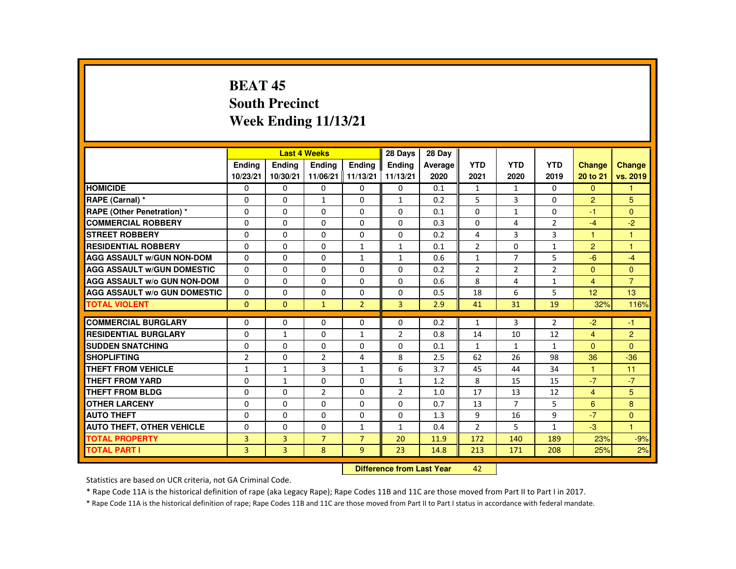# BEAT 45
## South Precinct
## Week Ending 11/13/21

| | Last 4 Weeks | | | | 28 Days | 28 Day | | | | | |
|---|---|---|---|---|---|---|---|---|---|---|---|
| | Ending 10/23/21 | Ending 10/30/21 | Ending 11/06/21 | Ending 11/13/21 | Ending 11/13/21 | Average 2020 | YTD 2021 | YTD 2020 | YTD 2019 | Change 20 to 21 | Change vs. 2019 |
| HOMICIDE | 0 | 0 | 0 | 0 | 0 | 0.1 | 1 | 1 | 0 | 0 | 1 |
| RAPE (Carnal) * | 0 | 0 | 1 | 0 | 1 | 0.2 | 5 | 3 | 0 | 2 | 5 |
| RAPE (Other Penetration) * | 0 | 0 | 0 | 0 | 0 | 0.1 | 0 | 1 | 0 | -1 | 0 |
| COMMERCIAL ROBBERY | 0 | 0 | 0 | 0 | 0 | 0.3 | 0 | 4 | 2 | -4 | -2 |
| STREET ROBBERY | 0 | 0 | 0 | 0 | 0 | 0.2 | 4 | 3 | 3 | 1 | 1 |
| RESIDENTIAL ROBBERY | 0 | 0 | 0 | 1 | 1 | 0.1 | 2 | 0 | 1 | 2 | 1 |
| AGG ASSAULT w/GUN NON-DOM | 0 | 0 | 0 | 1 | 1 | 0.6 | 1 | 7 | 5 | -6 | -4 |
| AGG ASSAULT w/GUN DOMESTIC | 0 | 0 | 0 | 0 | 0 | 0.2 | 2 | 2 | 2 | 0 | 0 |
| AGG ASSAULT w/o GUN NON-DOM | 0 | 0 | 0 | 0 | 0 | 0.6 | 8 | 4 | 1 | 4 | 7 |
| AGG ASSAULT w/o GUN DOMESTIC | 0 | 0 | 0 | 0 | 0 | 0.5 | 18 | 6 | 5 | 12 | 13 |
| TOTAL VIOLENT | 0 | 0 | 1 | 2 | 3 | 2.9 | 41 | 31 | 19 | 32% | 116% |
| COMMERCIAL BURGLARY | 0 | 0 | 0 | 0 | 0 | 0.2 | 1 | 3 | 2 | -2 | -1 |
| RESIDENTIAL BURGLARY | 0 | 1 | 0 | 1 | 2 | 0.8 | 14 | 10 | 12 | 4 | 2 |
| SUDDEN SNATCHING | 0 | 0 | 0 | 0 | 0 | 0.1 | 1 | 1 | 1 | 0 | 0 |
| SHOPLIFTING | 2 | 0 | 2 | 4 | 8 | 2.5 | 62 | 26 | 98 | 36 | -36 |
| THEFT FROM VEHICLE | 1 | 1 | 3 | 1 | 6 | 3.7 | 45 | 44 | 34 | 1 | 11 |
| THEFT FROM YARD | 0 | 1 | 0 | 0 | 1 | 1.2 | 8 | 15 | 15 | -7 | -7 |
| THEFT FROM BLDG | 0 | 0 | 2 | 0 | 2 | 1.0 | 17 | 13 | 12 | 4 | 5 |
| OTHER LARCENY | 0 | 0 | 0 | 0 | 0 | 0.7 | 13 | 7 | 5 | 6 | 8 |
| AUTO THEFT | 0 | 0 | 0 | 0 | 0 | 1.3 | 9 | 16 | 9 | -7 | 0 |
| AUTO THEFT, OTHER VEHICLE | 0 | 0 | 0 | 1 | 1 | 0.4 | 2 | 5 | 1 | -3 | 1 |
| TOTAL PROPERTY | 3 | 3 | 7 | 7 | 20 | 11.9 | 172 | 140 | 189 | 23% | -9% |
| TOTAL PART I | 3 | 3 | 8 | 9 | 23 | 14.8 | 213 | 171 | 208 | 25% | 2% |

**Difference from Last Year** 42

Statistics are based on UCR criteria, not GA Criminal Code.

* Rape Code 11A is the historical definition of rape (aka Legacy Rape); Rape Codes 11B and 11C are those moved from Part II to Part I in 2017.

* Rape Code 11A is the historical definition of rape; Rape Codes 11B and 11C are those moved from Part II to Part I status in accordance with federal mandate.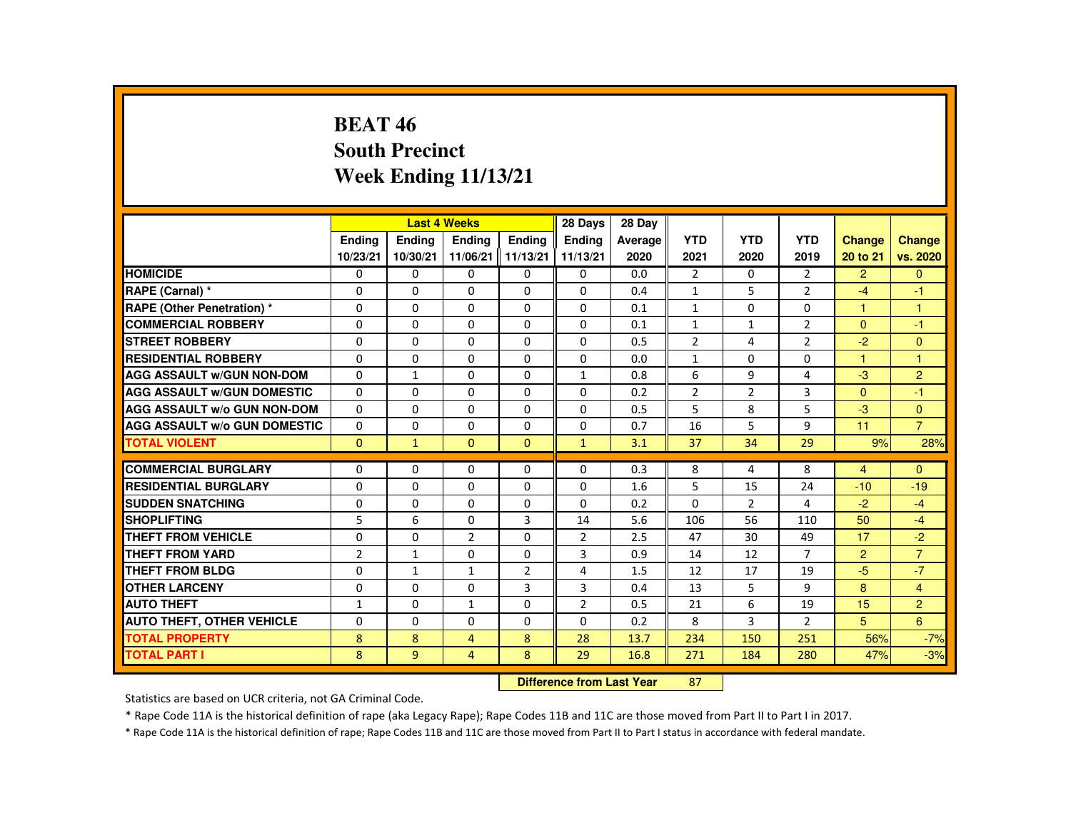# BEAT 46
# South Precinct
# Week Ending 11/13/21

| | Last 4 Weeks | | | | 28 Days | 28 Day | | | | | |
|---|---|---|---|---|---|---|---|---|---|---|---|
| | Ending 10/23/21 | Ending 10/30/21 | Ending 11/06/21 | Ending 11/13/21 | Ending 11/13/21 | Average 2020 | YTD 2021 | YTD 2020 | YTD 2019 | Change 20 to 21 | Change vs. 2020 |
| HOMICIDE | 0 | 0 | 0 | 0 | 0 | 0.0 | 2 | 0 | 2 | 2 | 0 |
| RAPE (Carnal) * | 0 | 0 | 0 | 0 | 0 | 0.4 | 1 | 5 | 2 | -4 | -1 |
| RAPE (Other Penetration) * | 0 | 0 | 0 | 0 | 0 | 0.1 | 1 | 0 | 0 | 1 | 1 |
| COMMERCIAL ROBBERY | 0 | 0 | 0 | 0 | 0 | 0.1 | 1 | 1 | 2 | 0 | -1 |
| STREET ROBBERY | 0 | 0 | 0 | 0 | 0 | 0.5 | 2 | 4 | 2 | -2 | 0 |
| RESIDENTIAL ROBBERY | 0 | 0 | 0 | 0 | 0 | 0.0 | 1 | 0 | 0 | 1 | 1 |
| AGG ASSAULT w/GUN NON-DOM | 0 | 1 | 0 | 0 | 1 | 0.8 | 6 | 9 | 4 | -3 | 2 |
| AGG ASSAULT w/GUN DOMESTIC | 0 | 0 | 0 | 0 | 0 | 0.2 | 2 | 2 | 3 | 0 | -1 |
| AGG ASSAULT w/o GUN NON-DOM | 0 | 0 | 0 | 0 | 0 | 0.5 | 5 | 8 | 5 | -3 | 0 |
| AGG ASSAULT w/o GUN DOMESTIC | 0 | 0 | 0 | 0 | 0 | 0.7 | 16 | 5 | 9 | 11 | 7 |
| TOTAL VIOLENT | 0 | 1 | 0 | 0 | 1 | 3.1 | 37 | 34 | 29 | 9% | 28% |
| COMMERCIAL BURGLARY | 0 | 0 | 0 | 0 | 0 | 0.3 | 8 | 4 | 8 | 4 | 0 |
| RESIDENTIAL BURGLARY | 0 | 0 | 0 | 0 | 0 | 1.6 | 5 | 15 | 24 | -10 | -19 |
| SUDDEN SNATCHING | 0 | 0 | 0 | 0 | 0 | 0.2 | 0 | 2 | 4 | -2 | -4 |
| SHOPLIFTING | 5 | 6 | 0 | 3 | 14 | 5.6 | 106 | 56 | 110 | 50 | -4 |
| THEFT FROM VEHICLE | 0 | 0 | 2 | 0 | 2 | 2.5 | 47 | 30 | 49 | 17 | -2 |
| THEFT FROM YARD | 2 | 1 | 0 | 0 | 3 | 0.9 | 14 | 12 | 7 | 2 | 7 |
| THEFT FROM BLDG | 0 | 1 | 1 | 2 | 4 | 1.5 | 12 | 17 | 19 | -5 | -7 |
| OTHER LARCENY | 0 | 0 | 0 | 3 | 3 | 0.4 | 13 | 5 | 9 | 8 | 4 |
| AUTO THEFT | 1 | 0 | 1 | 0 | 2 | 0.5 | 21 | 6 | 19 | 15 | 2 |
| AUTO THEFT, OTHER VEHICLE | 0 | 0 | 0 | 0 | 0 | 0.2 | 8 | 3 | 2 | 5 | 6 |
| TOTAL PROPERTY | 8 | 8 | 4 | 8 | 28 | 13.7 | 234 | 150 | 251 | 56% | -7% |
| TOTAL PART I | 8 | 9 | 4 | 8 | 29 | 16.8 | 271 | 184 | 280 | 47% | -3% |

**Difference from Last Year** 87

Statistics are based on UCR criteria, not GA Criminal Code.

* Rape Code 11A is the historical definition of rape (aka Legacy Rape); Rape Codes 11B and 11C are those moved from Part II to Part I in 2017.

* Rape Code 11A is the historical definition of rape; Rape Codes 11B and 11C are those moved from Part II to Part I status in accordance with federal mandate.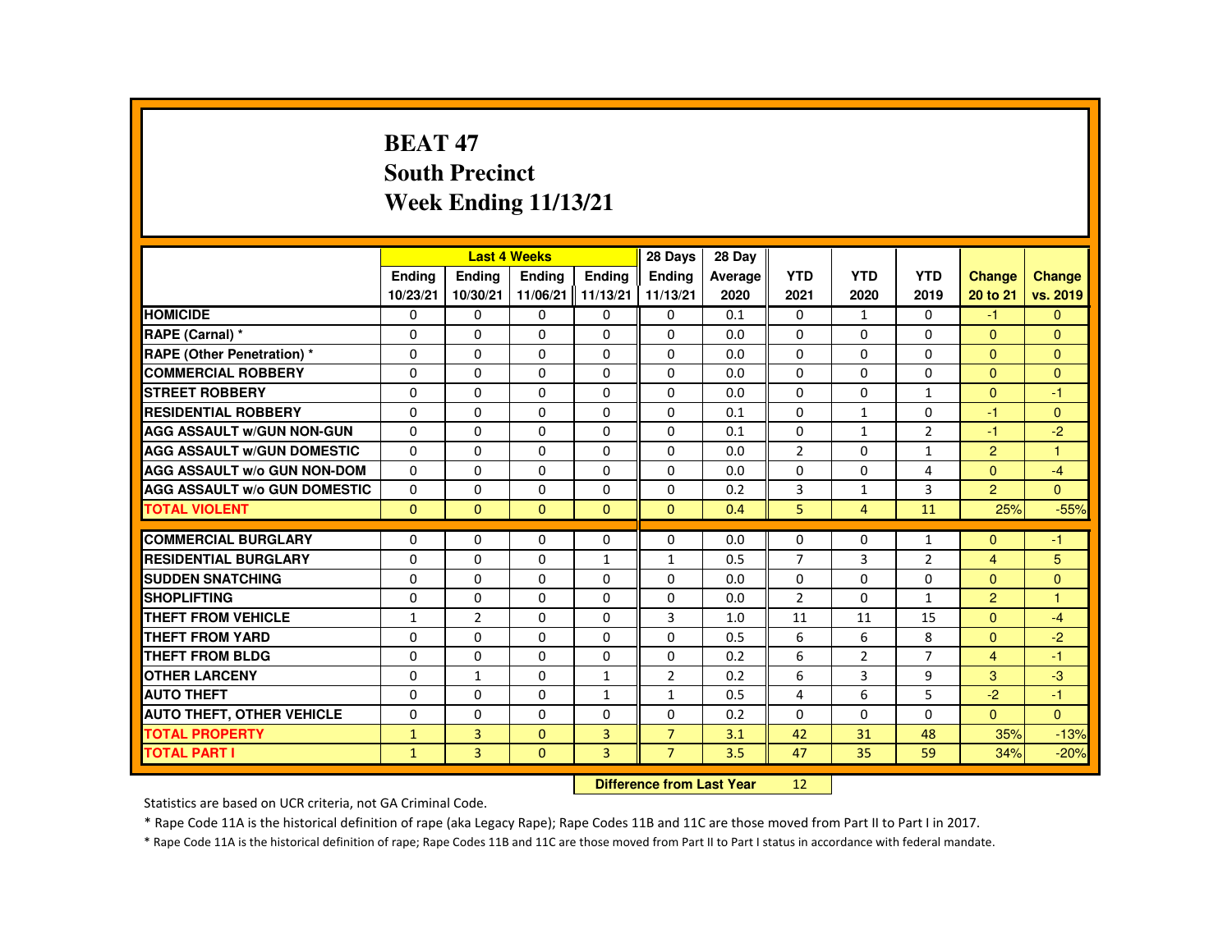# BEAT 47
## South Precinct
## Week Ending 11/13/21

| | Last 4 Weeks | | | | 28 Days | 28 Day | | | | | |
|---|---|---|---|---|---|---|---|---|---|---|---|
| | Ending 10/23/21 | Ending 10/30/21 | Ending 11/06/21 | Ending 11/13/21 | Ending 11/13/21 | Average 2020 | YTD 2021 | YTD 2020 | YTD 2019 | Change 20 to 21 | Change vs. 2019 |
| **HOMICIDE** | 0 | 0 | 0 | 0 | 0 | 0.1 | 0 | 1 | 0 | -1 | 0 |
| **RAPE (Carnal) *** | 0 | 0 | 0 | 0 | 0 | 0.0 | 0 | 0 | 0 | 0 | 0 |
| **RAPE (Other Penetration) *** | 0 | 0 | 0 | 0 | 0 | 0.0 | 0 | 0 | 0 | 0 | 0 |
| **COMMERCIAL ROBBERY** | 0 | 0 | 0 | 0 | 0 | 0.0 | 0 | 0 | 0 | 0 | 0 |
| **STREET ROBBERY** | 0 | 0 | 0 | 0 | 0 | 0.0 | 0 | 0 | 1 | 0 | -1 |
| **RESIDENTIAL ROBBERY** | 0 | 0 | 0 | 0 | 0 | 0.1 | 0 | 1 | 0 | -1 | 0 |
| **AGG ASSAULT w/GUN NON-GUN** | 0 | 0 | 0 | 0 | 0 | 0.1 | 0 | 1 | 2 | -1 | -2 |
| **AGG ASSAULT w/GUN DOMESTIC** | 0 | 0 | 0 | 0 | 0 | 0.0 | 2 | 0 | 1 | 2 | 1 |
| **AGG ASSAULT w/o GUN NON-DOM** | 0 | 0 | 0 | 0 | 0 | 0.0 | 0 | 0 | 4 | 0 | -4 |
| **AGG ASSAULT w/o GUN DOMESTIC** | 0 | 0 | 0 | 0 | 0 | 0.2 | 3 | 1 | 3 | 2 | 0 |
| **TOTAL VIOLENT** | 0 | 0 | 0 | 0 | 0 | 0.4 | 5 | 4 | 11 | 25% | -55% |
| **COMMERCIAL BURGLARY** | 0 | 0 | 0 | 0 | 0 | 0.0 | 0 | 0 | 1 | 0 | -1 |
| **RESIDENTIAL BURGLARY** | 0 | 0 | 0 | 1 | 1 | 0.5 | 7 | 3 | 2 | 4 | 5 |
| **SUDDEN SNATCHING** | 0 | 0 | 0 | 0 | 0 | 0.0 | 0 | 0 | 0 | 0 | 0 |
| **SHOPLIFTING** | 0 | 0 | 0 | 0 | 0 | 0.0 | 2 | 0 | 1 | 2 | 1 |
| **THEFT FROM VEHICLE** | 1 | 2 | 0 | 0 | 3 | 1.0 | 11 | 11 | 15 | 0 | -4 |
| **THEFT FROM YARD** | 0 | 0 | 0 | 0 | 0 | 0.5 | 6 | 6 | 8 | 0 | -2 |
| **THEFT FROM BLDG** | 0 | 0 | 0 | 0 | 0 | 0.2 | 6 | 2 | 7 | 4 | -1 |
| **OTHER LARCENY** | 0 | 1 | 0 | 1 | 2 | 0.2 | 6 | 3 | 9 | 3 | -3 |
| **AUTO THEFT** | 0 | 0 | 0 | 1 | 1 | 0.5 | 4 | 6 | 5 | -2 | -1 |
| **AUTO THEFT, OTHER VEHICLE** | 0 | 0 | 0 | 0 | 0 | 0.2 | 0 | 0 | 0 | 0 | 0 |
| **TOTAL PROPERTY** | 1 | 3 | 0 | 3 | 7 | 3.1 | 42 | 31 | 48 | 35% | -13% |
| **TOTAL PART I** | 1 | 3 | 0 | 3 | 7 | 3.5 | 47 | 35 | 59 | 34% | -20% |

**Difference from Last Year** 12

Statistics are based on UCR criteria, not GA Criminal Code.

* Rape Code 11A is the historical definition of rape (aka Legacy Rape); Rape Codes 11B and 11C are those moved from Part II to Part I in 2017.

* Rape Code 11A is the historical definition of rape; Rape Codes 11B and 11C are those moved from Part II to Part I status in accordance with federal mandate.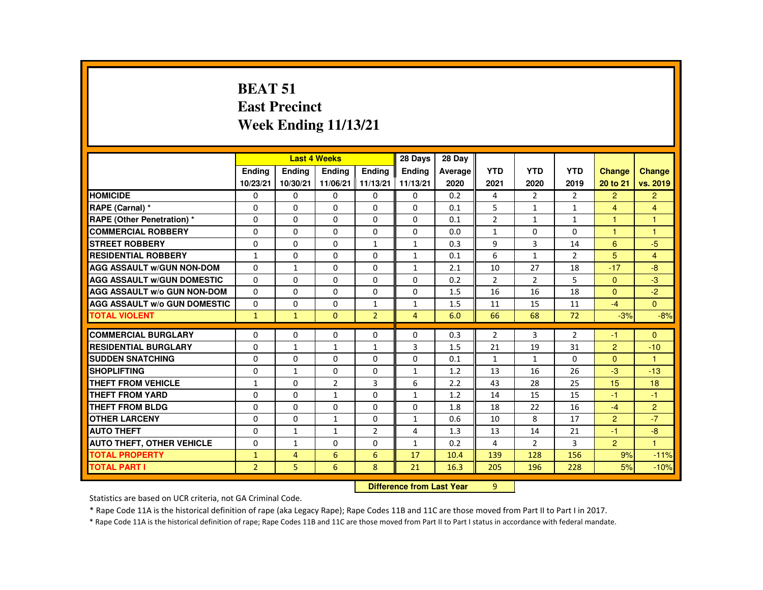# BEAT 51
## East Precinct
## Week Ending 11/13/21

| | Last 4 Weeks | | | | 28 Days | 28 Day | | | | | |
|---|---|---|---|---|---|---|---|---|---|---|---|
| | Ending 10/23/21 | Ending 10/30/21 | Ending 11/06/21 | Ending 11/13/21 | Ending 11/13/21 | Average 2020 | YTD 2021 | YTD 2020 | YTD 2019 | Change 20 to 21 | Change vs. 2019 |
| HOMICIDE | 0 | 0 | 0 | 0 | 0 | 0.2 | 4 | 2 | 2 | 2 | 2 |
| RAPE (Carnal) * | 0 | 0 | 0 | 0 | 0 | 0.1 | 5 | 1 | 1 | 4 | 4 |
| RAPE (Other Penetration) * | 0 | 0 | 0 | 0 | 0 | 0.1 | 2 | 1 | 1 | 1 | 1 |
| COMMERCIAL ROBBERY | 0 | 0 | 0 | 0 | 0 | 0.0 | 1 | 0 | 0 | 1 | 1 |
| STREET ROBBERY | 0 | 0 | 0 | 1 | 1 | 0.3 | 9 | 3 | 14 | 6 | -5 |
| RESIDENTIAL ROBBERY | 1 | 0 | 0 | 0 | 1 | 0.1 | 6 | 1 | 2 | 5 | 4 |
| AGG ASSAULT w/GUN NON-DOM | 0 | 1 | 0 | 0 | 1 | 2.1 | 10 | 27 | 18 | -17 | -8 |
| AGG ASSAULT w/GUN DOMESTIC | 0 | 0 | 0 | 0 | 0 | 0.2 | 2 | 2 | 5 | 0 | -3 |
| AGG ASSAULT w/o GUN NON-DOM | 0 | 0 | 0 | 0 | 0 | 1.5 | 16 | 16 | 18 | 0 | -2 |
| AGG ASSAULT w/o GUN DOMESTIC | 0 | 0 | 0 | 1 | 1 | 1.5 | 11 | 15 | 11 | -4 | 0 |
| TOTAL VIOLENT | 1 | 1 | 0 | 2 | 4 | 6.0 | 66 | 68 | 72 | -3% | -8% |
| COMMERCIAL BURGLARY | 0 | 0 | 0 | 0 | 0 | 0.3 | 2 | 3 | 2 | -1 | 0 |
| RESIDENTIAL BURGLARY | 0 | 1 | 1 | 1 | 3 | 1.5 | 21 | 19 | 31 | 2 | -10 |
| SUDDEN SNATCHING | 0 | 0 | 0 | 0 | 0 | 0.1 | 1 | 1 | 0 | 0 | 1 |
| SHOPLIFTING | 0 | 1 | 0 | 0 | 1 | 1.2 | 13 | 16 | 26 | -3 | -13 |
| THEFT FROM VEHICLE | 1 | 0 | 2 | 3 | 6 | 2.2 | 43 | 28 | 25 | 15 | 18 |
| THEFT FROM YARD | 0 | 0 | 1 | 0 | 1 | 1.2 | 14 | 15 | 15 | -1 | -1 |
| THEFT FROM BLDG | 0 | 0 | 0 | 0 | 0 | 1.8 | 18 | 22 | 16 | -4 | 2 |
| OTHER LARCENY | 0 | 0 | 1 | 0 | 1 | 0.6 | 10 | 8 | 17 | 2 | -7 |
| AUTO THEFT | 0 | 1 | 1 | 2 | 4 | 1.3 | 13 | 14 | 21 | -1 | -8 |
| AUTO THEFT, OTHER VEHICLE | 0 | 1 | 0 | 0 | 1 | 0.2 | 4 | 2 | 3 | 2 | 1 |
| TOTAL PROPERTY | 1 | 4 | 6 | 6 | 17 | 10.4 | 139 | 128 | 156 | 9% | -11% |
| TOTAL PART I | 2 | 5 | 6 | 8 | 21 | 16.3 | 205 | 196 | 228 | 5% | -10% |

**Difference from Last Year** 9

Statistics are based on UCR criteria, not GA Criminal Code.

* Rape Code 11A is the historical definition of rape (aka Legacy Rape); Rape Codes 11B and 11C are those moved from Part II to Part I in 2017.

* Rape Code 11A is the historical definition of rape; Rape Codes 11B and 11C are those moved from Part II to Part I status in accordance with federal mandate.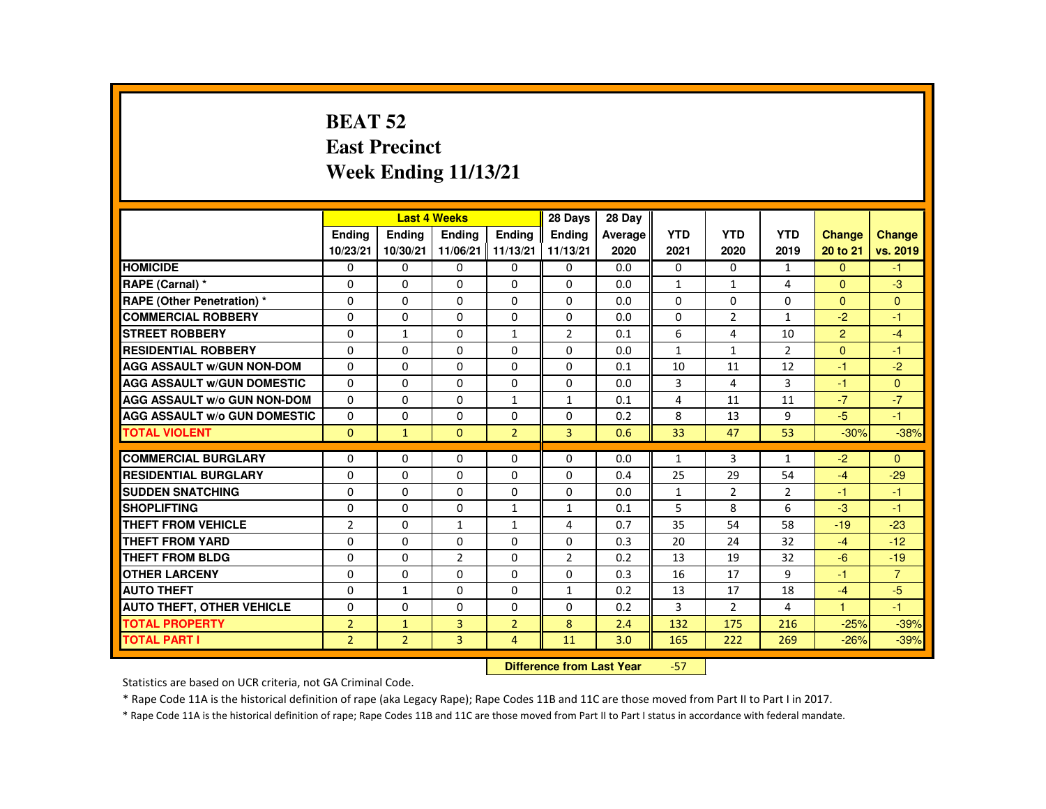# BEAT 52
# East Precinct
# Week Ending 11/13/21

| | Last 4 Weeks | | | | 28 Days | 28 Day | | | | | |
|---|---|---|---|---|---|---|---|---|---|---|---|
| | Ending 10/23/21 | Ending 10/30/21 | Ending 11/06/21 | Ending 11/13/21 | Ending 11/13/21 | Average 2020 | YTD 2021 | YTD 2020 | YTD 2019 | Change 20 to 21 | Change vs. 2019 |
| HOMICIDE | 0 | 0 | 0 | 0 | 0 | 0.0 | 0 | 0 | 1 | 0 | -1 |
| RAPE (Carnal) * | 0 | 0 | 0 | 0 | 0 | 0.0 | 1 | 1 | 4 | 0 | -3 |
| RAPE (Other Penetration) * | 0 | 0 | 0 | 0 | 0 | 0.0 | 0 | 0 | 0 | 0 | 0 |
| COMMERCIAL ROBBERY | 0 | 0 | 0 | 0 | 0 | 0.0 | 0 | 2 | 1 | -2 | -1 |
| STREET ROBBERY | 0 | 1 | 0 | 1 | 2 | 0.1 | 6 | 4 | 10 | 2 | -4 |
| RESIDENTIAL ROBBERY | 0 | 0 | 0 | 0 | 0 | 0.0 | 1 | 1 | 2 | 0 | -1 |
| AGG ASSAULT w/GUN NON-DOM | 0 | 0 | 0 | 0 | 0 | 0.1 | 10 | 11 | 12 | -1 | -2 |
| AGG ASSAULT w/GUN DOMESTIC | 0 | 0 | 0 | 0 | 0 | 0.0 | 3 | 4 | 3 | -1 | 0 |
| AGG ASSAULT w/o GUN NON-DOM | 0 | 0 | 0 | 1 | 1 | 0.1 | 4 | 11 | 11 | -7 | -7 |
| AGG ASSAULT w/o GUN DOMESTIC | 0 | 0 | 0 | 0 | 0 | 0.2 | 8 | 13 | 9 | -5 | -1 |
| TOTAL VIOLENT | 0 | 1 | 0 | 2 | 3 | 0.6 | 33 | 47 | 53 | -30% | -38% |
| COMMERCIAL BURGLARY | 0 | 0 | 0 | 0 | 0 | 0.0 | 1 | 3 | 1 | -2 | 0 |
| RESIDENTIAL BURGLARY | 0 | 0 | 0 | 0 | 0 | 0.4 | 25 | 29 | 54 | -4 | -29 |
| SUDDEN SNATCHING | 0 | 0 | 0 | 0 | 0 | 0.0 | 1 | 2 | 2 | -1 | -1 |
| SHOPLIFTING | 0 | 0 | 0 | 1 | 1 | 0.1 | 5 | 8 | 6 | -3 | -1 |
| THEFT FROM VEHICLE | 2 | 0 | 1 | 1 | 4 | 0.7 | 35 | 54 | 58 | -19 | -23 |
| THEFT FROM YARD | 0 | 0 | 0 | 0 | 0 | 0.3 | 20 | 24 | 32 | -4 | -12 |
| THEFT FROM BLDG | 0 | 0 | 2 | 0 | 2 | 0.2 | 13 | 19 | 32 | -6 | -19 |
| OTHER LARCENY | 0 | 0 | 0 | 0 | 0 | 0.3 | 16 | 17 | 9 | -1 | 7 |
| AUTO THEFT | 0 | 1 | 0 | 0 | 1 | 0.2 | 13 | 17 | 18 | -4 | -5 |
| AUTO THEFT, OTHER VEHICLE | 0 | 0 | 0 | 0 | 0 | 0.2 | 3 | 2 | 4 | 1 | -1 |
| TOTAL PROPERTY | 2 | 1 | 3 | 2 | 8 | 2.4 | 132 | 175 | 216 | -25% | -39% |
| TOTAL PART I | 2 | 2 | 3 | 4 | 11 | 3.0 | 165 | 222 | 269 | -26% | -39% |

**Difference from Last Year** -57

Statistics are based on UCR criteria, not GA Criminal Code.

* Rape Code 11A is the historical definition of rape (aka Legacy Rape); Rape Codes 11B and 11C are those moved from Part II to Part I in 2017.

* Rape Code 11A is the historical definition of rape; Rape Codes 11B and 11C are those moved from Part II to Part I status in accordance with federal mandate.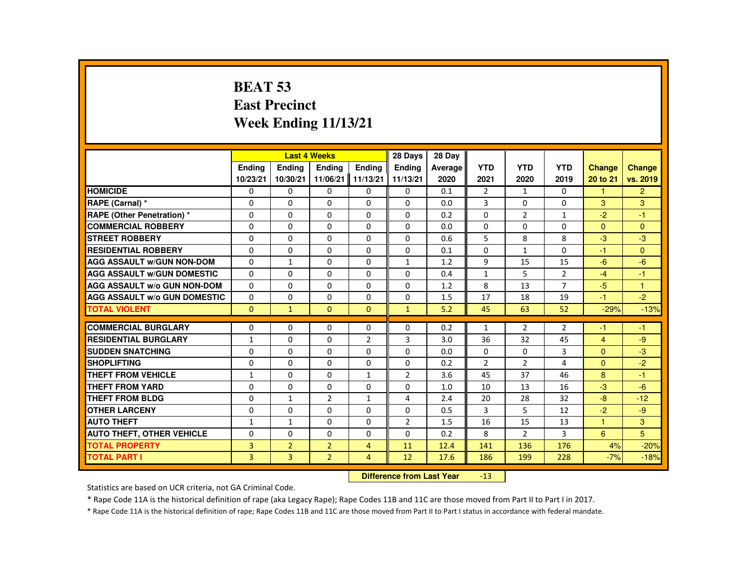# BEAT 53
# East Precinct
# Week Ending 11/13/21

| | Last 4 Weeks | | | | 28 Days | 28 Day | | | | | |
|---|---|---|---|---|---|---|---|---|---|---|---|
| | Ending 10/23/21 | Ending 10/30/21 | Ending 11/06/21 | Ending 11/13/21 | Ending 11/13/21 | Average 2020 | YTD 2021 | YTD 2020 | YTD 2019 | Change 20 to 21 | Change vs. 2019 |
| HOMICIDE | 0 | 0 | 0 | 0 | 0 | 0.1 | 2 | 1 | 0 | 1 | 2 |
| RAPE (Carnal) * | 0 | 0 | 0 | 0 | 0 | 0.0 | 3 | 0 | 0 | 3 | 3 |
| RAPE (Other Penetration) * | 0 | 0 | 0 | 0 | 0 | 0.2 | 0 | 2 | 1 | -2 | -1 |
| COMMERCIAL ROBBERY | 0 | 0 | 0 | 0 | 0 | 0.0 | 0 | 0 | 0 | 0 | 0 |
| STREET ROBBERY | 0 | 0 | 0 | 0 | 0 | 0.6 | 5 | 8 | 8 | -3 | -3 |
| RESIDENTIAL ROBBERY | 0 | 0 | 0 | 0 | 0 | 0.1 | 0 | 1 | 0 | -1 | 0 |
| AGG ASSAULT w/GUN NON-DOM | 0 | 1 | 0 | 0 | 1 | 1.2 | 9 | 15 | 15 | -6 | -6 |
| AGG ASSAULT w/GUN DOMESTIC | 0 | 0 | 0 | 0 | 0 | 0.4 | 1 | 5 | 2 | -4 | -1 |
| AGG ASSAULT w/o GUN NON-DOM | 0 | 0 | 0 | 0 | 0 | 1.2 | 8 | 13 | 7 | -5 | 1 |
| AGG ASSAULT w/o GUN DOMESTIC | 0 | 0 | 0 | 0 | 0 | 1.5 | 17 | 18 | 19 | -1 | -2 |
| TOTAL VIOLENT | 0 | 1 | 0 | 0 | 1 | 5.2 | 45 | 63 | 52 | -29% | -13% |
| COMMERCIAL BURGLARY | 0 | 0 | 0 | 0 | 0 | 0.2 | 1 | 2 | 2 | -1 | -1 |
| RESIDENTIAL BURGLARY | 1 | 0 | 0 | 2 | 3 | 3.0 | 36 | 32 | 45 | 4 | -9 |
| SUDDEN SNATCHING | 0 | 0 | 0 | 0 | 0 | 0.0 | 0 | 0 | 3 | 0 | -3 |
| SHOPLIFTING | 0 | 0 | 0 | 0 | 0 | 0.2 | 2 | 2 | 4 | 0 | -2 |
| THEFT FROM VEHICLE | 1 | 0 | 0 | 1 | 2 | 3.6 | 45 | 37 | 46 | 8 | -1 |
| THEFT FROM YARD | 0 | 0 | 0 | 0 | 0 | 1.0 | 10 | 13 | 16 | -3 | -6 |
| THEFT FROM BLDG | 0 | 1 | 2 | 1 | 4 | 2.4 | 20 | 28 | 32 | -8 | -12 |
| OTHER LARCENY | 0 | 0 | 0 | 0 | 0 | 0.5 | 3 | 5 | 12 | -2 | -9 |
| AUTO THEFT | 1 | 1 | 0 | 0 | 2 | 1.5 | 16 | 15 | 13 | 1 | 3 |
| AUTO THEFT, OTHER VEHICLE | 0 | 0 | 0 | 0 | 0 | 0.2 | 8 | 2 | 3 | 6 | 5 |
| TOTAL PROPERTY | 3 | 2 | 2 | 4 | 11 | 12.4 | 141 | 136 | 176 | 4% | -20% |
| TOTAL PART I | 3 | 3 | 2 | 4 | 12 | 17.6 | 186 | 199 | 228 | -7% | -18% |

**Difference from Last Year** -13

Statistics are based on UCR criteria, not GA Criminal Code.

* Rape Code 11A is the historical definition of rape (aka Legacy Rape); Rape Codes 11B and 11C are those moved from Part II to Part I in 2017.

* Rape Code 11A is the historical definition of rape; Rape Codes 11B and 11C are those moved from Part II to Part I status in accordance with federal mandate.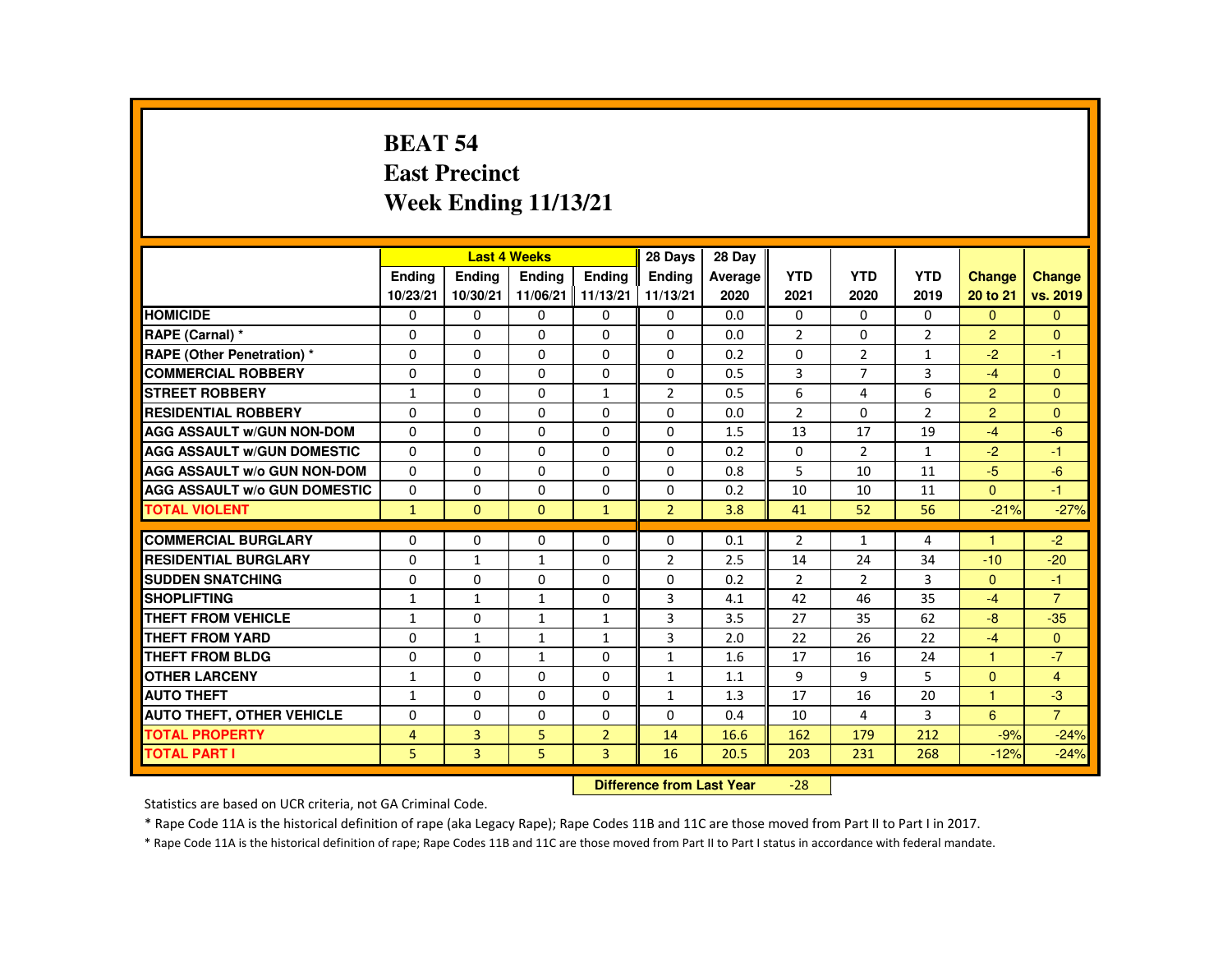# BEAT 54
## East Precinct
## Week Ending 11/13/21

| | Last 4 Weeks | | | | 28 Days | 28 Day | | | | | |
|---|---|---|---|---|---|---|---|---|---|---|---|
| | Ending 10/23/21 | Ending 10/30/21 | Ending 11/06/21 | Ending 11/13/21 | Ending 11/13/21 | Average 2020 | YTD 2021 | YTD 2020 | YTD 2019 | Change 20 to 21 | Change vs. 2019 |
| HOMICIDE | 0 | 0 | 0 | 0 | 0 | 0.0 | 0 | 0 | 0 | 0 | 0 |
| RAPE (Carnal) * | 0 | 0 | 0 | 0 | 0 | 0.0 | 2 | 0 | 2 | 2 | 0 |
| RAPE (Other Penetration) * | 0 | 0 | 0 | 0 | 0 | 0.2 | 0 | 2 | 1 | -2 | -1 |
| COMMERCIAL ROBBERY | 0 | 0 | 0 | 0 | 0 | 0.5 | 3 | 7 | 3 | -4 | 0 |
| STREET ROBBERY | 1 | 0 | 0 | 1 | 2 | 0.5 | 6 | 4 | 6 | 2 | 0 |
| RESIDENTIAL ROBBERY | 0 | 0 | 0 | 0 | 0 | 0.0 | 2 | 0 | 2 | 2 | 0 |
| AGG ASSAULT w/GUN NON-DOM | 0 | 0 | 0 | 0 | 0 | 1.5 | 13 | 17 | 19 | -4 | -6 |
| AGG ASSAULT w/GUN DOMESTIC | 0 | 0 | 0 | 0 | 0 | 0.2 | 0 | 2 | 1 | -2 | -1 |
| AGG ASSAULT w/o GUN NON-DOM | 0 | 0 | 0 | 0 | 0 | 0.8 | 5 | 10 | 11 | -5 | -6 |
| AGG ASSAULT w/o GUN DOMESTIC | 0 | 0 | 0 | 0 | 0 | 0.2 | 10 | 10 | 11 | 0 | -1 |
| TOTAL VIOLENT | 1 | 0 | 0 | 1 | 2 | 3.8 | 41 | 52 | 56 | -21% | -27% |
| COMMERCIAL BURGLARY | 0 | 0 | 0 | 0 | 0 | 0.1 | 2 | 1 | 4 | 1 | -2 |
| RESIDENTIAL BURGLARY | 0 | 1 | 1 | 0 | 2 | 2.5 | 14 | 24 | 34 | -10 | -20 |
| SUDDEN SNATCHING | 0 | 0 | 0 | 0 | 0 | 0.2 | 2 | 2 | 3 | 0 | -1 |
| SHOPLIFTING | 1 | 1 | 1 | 0 | 3 | 4.1 | 42 | 46 | 35 | -4 | 7 |
| THEFT FROM VEHICLE | 1 | 0 | 1 | 1 | 3 | 3.5 | 27 | 35 | 62 | -8 | -35 |
| THEFT FROM YARD | 0 | 1 | 1 | 1 | 3 | 2.0 | 22 | 26 | 22 | -4 | 0 |
| THEFT FROM BLDG | 0 | 0 | 1 | 0 | 1 | 1.6 | 17 | 16 | 24 | 1 | -7 |
| OTHER LARCENY | 1 | 0 | 0 | 0 | 1 | 1.1 | 9 | 9 | 5 | 0 | 4 |
| AUTO THEFT | 1 | 0 | 0 | 0 | 1 | 1.3 | 17 | 16 | 20 | 1 | -3 |
| AUTO THEFT, OTHER VEHICLE | 0 | 0 | 0 | 0 | 0 | 0.4 | 10 | 4 | 3 | 6 | 7 |
| TOTAL PROPERTY | 4 | 3 | 5 | 2 | 14 | 16.6 | 162 | 179 | 212 | -9% | -24% |
| TOTAL PART I | 5 | 3 | 5 | 3 | 16 | 20.5 | 203 | 231 | 268 | -12% | -24% |

**Difference from Last Year** -28

Statistics are based on UCR criteria, not GA Criminal Code.

* Rape Code 11A is the historical definition of rape (aka Legacy Rape); Rape Codes 11B and 11C are those moved from Part II to Part I in 2017.

* Rape Code 11A is the historical definition of rape; Rape Codes 11B and 11C are those moved from Part II to Part I status in accordance with federal mandate.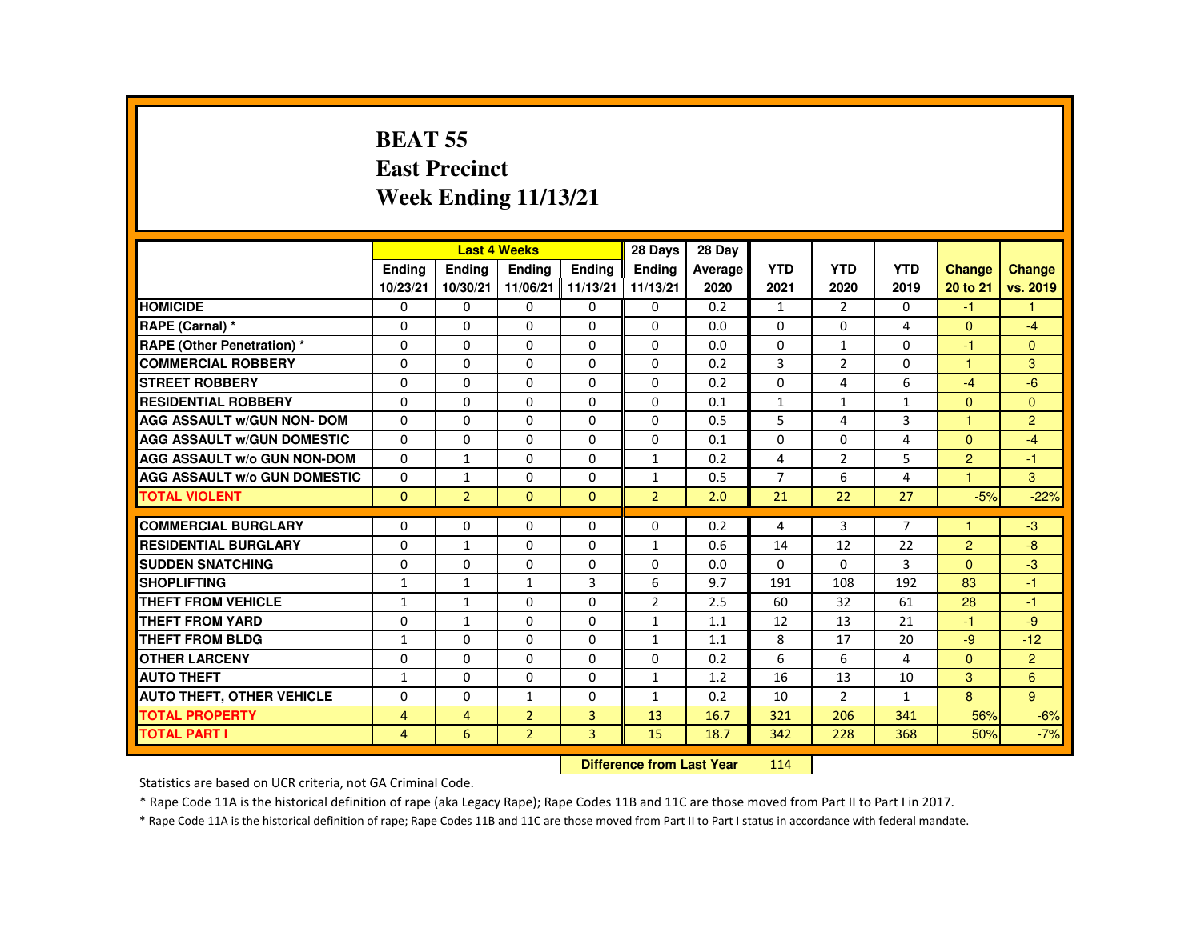# BEAT 55
## East Precinct
## Week Ending 11/13/21

| | Last 4 Weeks | | | | 28 Days | 28 Day | | | | | |
|---|---|---|---|---|---|---|---|---|---|---|---|
| | Ending 10/23/21 | Ending 10/30/21 | Ending 11/06/21 | Ending 11/13/21 | Ending 11/13/21 | Average 2020 | YTD 2021 | YTD 2020 | YTD 2019 | Change 20 to 21 | Change vs. 2019 |
| HOMICIDE | 0 | 0 | 0 | 0 | 0 | 0.2 | 1 | 2 | 0 | -1 | 1 |
| RAPE (Carnal) * | 0 | 0 | 0 | 0 | 0 | 0.0 | 0 | 0 | 4 | 0 | -4 |
| RAPE (Other Penetration) * | 0 | 0 | 0 | 0 | 0 | 0.0 | 0 | 1 | 0 | -1 | 0 |
| COMMERCIAL ROBBERY | 0 | 0 | 0 | 0 | 0 | 0.2 | 3 | 2 | 0 | 1 | 3 |
| STREET ROBBERY | 0 | 0 | 0 | 0 | 0 | 0.2 | 0 | 4 | 6 | -4 | -6 |
| RESIDENTIAL ROBBERY | 0 | 0 | 0 | 0 | 0 | 0.1 | 1 | 1 | 1 | 0 | 0 |
| AGG ASSAULT w/GUN NON- DOM | 0 | 0 | 0 | 0 | 0 | 0.5 | 5 | 4 | 3 | 1 | 2 |
| AGG ASSAULT w/GUN DOMESTIC | 0 | 0 | 0 | 0 | 0 | 0.1 | 0 | 0 | 4 | 0 | -4 |
| AGG ASSAULT w/o GUN NON-DOM | 0 | 1 | 0 | 0 | 1 | 0.2 | 4 | 2 | 5 | 2 | -1 |
| AGG ASSAULT w/o GUN DOMESTIC | 0 | 1 | 0 | 0 | 1 | 0.5 | 7 | 6 | 4 | 1 | 3 |
| TOTAL VIOLENT | 0 | 2 | 0 | 0 | 2 | 2.0 | 21 | 22 | 27 | -5% | -22% |
| COMMERCIAL BURGLARY | 0 | 0 | 0 | 0 | 0 | 0.2 | 4 | 3 | 7 | 1 | -3 |
| RESIDENTIAL BURGLARY | 0 | 1 | 0 | 0 | 1 | 0.6 | 14 | 12 | 22 | 2 | -8 |
| SUDDEN SNATCHING | 0 | 0 | 0 | 0 | 0 | 0.0 | 0 | 0 | 3 | 0 | -3 |
| SHOPLIFTING | 1 | 1 | 1 | 3 | 6 | 9.7 | 191 | 108 | 192 | 83 | -1 |
| THEFT FROM VEHICLE | 1 | 1 | 0 | 0 | 2 | 2.5 | 60 | 32 | 61 | 28 | -1 |
| THEFT FROM YARD | 0 | 1 | 0 | 0 | 1 | 1.1 | 12 | 13 | 21 | -1 | -9 |
| THEFT FROM BLDG | 1 | 0 | 0 | 0 | 1 | 1.1 | 8 | 17 | 20 | -9 | -12 |
| OTHER LARCENY | 0 | 0 | 0 | 0 | 0 | 0.2 | 6 | 6 | 4 | 0 | 2 |
| AUTO THEFT | 1 | 0 | 0 | 0 | 1 | 1.2 | 16 | 13 | 10 | 3 | 6 |
| AUTO THEFT, OTHER VEHICLE | 0 | 0 | 1 | 0 | 1 | 0.2 | 10 | 2 | 1 | 8 | 9 |
| TOTAL PROPERTY | 4 | 4 | 2 | 3 | 13 | 16.7 | 321 | 206 | 341 | 56% | -6% |
| TOTAL PART I | 4 | 6 | 2 | 3 | 15 | 18.7 | 342 | 228 | 368 | 50% | -7% |

**Difference from Last Year** 114

Statistics are based on UCR criteria, not GA Criminal Code.

* Rape Code 11A is the historical definition of rape (aka Legacy Rape); Rape Codes 11B and 11C are those moved from Part II to Part I in 2017.

* Rape Code 11A is the historical definition of rape; Rape Codes 11B and 11C are those moved from Part II to Part I status in accordance with federal mandate.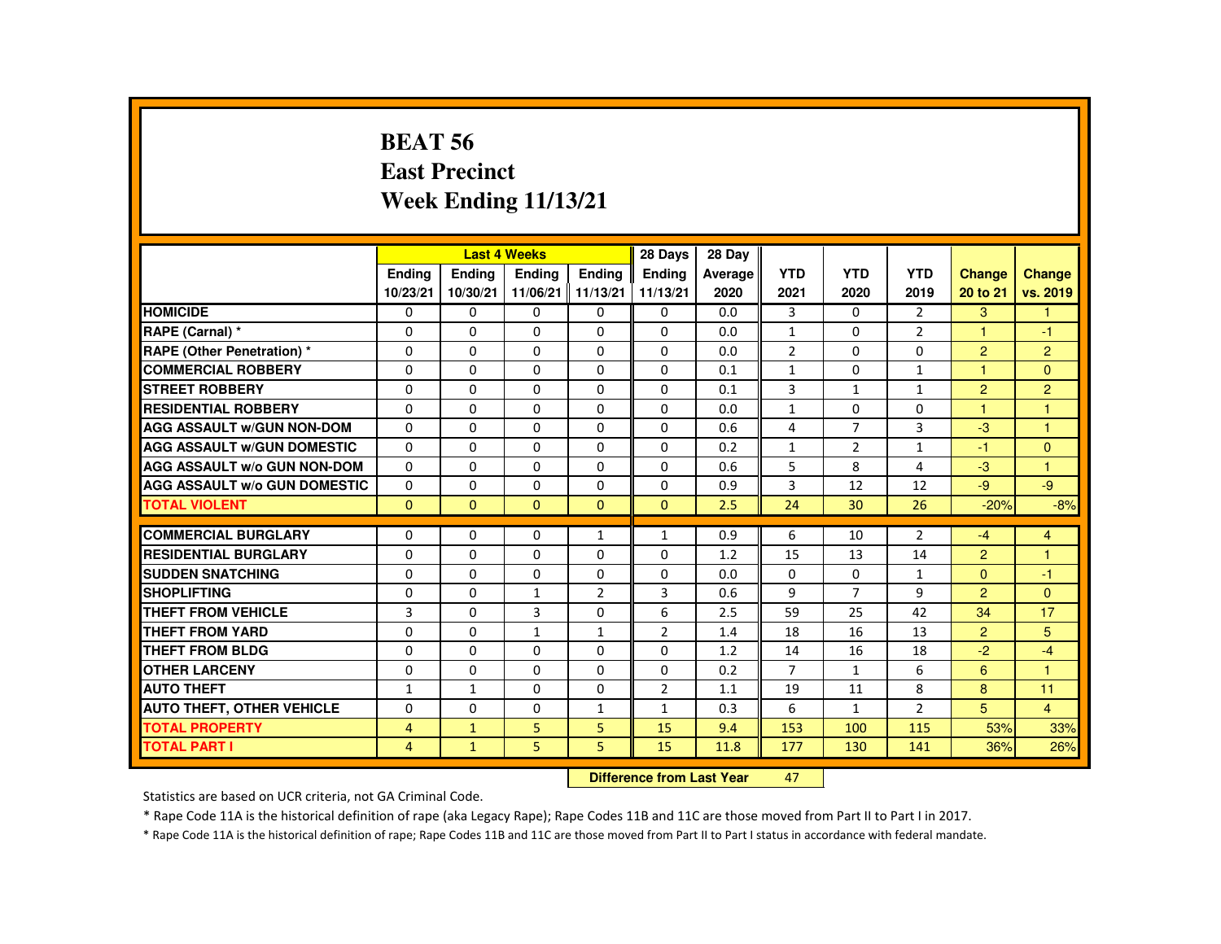# BEAT 56
# East Precinct
# Week Ending 11/13/21

| | Last 4 Weeks | | | | 28 Days | 28 Day | | | | | |
|---|---|---|---|---|---|---|---|---|---|---|---|
| | Ending 10/23/21 | Ending 10/30/21 | Ending 11/06/21 | Ending 11/13/21 | Ending 11/13/21 | Average 2020 | YTD 2021 | YTD 2020 | YTD 2019 | Change 20 to 21 | Change vs. 2019 |
| HOMICIDE | 0 | 0 | 0 | 0 | 0 | 0.0 | 3 | 0 | 2 | 3 | 1 |
| RAPE (Carnal) * | 0 | 0 | 0 | 0 | 0 | 0.0 | 1 | 0 | 2 | 1 | -1 |
| RAPE (Other Penetration) * | 0 | 0 | 0 | 0 | 0 | 0.0 | 2 | 0 | 0 | 2 | 2 |
| COMMERCIAL ROBBERY | 0 | 0 | 0 | 0 | 0 | 0.1 | 1 | 0 | 1 | 1 | 0 |
| STREET ROBBERY | 0 | 0 | 0 | 0 | 0 | 0.1 | 3 | 1 | 1 | 2 | 2 |
| RESIDENTIAL ROBBERY | 0 | 0 | 0 | 0 | 0 | 0.0 | 1 | 0 | 0 | 1 | 1 |
| AGG ASSAULT w/GUN NON-DOM | 0 | 0 | 0 | 0 | 0 | 0.6 | 4 | 7 | 3 | -3 | 1 |
| AGG ASSAULT w/GUN DOMESTIC | 0 | 0 | 0 | 0 | 0 | 0.2 | 1 | 2 | 1 | -1 | 0 |
| AGG ASSAULT w/o GUN NON-DOM | 0 | 0 | 0 | 0 | 0 | 0.6 | 5 | 8 | 4 | -3 | 1 |
| AGG ASSAULT w/o GUN DOMESTIC | 0 | 0 | 0 | 0 | 0 | 0.9 | 3 | 12 | 12 | -9 | -9 |
| TOTAL VIOLENT | 0 | 0 | 0 | 0 | 0 | 2.5 | 24 | 30 | 26 | -20% | -8% |
| COMMERCIAL BURGLARY | 0 | 0 | 0 | 1 | 1 | 0.9 | 6 | 10 | 2 | -4 | 4 |
| RESIDENTIAL BURGLARY | 0 | 0 | 0 | 0 | 0 | 1.2 | 15 | 13 | 14 | 2 | 1 |
| SUDDEN SNATCHING | 0 | 0 | 0 | 0 | 0 | 0.0 | 0 | 0 | 1 | 0 | -1 |
| SHOPLIFTING | 0 | 0 | 1 | 2 | 3 | 0.6 | 9 | 7 | 9 | 2 | 0 |
| THEFT FROM VEHICLE | 3 | 0 | 3 | 0 | 6 | 2.5 | 59 | 25 | 42 | 34 | 17 |
| THEFT FROM YARD | 0 | 0 | 1 | 1 | 2 | 1.4 | 18 | 16 | 13 | 2 | 5 |
| THEFT FROM BLDG | 0 | 0 | 0 | 0 | 0 | 1.2 | 14 | 16 | 18 | -2 | -4 |
| OTHER LARCENY | 0 | 0 | 0 | 0 | 0 | 0.2 | 7 | 1 | 6 | 6 | 1 |
| AUTO THEFT | 1 | 1 | 0 | 0 | 2 | 1.1 | 19 | 11 | 8 | 8 | 11 |
| AUTO THEFT, OTHER VEHICLE | 0 | 0 | 0 | 1 | 1 | 0.3 | 6 | 1 | 2 | 5 | 4 |
| TOTAL PROPERTY | 4 | 1 | 5 | 5 | 15 | 9.4 | 153 | 100 | 115 | 53% | 33% |
| TOTAL PART I | 4 | 1 | 5 | 5 | 15 | 11.8 | 177 | 130 | 141 | 36% | 26% |

**Difference from Last Year** 47

Statistics are based on UCR criteria, not GA Criminal Code.

* Rape Code 11A is the historical definition of rape (aka Legacy Rape); Rape Codes 11B and 11C are those moved from Part II to Part I in 2017.

* Rape Code 11A is the historical definition of rape; Rape Codes 11B and 11C are those moved from Part II to Part I status in accordance with federal mandate.